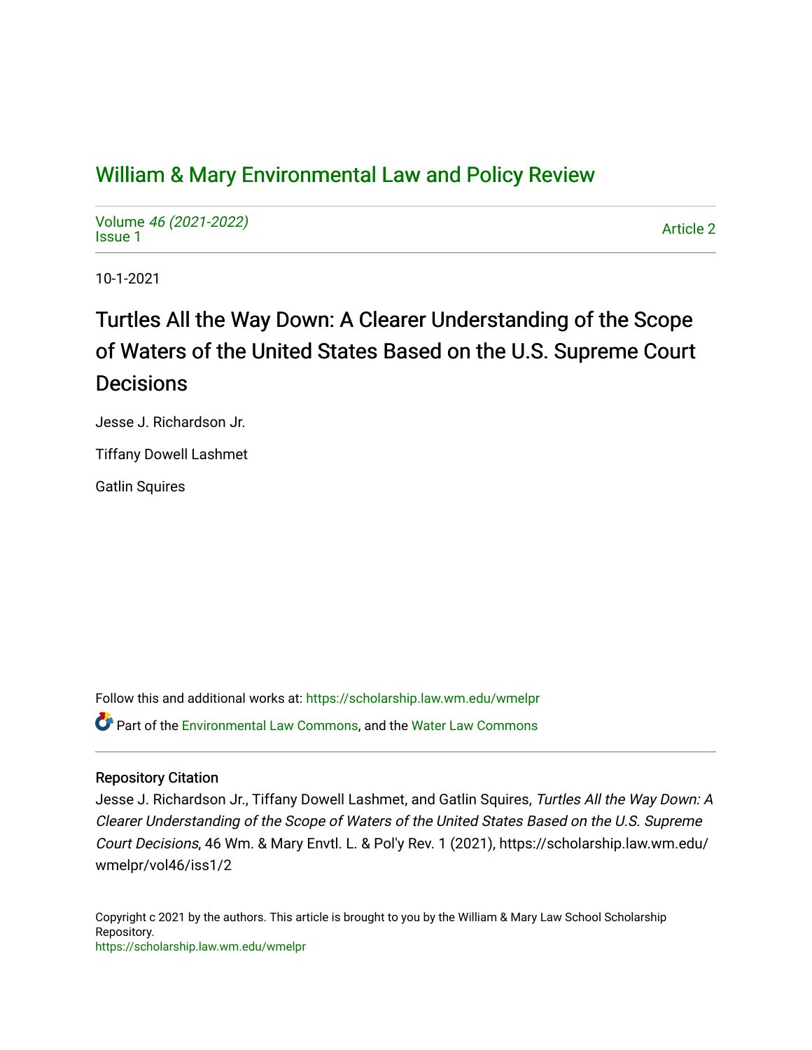# William & Mary Environmental Law and Policy Review

Volume *46 (2021-2022)*
Issue 1

Article 2

10-1-2021

## Turtles All the Way Down: A Clearer Understanding of the Scope of Waters of the United States Based on the U.S. Supreme Court Decisions

Jesse J. Richardson Jr.

Tiffany Dowell Lashmet

Gatlin Squires

Follow this and additional works at: https://scholarship.law.wm.edu/wmelpr

Part of the Environmental Law Commons, and the Water Law Commons

### Repository Citation

Jesse J. Richardson Jr., Tiffany Dowell Lashmet, and Gatlin Squires, *Turtles All the Way Down: A Clearer Understanding of the Scope of Waters of the United States Based on the U.S. Supreme Court Decisions*, 46 Wm. & Mary Envtl. L. & Pol'y Rev. 1 (2021), https://scholarship.law.wm.edu/wmelpr/vol46/iss1/2

Copyright c 2021 by the authors. This article is brought to you by the William & Mary Law School Scholarship Repository.
https://scholarship.law.wm.edu/wmelpr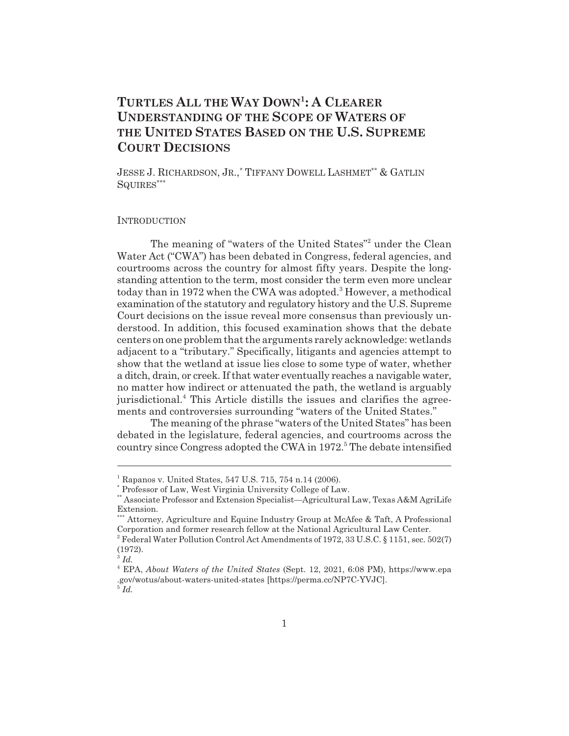# TURTLES ALL THE WAY DOWN[1]: A CLEARER UNDERSTANDING OF THE SCOPE OF WATERS OF THE UNITED STATES BASED ON THE U.S. SUPREME COURT DECISIONS

JESSE J. RICHARDSON, JR.,[*] TIFFANY DOWELL LASHMET[**] & GATLIN SQUIRES[***]

## INTRODUCTION

The meaning of "waters of the United States"[2] under the Clean Water Act ("CWA") has been debated in Congress, federal agencies, and courtrooms across the country for almost fifty years. Despite the long-standing attention to the term, most consider the term even more unclear today than in 1972 when the CWA was adopted.[3] However, a methodical examination of the statutory and regulatory history and the U.S. Supreme Court decisions on the issue reveal more consensus than previously understood. In addition, this focused examination shows that the debate centers on one problem that the arguments rarely acknowledge: wetlands adjacent to a "tributary." Specifically, litigants and agencies attempt to show that the wetland at issue lies close to some type of water, whether a ditch, drain, or creek. If that water eventually reaches a navigable water, no matter how indirect or attenuated the path, the wetland is arguably jurisdictional.[4] This Article distills the issues and clarifies the agreements and controversies surrounding "waters of the United States."

The meaning of the phrase "waters of the United States" has been debated in the legislature, federal agencies, and courtrooms across the country since Congress adopted the CWA in 1972.[5] The debate intensified

---

[1] Rapanos v. United States, 547 U.S. 715, 754 n.14 (2006).

[*] Professor of Law, West Virginia University College of Law.

[**] Associate Professor and Extension Specialist—Agricultural Law, Texas A&M AgriLife Extension.

[***] Attorney, Agriculture and Equine Industry Group at McAfee & Taft, A Professional Corporation and former research fellow at the National Agricultural Law Center.

[2] Federal Water Pollution Control Act Amendments of 1972, 33 U.S.C. § 1151, sec. 502(7) (1972).

[3] *Id.*

[4] EPA, *About Waters of the United States* (Sept. 12, 2021, 6:08 PM), https://www.epa.gov/wotus/about-waters-united-states [https://perma.cc/NP7C-YVJC].

[5] *Id.*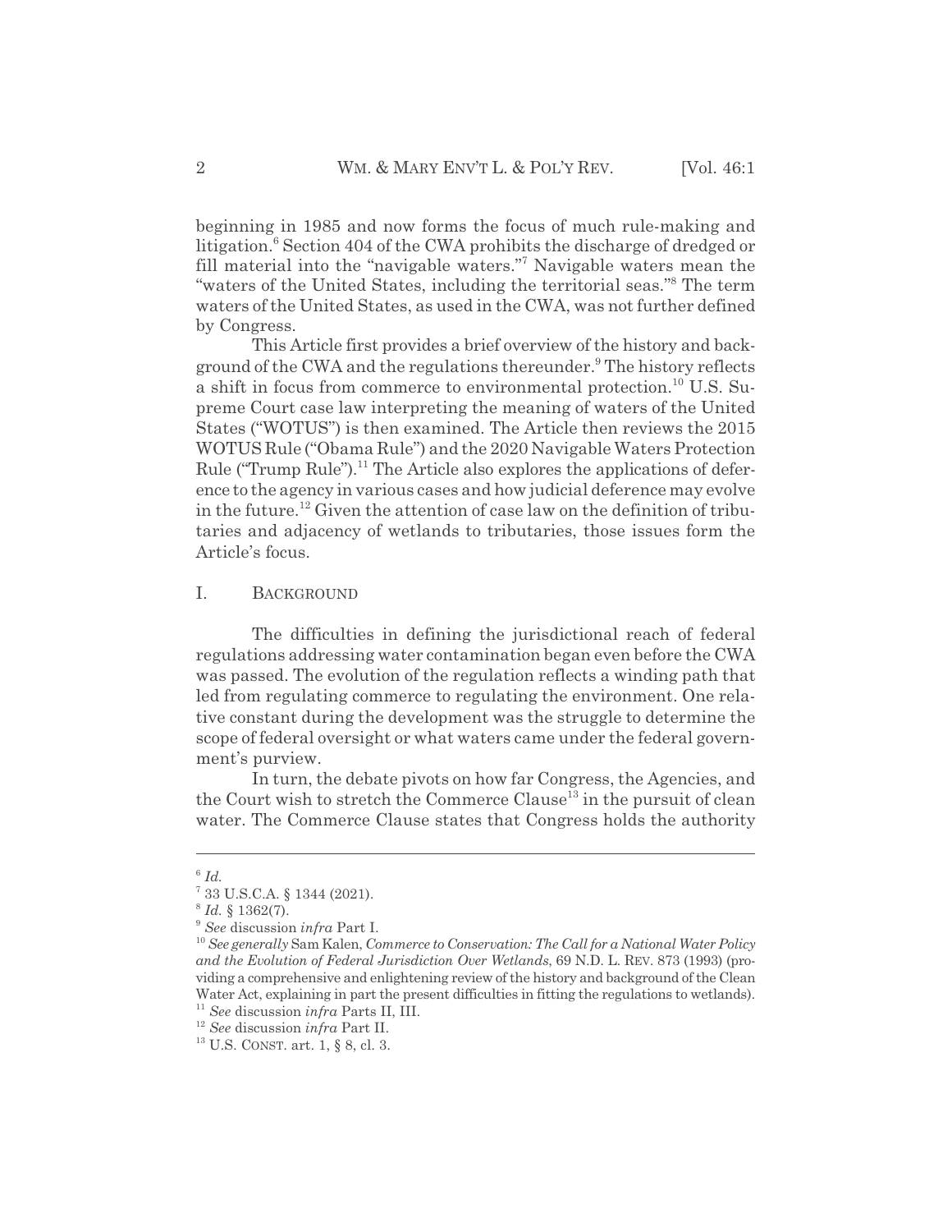beginning in 1985 and now forms the focus of much rule-making and litigation.[6] Section 404 of the CWA prohibits the discharge of dredged or fill material into the "navigable waters."[7] Navigable waters mean the "waters of the United States, including the territorial seas."[8] The term waters of the United States, as used in the CWA, was not further defined by Congress.

This Article first provides a brief overview of the history and background of the CWA and the regulations thereunder.[9] The history reflects a shift in focus from commerce to environmental protection.[10] U.S. Supreme Court case law interpreting the meaning of waters of the United States ("WOTUS") is then examined. The Article then reviews the 2015 WOTUS Rule ("Obama Rule") and the 2020 Navigable Waters Protection Rule ("Trump Rule").[11] The Article also explores the applications of deference to the agency in various cases and how judicial deference may evolve in the future.[12] Given the attention of case law on the definition of tributaries and adjacency of wetlands to tributaries, those issues form the Article's focus.

## I. BACKGROUND

The difficulties in defining the jurisdictional reach of federal regulations addressing water contamination began even before the CWA was passed. The evolution of the regulation reflects a winding path that led from regulating commerce to regulating the environment. One relative constant during the development was the struggle to determine the scope of federal oversight or what waters came under the federal government's purview.

In turn, the debate pivots on how far Congress, the Agencies, and the Court wish to stretch the Commerce Clause[13] in the pursuit of clean water. The Commerce Clause states that Congress holds the authority

---

[6] *Id.*

[7] 33 U.S.C.A. § 1344 (2021).

[8] *Id.* § 1362(7).

[9] *See* discussion *infra* Part I.

[10] *See generally* Sam Kalen, *Commerce to Conservation: The Call for a National Water Policy and the Evolution of Federal Jurisdiction Over Wetlands*, 69 N.D. L. REV. 873 (1993) (providing a comprehensive and enlightening review of the history and background of the Clean Water Act, explaining in part the present difficulties in fitting the regulations to wetlands).

[11] *See* discussion *infra* Parts II, III.

[12] *See* discussion *infra* Part II.

[13] U.S. CONST. art. 1, § 8, cl. 3.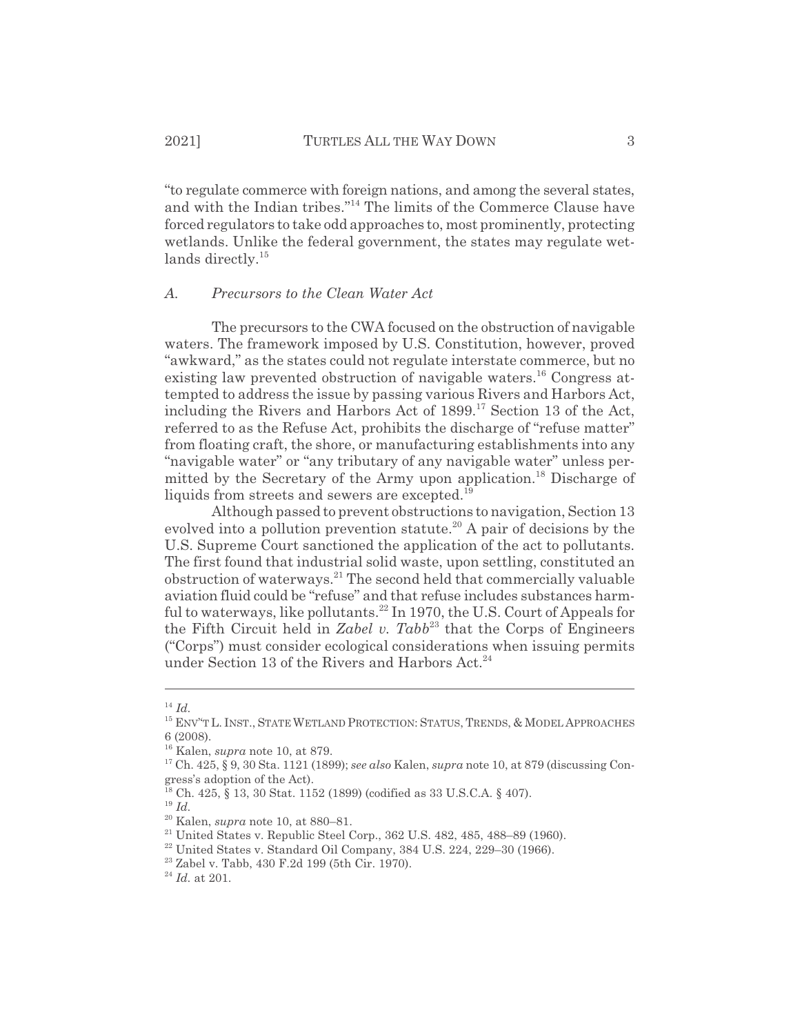"to regulate commerce with foreign nations, and among the several states, and with the Indian tribes."[14] The limits of the Commerce Clause have forced regulators to take odd approaches to, most prominently, protecting wetlands. Unlike the federal government, the states may regulate wetlands directly.[15]

### *A. Precursors to the Clean Water Act*

The precursors to the CWA focused on the obstruction of navigable waters. The framework imposed by U.S. Constitution, however, proved "awkward," as the states could not regulate interstate commerce, but no existing law prevented obstruction of navigable waters.[16] Congress attempted to address the issue by passing various Rivers and Harbors Act, including the Rivers and Harbors Act of 1899.[17] Section 13 of the Act, referred to as the Refuse Act, prohibits the discharge of "refuse matter" from floating craft, the shore, or manufacturing establishments into any "navigable water" or "any tributary of any navigable water" unless permitted by the Secretary of the Army upon application.[18] Discharge of liquids from streets and sewers are excepted.[19]

Although passed to prevent obstructions to navigation, Section 13 evolved into a pollution prevention statute.[20] A pair of decisions by the U.S. Supreme Court sanctioned the application of the act to pollutants. The first found that industrial solid waste, upon settling, constituted an obstruction of waterways.[21] The second held that commercially valuable aviation fluid could be "refuse" and that refuse includes substances harmful to waterways, like pollutants.[22] In 1970, the U.S. Court of Appeals for the Fifth Circuit held in *Zabel v. Tabb*[23] that the Corps of Engineers ("Corps") must consider ecological considerations when issuing permits under Section 13 of the Rivers and Harbors Act.[24]

---

[14] *Id.*

[15] ENV'T L. INST., STATE WETLAND PROTECTION: STATUS, TRENDS, & MODEL APPROACHES 6 (2008).

[16] Kalen, *supra* note 10, at 879.

[17] Ch. 425, § 9, 30 Sta. 1121 (1899); *see also* Kalen, *supra* note 10, at 879 (discussing Congress's adoption of the Act).

[18] Ch. 425, § 13, 30 Stat. 1152 (1899) (codified as 33 U.S.C.A. § 407).

[19] *Id.*

[20] Kalen, *supra* note 10, at 880–81.

[21] United States v. Republic Steel Corp., 362 U.S. 482, 485, 488–89 (1960).

[22] United States v. Standard Oil Company, 384 U.S. 224, 229–30 (1966).

[23] Zabel v. Tabb, 430 F.2d 199 (5th Cir. 1970).

[24] *Id.* at 201.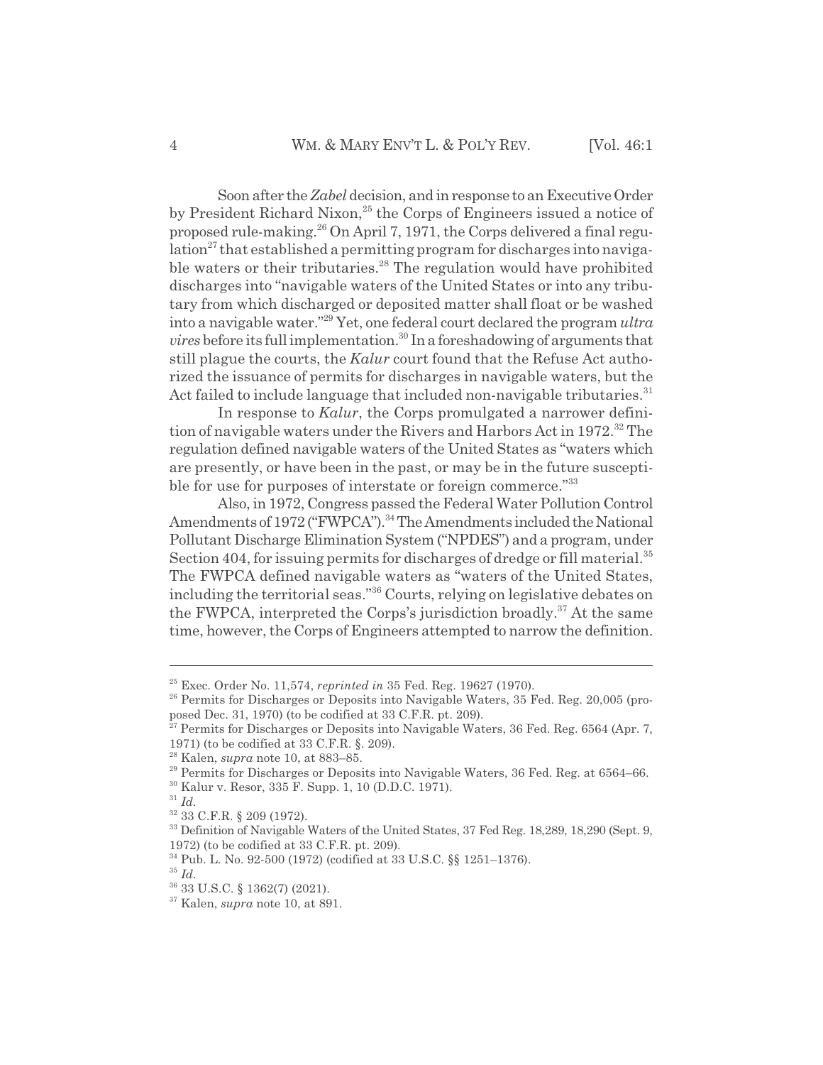Soon after the *Zabel* decision, and in response to an Executive Order by President Richard Nixon,[25] the Corps of Engineers issued a notice of proposed rule-making.[26] On April 7, 1971, the Corps delivered a final regulation[27] that established a permitting program for discharges into navigable waters or their tributaries.[28] The regulation would have prohibited discharges into "navigable waters of the United States or into any tributary from which discharged or deposited matter shall float or be washed into a navigable water."[29] Yet, one federal court declared the program *ultra vires* before its full implementation.[30] In a foreshadowing of arguments that still plague the courts, the *Kalur* court found that the Refuse Act authorized the issuance of permits for discharges in navigable waters, but the Act failed to include language that included non-navigable tributaries.[31]

In response to *Kalur*, the Corps promulgated a narrower definition of navigable waters under the Rivers and Harbors Act in 1972.[32] The regulation defined navigable waters of the United States as "waters which are presently, or have been in the past, or may be in the future susceptible for use for purposes of interstate or foreign commerce."[33]

Also, in 1972, Congress passed the Federal Water Pollution Control Amendments of 1972 ("FWPCA").[34] The Amendments included the National Pollutant Discharge Elimination System ("NPDES") and a program, under Section 404, for issuing permits for discharges of dredge or fill material.[35] The FWPCA defined navigable waters as "waters of the United States, including the territorial seas."[36] Courts, relying on legislative debates on the FWPCA, interpreted the Corps's jurisdiction broadly.[37] At the same time, however, the Corps of Engineers attempted to narrow the definition.

---

[25] Exec. Order No. 11,574, *reprinted in* 35 Fed. Reg. 19627 (1970).

[26] Permits for Discharges or Deposits into Navigable Waters, 35 Fed. Reg. 20,005 (proposed Dec. 31, 1970) (to be codified at 33 C.F.R. pt. 209).

[27] Permits for Discharges or Deposits into Navigable Waters, 36 Fed. Reg. 6564 (Apr. 7, 1971) (to be codified at 33 C.F.R. §. 209).

[28] Kalen, *supra* note 10, at 883–85.

[29] Permits for Discharges or Deposits into Navigable Waters, 36 Fed. Reg. at 6564–66.

[30] Kalur v. Resor, 335 F. Supp. 1, 10 (D.D.C. 1971).

[31] *Id.*

[32] 33 C.F.R. § 209 (1972).

[33] Definition of Navigable Waters of the United States, 37 Fed Reg. 18,289, 18,290 (Sept. 9, 1972) (to be codified at 33 C.F.R. pt. 209).

[34] Pub. L. No. 92-500 (1972) (codified at 33 U.S.C. §§ 1251–1376).

[35] *Id.*

[36] 33 U.S.C. § 1362(7) (2021).

[37] Kalen, *supra* note 10, at 891.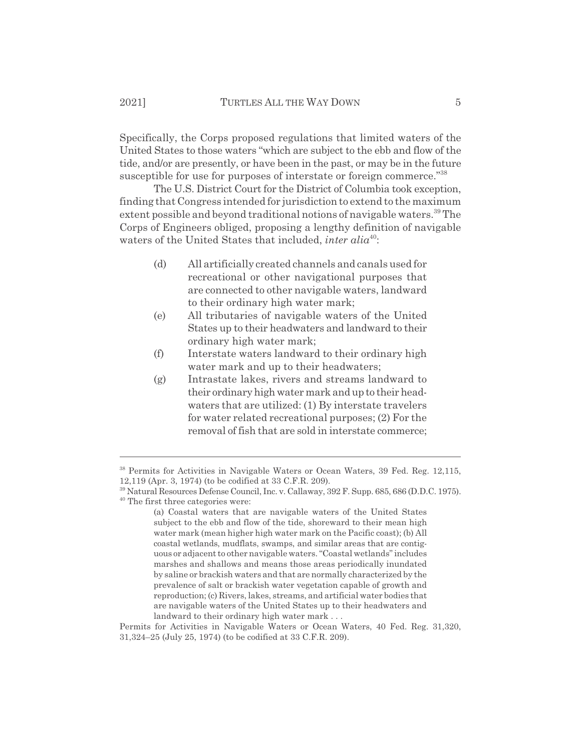Specifically, the Corps proposed regulations that limited waters of the United States to those waters "which are subject to the ebb and flow of the tide, and/or are presently, or have been in the past, or may be in the future susceptible for use for purposes of interstate or foreign commerce."[38]

The U.S. District Court for the District of Columbia took exception, finding that Congress intended for jurisdiction to extend to the maximum extent possible and beyond traditional notions of navigable waters.[39] The Corps of Engineers obliged, proposing a lengthy definition of navigable waters of the United States that included, *inter alia*[40]:

> (d) All artificially created channels and canals used for recreational or other navigational purposes that are connected to other navigable waters, landward to their ordinary high water mark;
>
> (e) All tributaries of navigable waters of the United States up to their headwaters and landward to their ordinary high water mark;
>
> (f) Interstate waters landward to their ordinary high water mark and up to their headwaters;
>
> (g) Intrastate lakes, rivers and streams landward to their ordinary high water mark and up to their headwaters that are utilized: (1) By interstate travelers for water related recreational purposes; (2) For the removal of fish that are sold in interstate commerce;

---

[38] Permits for Activities in Navigable Waters or Ocean Waters, 39 Fed. Reg. 12,115, 12,119 (Apr. 3, 1974) (to be codified at 33 C.F.R. 209).

[39] Natural Resources Defense Council, Inc. v. Callaway, 392 F. Supp. 685, 686 (D.D.C. 1975).

[40] The first three categories were:

> (a) Coastal waters that are navigable waters of the United States subject to the ebb and flow of the tide, shoreward to their mean high water mark (mean higher high water mark on the Pacific coast); (b) All coastal wetlands, mudflats, swamps, and similar areas that are contiguous or adjacent to other navigable waters. "Coastal wetlands" includes marshes and shallows and means those areas periodically inundated by saline or brackish waters and that are normally characterized by the prevalence of salt or brackish water vegetation capable of growth and reproduction; (c) Rivers, lakes, streams, and artificial water bodies that are navigable waters of the United States up to their headwaters and landward to their ordinary high water mark . . .

Permits for Activities in Navigable Waters or Ocean Waters, 40 Fed. Reg. 31,320, 31,324–25 (July 25, 1974) (to be codified at 33 C.F.R. 209).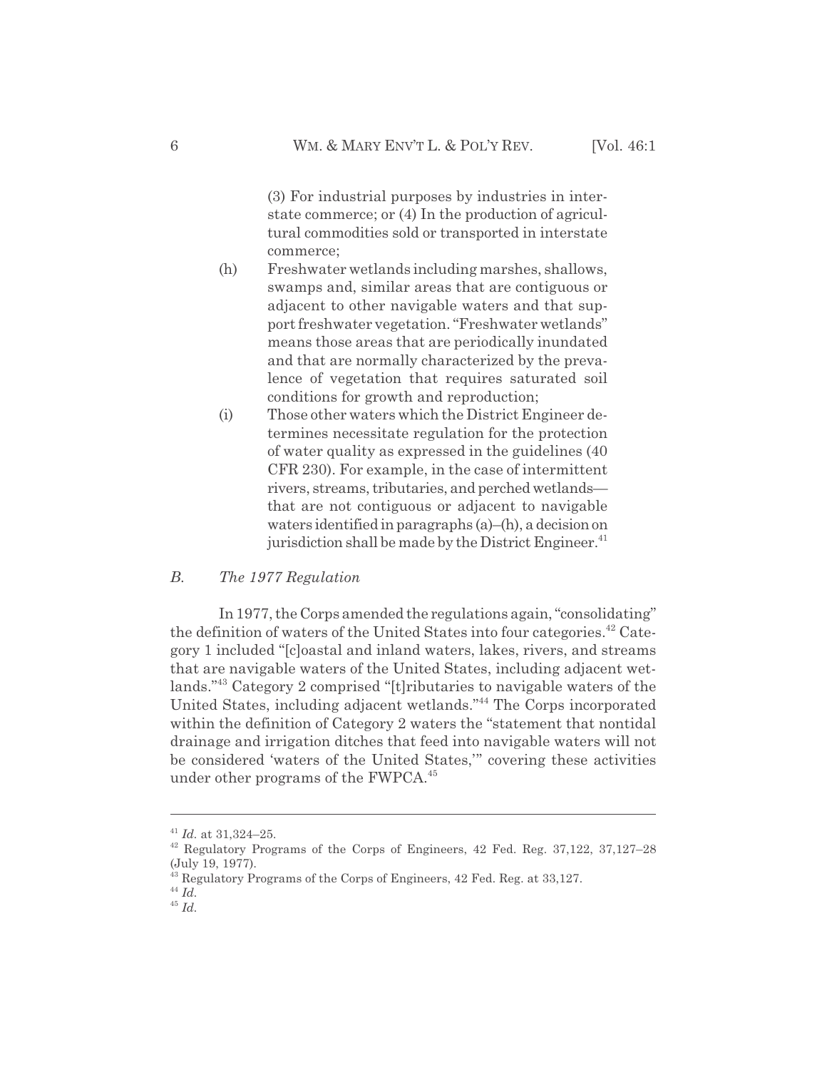(3) For industrial purposes by industries in interstate commerce; or (4) In the production of agricultural commodities sold or transported in interstate commerce;

(h) Freshwater wetlands including marshes, shallows, swamps and, similar areas that are contiguous or adjacent to other navigable waters and that support freshwater vegetation. "Freshwater wetlands" means those areas that are periodically inundated and that are normally characterized by the prevalence of vegetation that requires saturated soil conditions for growth and reproduction;

(i) Those other waters which the District Engineer determines necessitate regulation for the protection of water quality as expressed in the guidelines (40 CFR 230). For example, in the case of intermittent rivers, streams, tributaries, and perched wetlands—that are not contiguous or adjacent to navigable waters identified in paragraphs (a)–(h), a decision on jurisdiction shall be made by the District Engineer.[41]

### *B. The 1977 Regulation*

In 1977, the Corps amended the regulations again, "consolidating" the definition of waters of the United States into four categories.[42] Category 1 included "[c]oastal and inland waters, lakes, rivers, and streams that are navigable waters of the United States, including adjacent wetlands."[43] Category 2 comprised "[t]ributaries to navigable waters of the United States, including adjacent wetlands."[44] The Corps incorporated within the definition of Category 2 waters the "statement that nontidal drainage and irrigation ditches that feed into navigable waters will not be considered 'waters of the United States,'" covering these activities under other programs of the FWPCA.[45]

---

[41] *Id.* at 31,324–25.

[42] Regulatory Programs of the Corps of Engineers, 42 Fed. Reg. 37,122, 37,127–28 (July 19, 1977).

[43] Regulatory Programs of the Corps of Engineers, 42 Fed. Reg. at 33,127.

[44] *Id.*

[45] *Id.*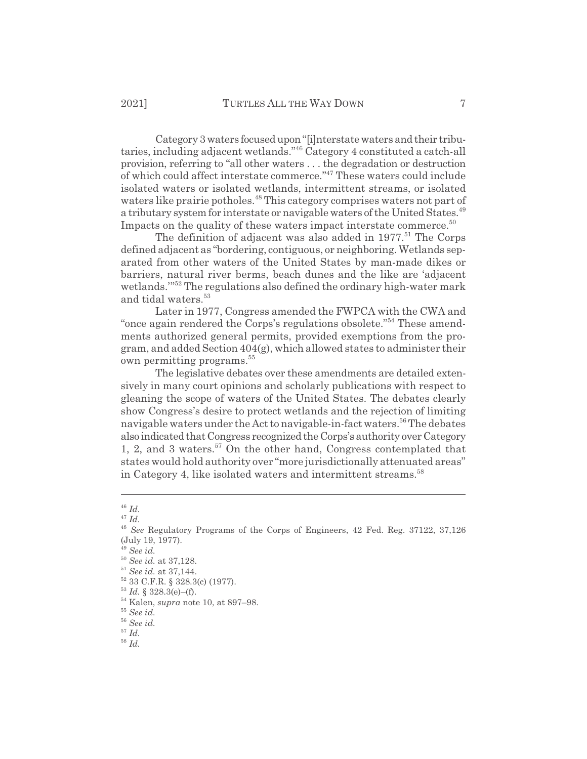Category 3 waters focused upon "[i]nterstate waters and their tributaries, including adjacent wetlands."[46] Category 4 constituted a catch-all provision, referring to "all other waters . . . the degradation or destruction of which could affect interstate commerce."[47] These waters could include isolated waters or isolated wetlands, intermittent streams, or isolated waters like prairie potholes.[48] This category comprises waters not part of a tributary system for interstate or navigable waters of the United States.[49] Impacts on the quality of these waters impact interstate commerce.[50]

The definition of adjacent was also added in 1977.[51] The Corps defined adjacent as "bordering, contiguous, or neighboring. Wetlands separated from other waters of the United States by man-made dikes or barriers, natural river berms, beach dunes and the like are 'adjacent wetlands.'"[52] The regulations also defined the ordinary high-water mark and tidal waters.[53]

Later in 1977, Congress amended the FWPCA with the CWA and "once again rendered the Corps's regulations obsolete."[54] These amendments authorized general permits, provided exemptions from the program, and added Section 404(g), which allowed states to administer their own permitting programs.[55]

The legislative debates over these amendments are detailed extensively in many court opinions and scholarly publications with respect to gleaning the scope of waters of the United States. The debates clearly show Congress's desire to protect wetlands and the rejection of limiting navigable waters under the Act to navigable-in-fact waters.[56] The debates also indicated that Congress recognized the Corps's authority over Category 1, 2, and 3 waters.[57] On the other hand, Congress contemplated that states would hold authority over "more jurisdictionally attenuated areas" in Category 4, like isolated waters and intermittent streams.[58]

---

[46] *Id.*

[47] *Id.*

[48] *See* Regulatory Programs of the Corps of Engineers, 42 Fed. Reg. 37122, 37,126 (July 19, 1977).

[49] *See id.*

[50] *See id.* at 37,128.

[51] *See id.* at 37,144.

[52] 33 C.F.R. § 328.3(c) (1977).

[53] *Id.* § 328.3(e)–(f).

[54] Kalen, *supra* note 10, at 897–98.

[55] *See id.*

[56] *See id.*

[57] *Id.*

[58] *Id.*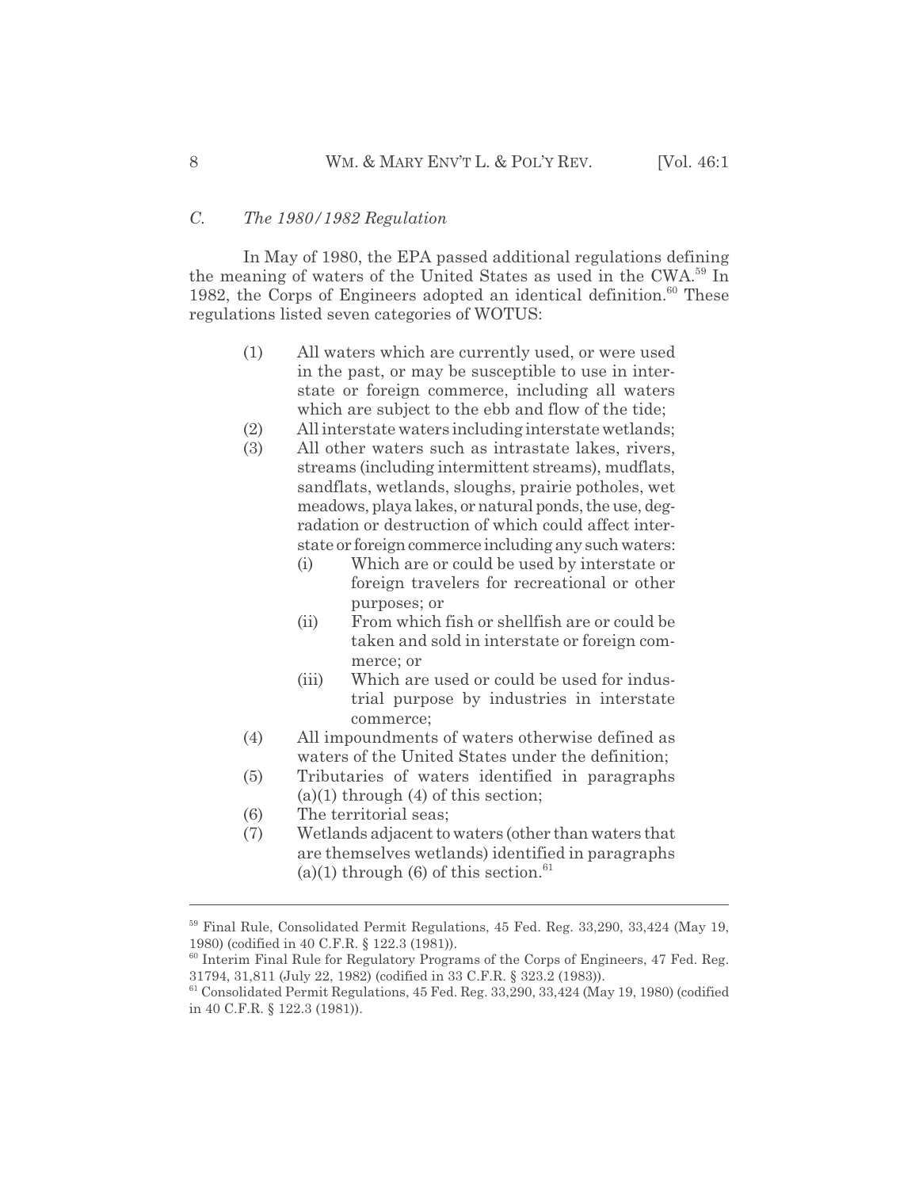### *C. The 1980/1982 Regulation*

In May of 1980, the EPA passed additional regulations defining the meaning of waters of the United States as used in the CWA.[59] In 1982, the Corps of Engineers adopted an identical definition.[60] These regulations listed seven categories of WOTUS:

> (1) All waters which are currently used, or were used in the past, or may be susceptible to use in interstate or foreign commerce, including all waters which are subject to the ebb and flow of the tide;
>
> (2) All interstate waters including interstate wetlands;
>
> (3) All other waters such as intrastate lakes, rivers, streams (including intermittent streams), mudflats, sandflats, wetlands, sloughs, prairie potholes, wet meadows, playa lakes, or natural ponds, the use, degradation or destruction of which could affect interstate or foreign commerce including any such waters:
>
> > (i) Which are or could be used by interstate or foreign travelers for recreational or other purposes; or
> >
> > (ii) From which fish or shellfish are or could be taken and sold in interstate or foreign commerce; or
> >
> > (iii) Which are used or could be used for industrial purpose by industries in interstate commerce;
>
> (4) All impoundments of waters otherwise defined as waters of the United States under the definition;
>
> (5) Tributaries of waters identified in paragraphs (a)(1) through (4) of this section;
>
> (6) The territorial seas;
>
> (7) Wetlands adjacent to waters (other than waters that are themselves wetlands) identified in paragraphs (a)(1) through (6) of this section.[61]

---

[59] Final Rule, Consolidated Permit Regulations, 45 Fed. Reg. 33,290, 33,424 (May 19, 1980) (codified in 40 C.F.R. § 122.3 (1981)).

[60] Interim Final Rule for Regulatory Programs of the Corps of Engineers, 47 Fed. Reg. 31794, 31,811 (July 22, 1982) (codified in 33 C.F.R. § 323.2 (1983)).

[61] Consolidated Permit Regulations, 45 Fed. Reg. 33,290, 33,424 (May 19, 1980) (codified in 40 C.F.R. § 122.3 (1981)).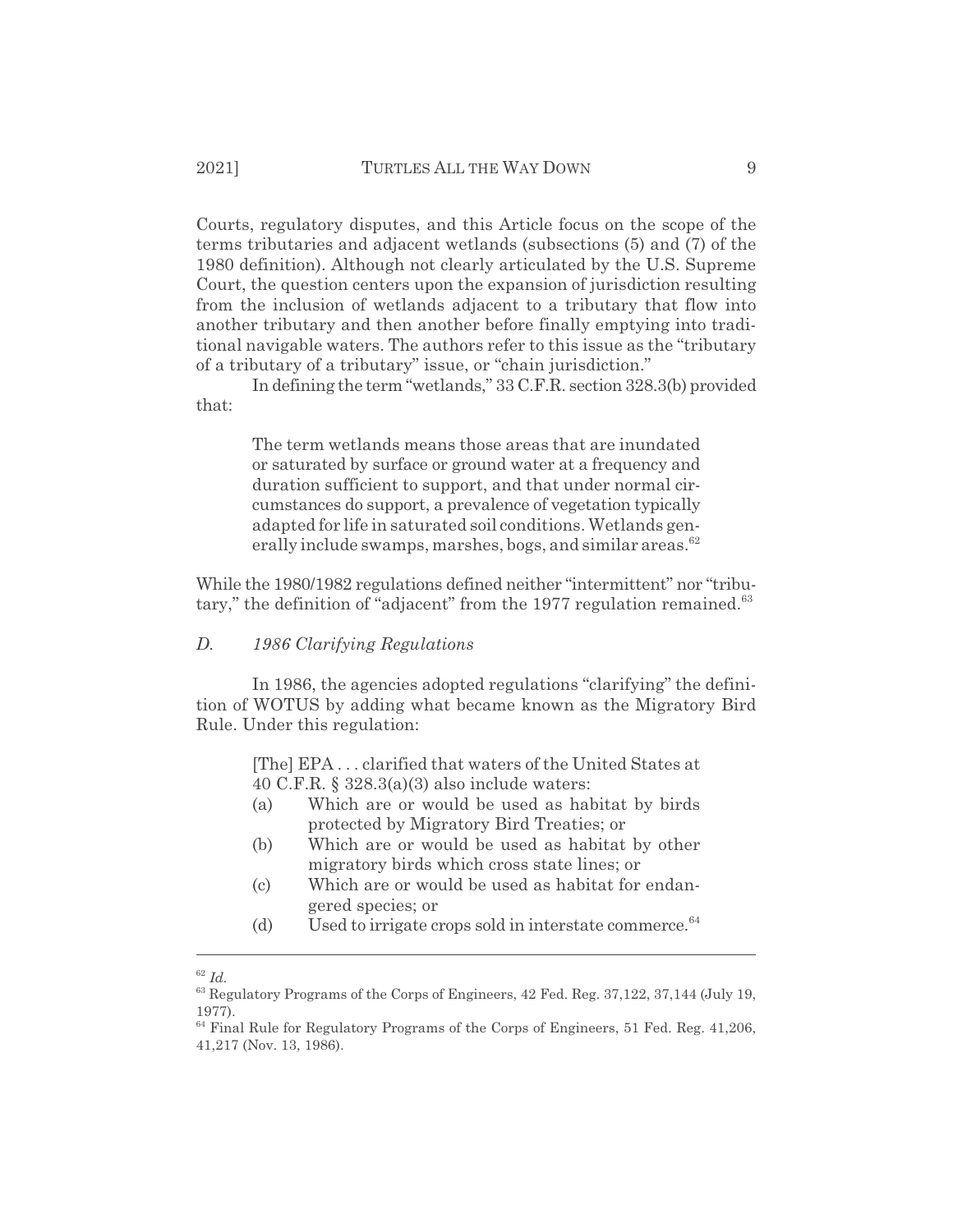Courts, regulatory disputes, and this Article focus on the scope of the terms tributaries and adjacent wetlands (subsections (5) and (7) of the 1980 definition). Although not clearly articulated by the U.S. Supreme Court, the question centers upon the expansion of jurisdiction resulting from the inclusion of wetlands adjacent to a tributary that flow into another tributary and then another before finally emptying into traditional navigable waters. The authors refer to this issue as the "tributary of a tributary of a tributary" issue, or "chain jurisdiction."

In defining the term "wetlands," 33 C.F.R. section 328.3(b) provided that:

> The term wetlands means those areas that are inundated or saturated by surface or ground water at a frequency and duration sufficient to support, and that under normal circumstances do support, a prevalence of vegetation typically adapted for life in saturated soil conditions. Wetlands generally include swamps, marshes, bogs, and similar areas.[62]

While the 1980/1982 regulations defined neither "intermittent" nor "tributary," the definition of "adjacent" from the 1977 regulation remained.[63]

### *D. 1986 Clarifying Regulations*

In 1986, the agencies adopted regulations "clarifying" the definition of WOTUS by adding what became known as the Migratory Bird Rule. Under this regulation:

> [The] EPA . . . clarified that waters of the United States at 40 C.F.R. § 328.3(a)(3) also include waters:
>
> (a) Which are or would be used as habitat by birds protected by Migratory Bird Treaties; or
>
> (b) Which are or would be used as habitat by other migratory birds which cross state lines; or
>
> (c) Which are or would be used as habitat for endangered species; or
>
> (d) Used to irrigate crops sold in interstate commerce.[64]

---

[62] *Id.*

[63] Regulatory Programs of the Corps of Engineers, 42 Fed. Reg. 37,122, 37,144 (July 19, 1977).

[64] Final Rule for Regulatory Programs of the Corps of Engineers, 51 Fed. Reg. 41,206, 41,217 (Nov. 13, 1986).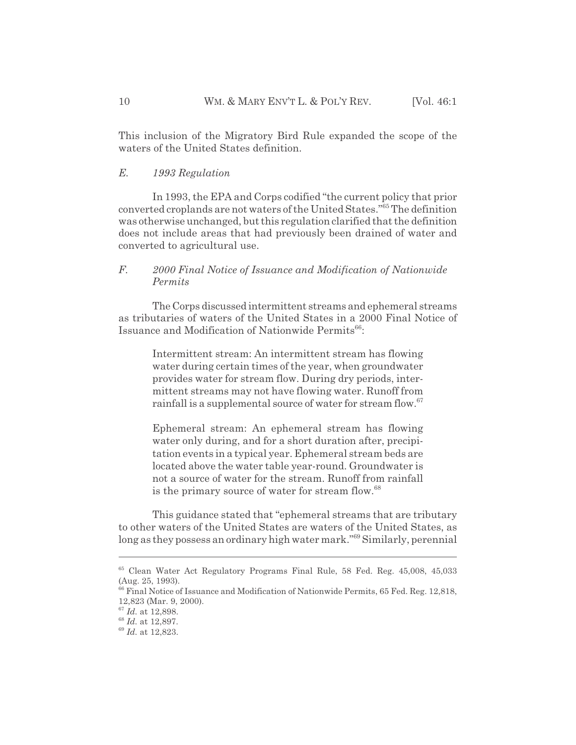This inclusion of the Migratory Bird Rule expanded the scope of the waters of the United States definition.

### *E. 1993 Regulation*

In 1993, the EPA and Corps codified "the current policy that prior converted croplands are not waters of the United States."[65] The definition was otherwise unchanged, but this regulation clarified that the definition does not include areas that had previously been drained of water and converted to agricultural use.

### *F. 2000 Final Notice of Issuance and Modification of Nationwide Permits*

The Corps discussed intermittent streams and ephemeral streams as tributaries of waters of the United States in a 2000 Final Notice of Issuance and Modification of Nationwide Permits[66]:

> Intermittent stream: An intermittent stream has flowing water during certain times of the year, when groundwater provides water for stream flow. During dry periods, intermittent streams may not have flowing water. Runoff from rainfall is a supplemental source of water for stream flow.[67]
>
> Ephemeral stream: An ephemeral stream has flowing water only during, and for a short duration after, precipitation events in a typical year. Ephemeral stream beds are located above the water table year-round. Groundwater is not a source of water for the stream. Runoff from rainfall is the primary source of water for stream flow.[68]

This guidance stated that "ephemeral streams that are tributary to other waters of the United States are waters of the United States, as long as they possess an ordinary high water mark."[69] Similarly, perennial

---

[65] Clean Water Act Regulatory Programs Final Rule, 58 Fed. Reg. 45,008, 45,033 (Aug. 25, 1993).

[66] Final Notice of Issuance and Modification of Nationwide Permits, 65 Fed. Reg. 12,818, 12,823 (Mar. 9, 2000).

[67] *Id.* at 12,898.

[68] *Id.* at 12,897.

[69] *Id.* at 12,823.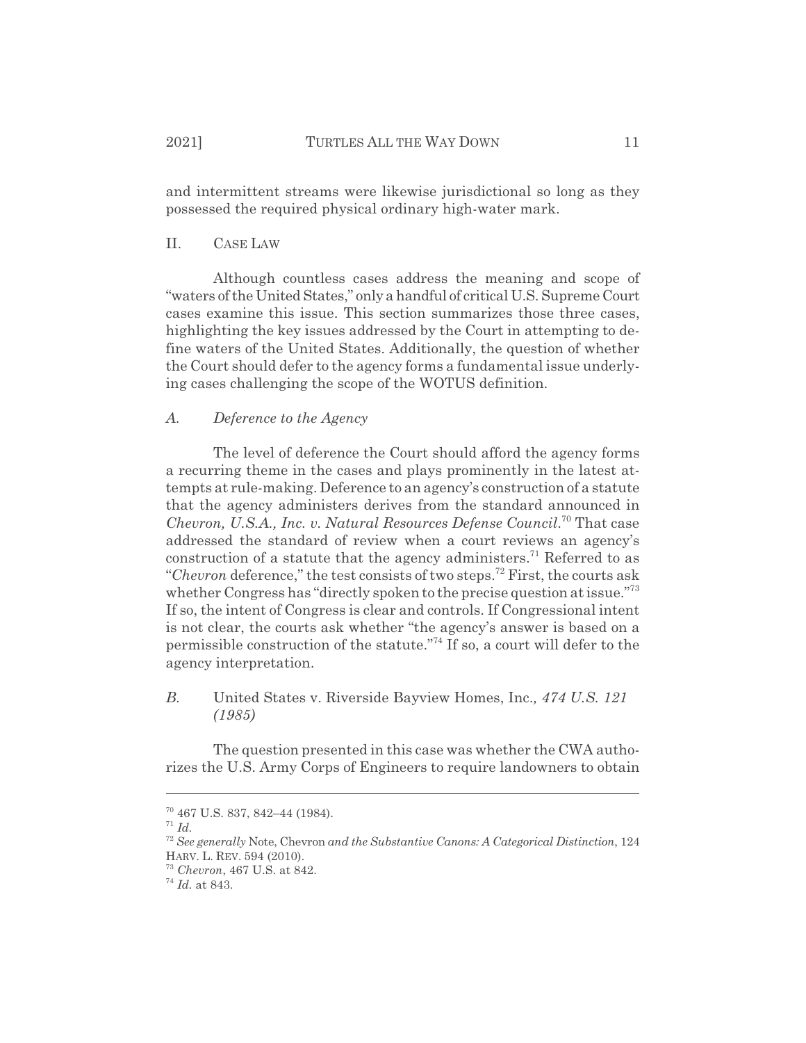and intermittent streams were likewise jurisdictional so long as they possessed the required physical ordinary high-water mark.

## II. Case Law

Although countless cases address the meaning and scope of "waters of the United States," only a handful of critical U.S. Supreme Court cases examine this issue. This section summarizes those three cases, highlighting the key issues addressed by the Court in attempting to define waters of the United States. Additionally, the question of whether the Court should defer to the agency forms a fundamental issue underlying cases challenging the scope of the WOTUS definition.

### *A. Deference to the Agency*

The level of deference the Court should afford the agency forms a recurring theme in the cases and plays prominently in the latest attempts at rule-making. Deference to an agency's construction of a statute that the agency administers derives from the standard announced in *Chevron, U.S.A., Inc. v. Natural Resources Defense Council*.[70] That case addressed the standard of review when a court reviews an agency's construction of a statute that the agency administers.[71] Referred to as "*Chevron* deference," the test consists of two steps.[72] First, the courts ask whether Congress has "directly spoken to the precise question at issue."[73] If so, the intent of Congress is clear and controls. If Congressional intent is not clear, the courts ask whether "the agency's answer is based on a permissible construction of the statute."[74] If so, a court will defer to the agency interpretation.

### *B.* United States v. Riverside Bayview Homes, Inc.*, 474 U.S. 121 (1985)*

The question presented in this case was whether the CWA authorizes the U.S. Army Corps of Engineers to require landowners to obtain

---

[70] 467 U.S. 837, 842–44 (1984).

[71] *Id.*

[72] *See generally* Note, Chevron *and the Substantive Canons: A Categorical Distinction*, 124 HARV. L. REV. 594 (2010).

[73] *Chevron*, 467 U.S. at 842.

[74] *Id.* at 843.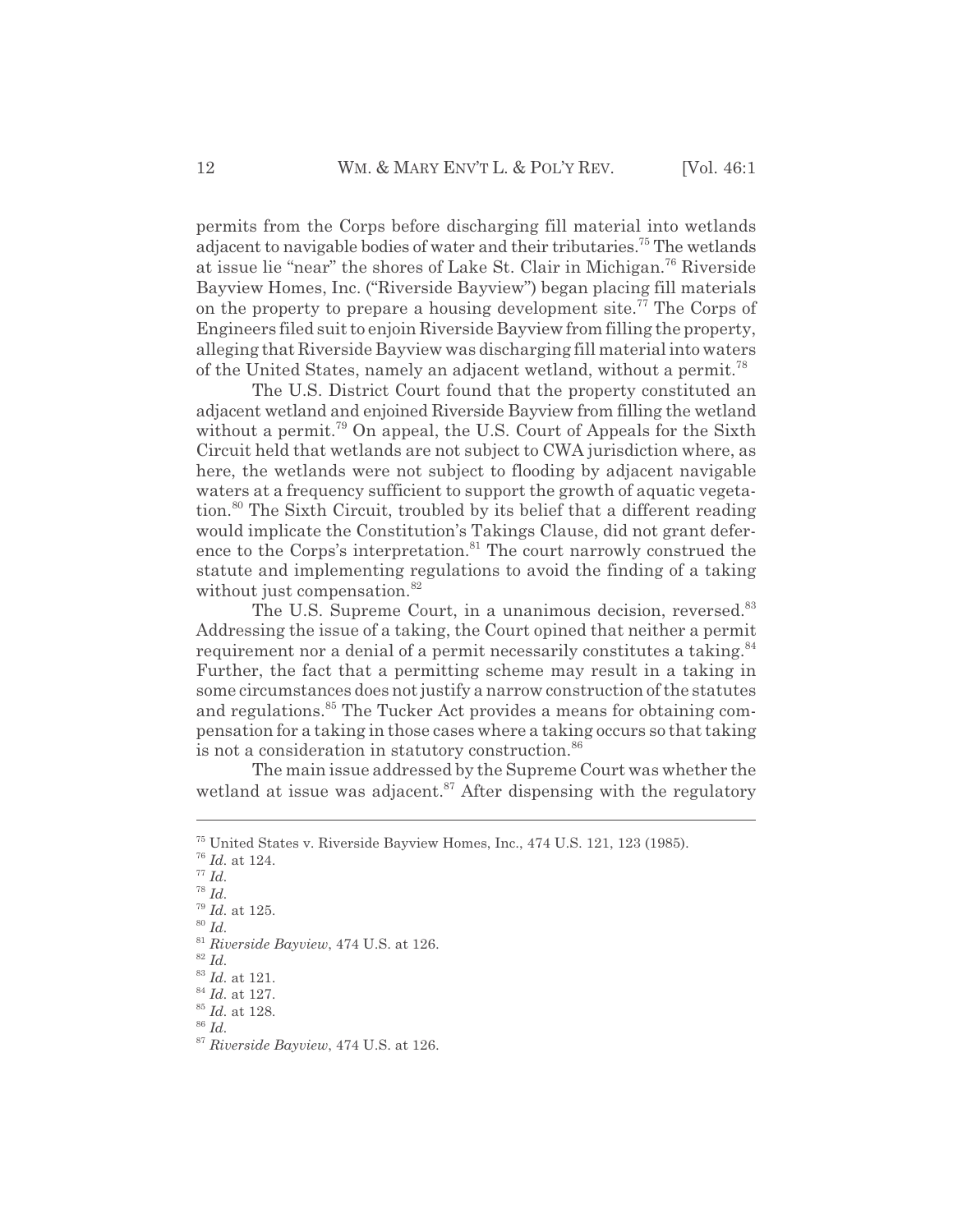permits from the Corps before discharging fill material into wetlands adjacent to navigable bodies of water and their tributaries.[75] The wetlands at issue lie "near" the shores of Lake St. Clair in Michigan.[76] Riverside Bayview Homes, Inc. ("Riverside Bayview") began placing fill materials on the property to prepare a housing development site.[77] The Corps of Engineers filed suit to enjoin Riverside Bayview from filling the property, alleging that Riverside Bayview was discharging fill material into waters of the United States, namely an adjacent wetland, without a permit.[78]

The U.S. District Court found that the property constituted an adjacent wetland and enjoined Riverside Bayview from filling the wetland without a permit.[79] On appeal, the U.S. Court of Appeals for the Sixth Circuit held that wetlands are not subject to CWA jurisdiction where, as here, the wetlands were not subject to flooding by adjacent navigable waters at a frequency sufficient to support the growth of aquatic vegetation.[80] The Sixth Circuit, troubled by its belief that a different reading would implicate the Constitution's Takings Clause, did not grant deference to the Corps's interpretation.[81] The court narrowly construed the statute and implementing regulations to avoid the finding of a taking without just compensation.[82]

The U.S. Supreme Court, in a unanimous decision, reversed.[83] Addressing the issue of a taking, the Court opined that neither a permit requirement nor a denial of a permit necessarily constitutes a taking.[84] Further, the fact that a permitting scheme may result in a taking in some circumstances does not justify a narrow construction of the statutes and regulations.[85] The Tucker Act provides a means for obtaining compensation for a taking in those cases where a taking occurs so that taking is not a consideration in statutory construction.[86]

The main issue addressed by the Supreme Court was whether the wetland at issue was adjacent.[87] After dispensing with the regulatory

---

[75] United States v. Riverside Bayview Homes, Inc., 474 U.S. 121, 123 (1985).
[76] *Id.* at 124.
[77] *Id.*
[78] *Id.*
[79] *Id.* at 125.
[80] *Id.*
[81] *Riverside Bayview*, 474 U.S. at 126.
[82] *Id.*
[83] *Id.* at 121.
[84] *Id.* at 127.
[85] *Id.* at 128.
[86] *Id.*
[87] *Riverside Bayview*, 474 U.S. at 126.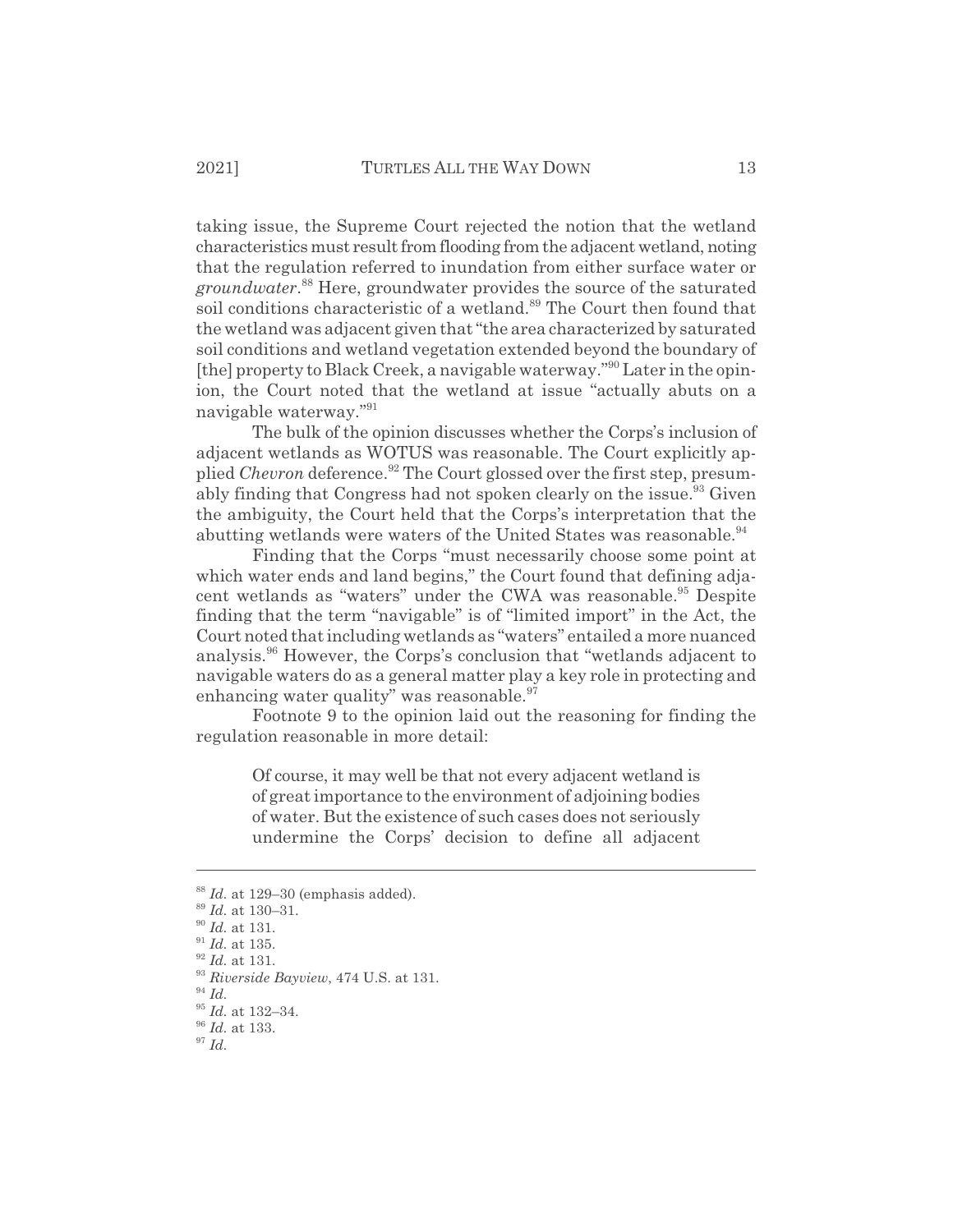taking issue, the Supreme Court rejected the notion that the wetland characteristics must result from flooding from the adjacent wetland, noting that the regulation referred to inundation from either surface water or *groundwater*.[88] Here, groundwater provides the source of the saturated soil conditions characteristic of a wetland.[89] The Court then found that the wetland was adjacent given that "the area characterized by saturated soil conditions and wetland vegetation extended beyond the boundary of [the] property to Black Creek, a navigable waterway."[90] Later in the opinion, the Court noted that the wetland at issue "actually abuts on a navigable waterway."[91]

The bulk of the opinion discusses whether the Corps's inclusion of adjacent wetlands as WOTUS was reasonable. The Court explicitly applied *Chevron* deference.[92] The Court glossed over the first step, presumably finding that Congress had not spoken clearly on the issue.[93] Given the ambiguity, the Court held that the Corps's interpretation that the abutting wetlands were waters of the United States was reasonable.[94]

Finding that the Corps "must necessarily choose some point at which water ends and land begins," the Court found that defining adjacent wetlands as "waters" under the CWA was reasonable.[95] Despite finding that the term "navigable" is of "limited import" in the Act, the Court noted that including wetlands as "waters" entailed a more nuanced analysis.[96] However, the Corps's conclusion that "wetlands adjacent to navigable waters do as a general matter play a key role in protecting and enhancing water quality" was reasonable.[97]

Footnote 9 to the opinion laid out the reasoning for finding the regulation reasonable in more detail:

> Of course, it may well be that not every adjacent wetland is of great importance to the environment of adjoining bodies of water. But the existence of such cases does not seriously undermine the Corps' decision to define all adjacent

---

[88] *Id.* at 129–30 (emphasis added).
[89] *Id.* at 130–31.
[90] *Id.* at 131.
[91] *Id.* at 135.
[92] *Id.* at 131.
[93] *Riverside Bayview*, 474 U.S. at 131.
[94] *Id.*
[95] *Id.* at 132–34.
[96] *Id.* at 133.
[97] *Id.*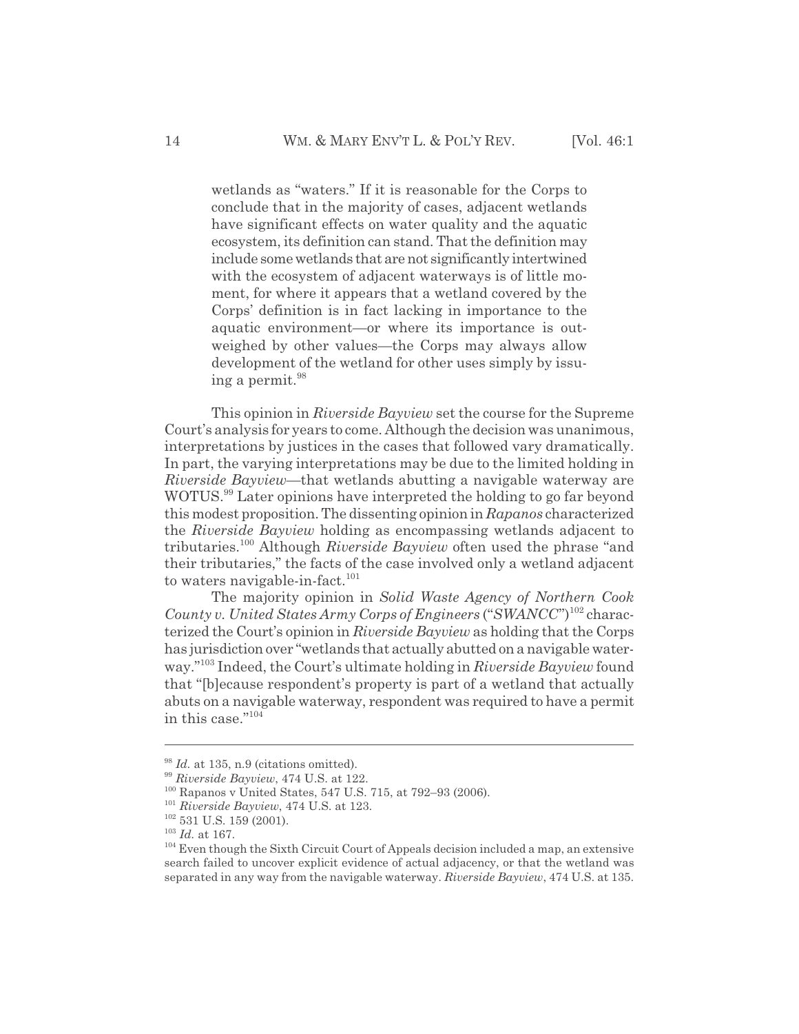> wetlands as "waters." If it is reasonable for the Corps to conclude that in the majority of cases, adjacent wetlands have significant effects on water quality and the aquatic ecosystem, its definition can stand. That the definition may include some wetlands that are not significantly intertwined with the ecosystem of adjacent waterways is of little moment, for where it appears that a wetland covered by the Corps' definition is in fact lacking in importance to the aquatic environment—or where its importance is outweighed by other values—the Corps may always allow development of the wetland for other uses simply by issuing a permit.[98]

This opinion in *Riverside Bayview* set the course for the Supreme Court's analysis for years to come. Although the decision was unanimous, interpretations by justices in the cases that followed vary dramatically. In part, the varying interpretations may be due to the limited holding in *Riverside Bayview*—that wetlands abutting a navigable waterway are WOTUS.[99] Later opinions have interpreted the holding to go far beyond this modest proposition. The dissenting opinion in *Rapanos* characterized the *Riverside Bayview* holding as encompassing wetlands adjacent to tributaries.[100] Although *Riverside Bayview* often used the phrase "and their tributaries," the facts of the case involved only a wetland adjacent to waters navigable-in-fact.[101]

The majority opinion in *Solid Waste Agency of Northern Cook County v. United States Army Corps of Engineers* ("*SWANCC*")[102] characterized the Court's opinion in *Riverside Bayview* as holding that the Corps has jurisdiction over "wetlands that actually abutted on a navigable waterway."[103] Indeed, the Court's ultimate holding in *Riverside Bayview* found that "[b]ecause respondent's property is part of a wetland that actually abuts on a navigable waterway, respondent was required to have a permit in this case."[104]

---

[98] *Id.* at 135, n.9 (citations omitted).

[99] *Riverside Bayview*, 474 U.S. at 122.

[100] Rapanos v United States, 547 U.S. 715, at 792–93 (2006).

[101] *Riverside Bayview*, 474 U.S. at 123.

[102] 531 U.S. 159 (2001).

[103] *Id.* at 167.

[104] Even though the Sixth Circuit Court of Appeals decision included a map, an extensive search failed to uncover explicit evidence of actual adjacency, or that the wetland was separated in any way from the navigable waterway. *Riverside Bayview*, 474 U.S. at 135.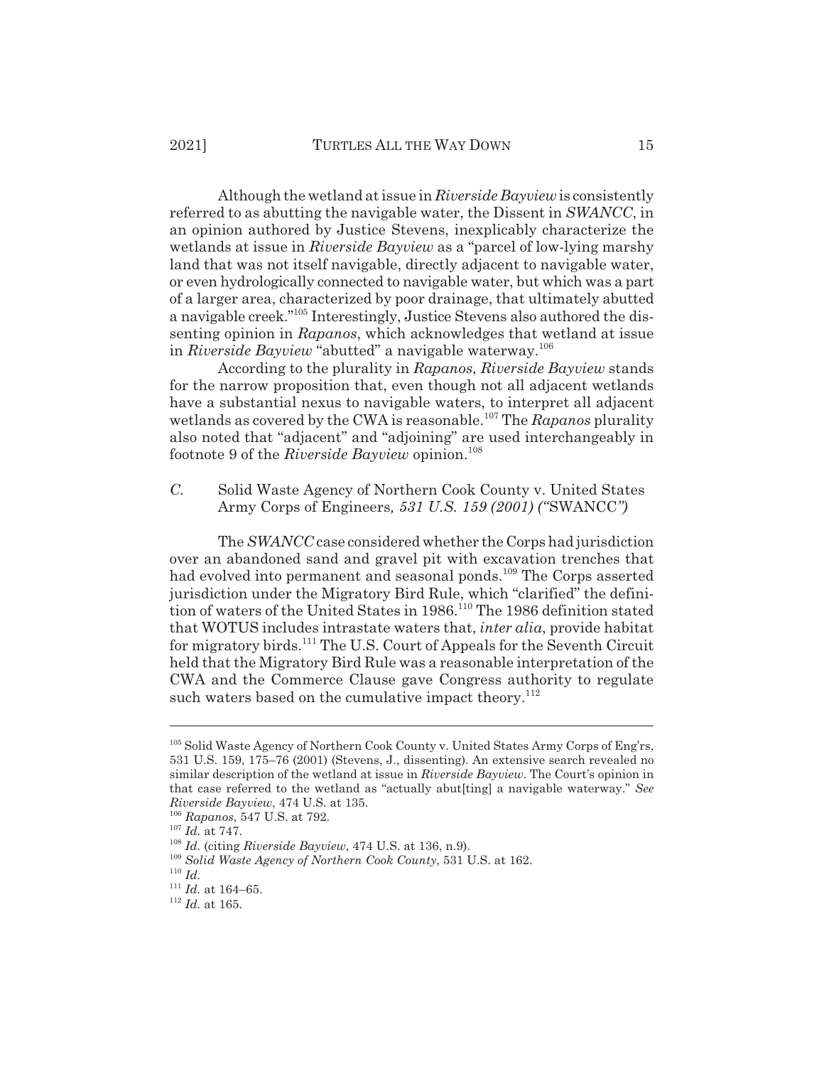Although the wetland at issue in *Riverside Bayview* is consistently referred to as abutting the navigable water, the Dissent in *SWANCC*, in an opinion authored by Justice Stevens, inexplicably characterize the wetlands at issue in *Riverside Bayview* as a "parcel of low-lying marshy land that was not itself navigable, directly adjacent to navigable water, or even hydrologically connected to navigable water, but which was a part of a larger area, characterized by poor drainage, that ultimately abutted a navigable creek."[105] Interestingly, Justice Stevens also authored the dissenting opinion in *Rapanos*, which acknowledges that wetland at issue in *Riverside Bayview* "abutted" a navigable waterway.[106]

According to the plurality in *Rapanos*, *Riverside Bayview* stands for the narrow proposition that, even though not all adjacent wetlands have a substantial nexus to navigable waters, to interpret all adjacent wetlands as covered by the CWA is reasonable.[107] The *Rapanos* plurality also noted that "adjacent" and "adjoining" are used interchangeably in footnote 9 of the *Riverside Bayview* opinion.[108]

### *C.* Solid Waste Agency of Northern Cook County v. United States Army Corps of Engineers*, 531 U.S. 159 (2001) ("*SWANCC*")*

The *SWANCC* case considered whether the Corps had jurisdiction over an abandoned sand and gravel pit with excavation trenches that had evolved into permanent and seasonal ponds.[109] The Corps asserted jurisdiction under the Migratory Bird Rule, which "clarified" the definition of waters of the United States in 1986.[110] The 1986 definition stated that WOTUS includes intrastate waters that, *inter alia*, provide habitat for migratory birds.[111] The U.S. Court of Appeals for the Seventh Circuit held that the Migratory Bird Rule was a reasonable interpretation of the CWA and the Commerce Clause gave Congress authority to regulate such waters based on the cumulative impact theory.[112]

---

[105] Solid Waste Agency of Northern Cook County v. United States Army Corps of Eng'rs, 531 U.S. 159, 175–76 (2001) (Stevens, J., dissenting). An extensive search revealed no similar description of the wetland at issue in *Riverside Bayview*. The Court's opinion in that case referred to the wetland as "actually abut[ting] a navigable waterway." *See Riverside Bayview*, 474 U.S. at 135.

[106] *Rapanos*, 547 U.S. at 792.

[107] *Id.* at 747.

[108] *Id.* (citing *Riverside Bayview*, 474 U.S. at 136, n.9).

[109] *Solid Waste Agency of Northern Cook County*, 531 U.S. at 162.

[110] *Id.*

[111] *Id.* at 164–65.

[112] *Id.* at 165.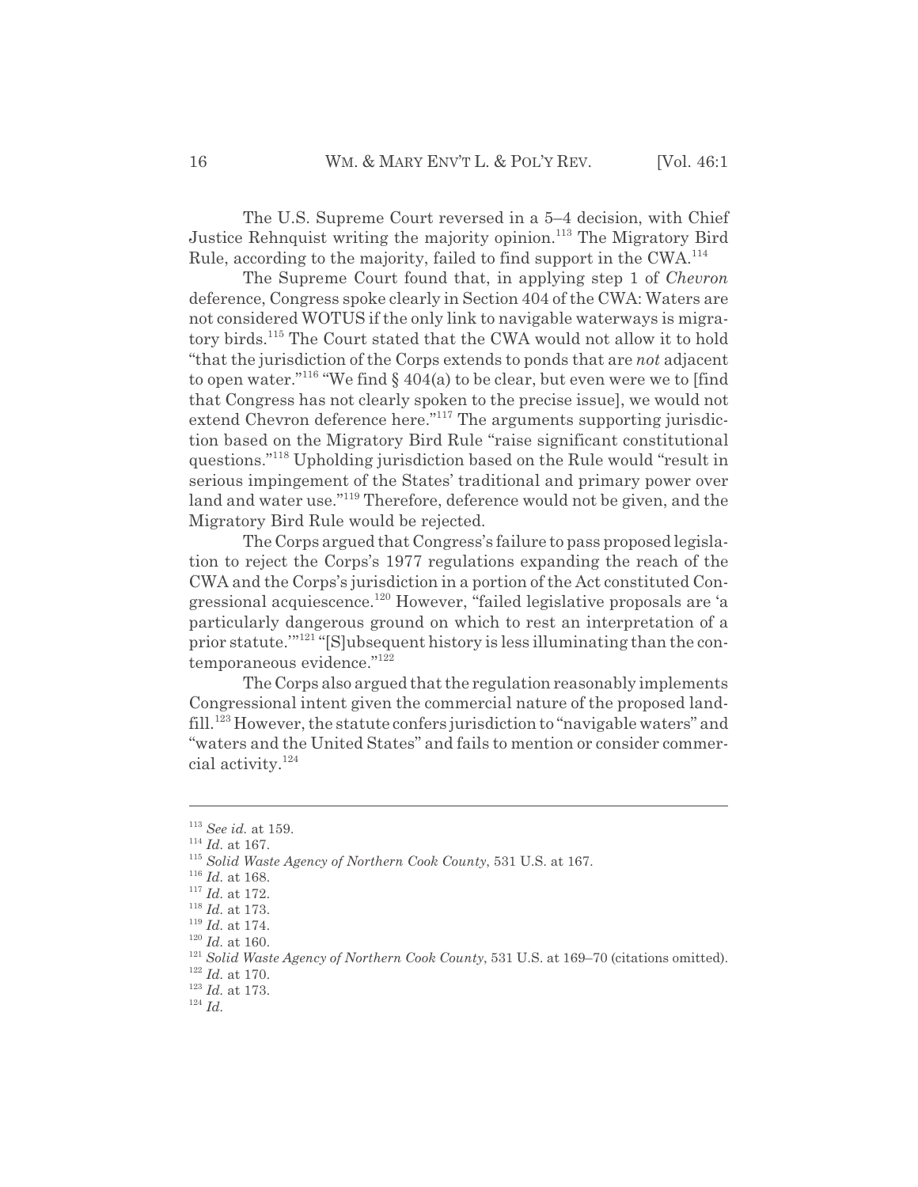The U.S. Supreme Court reversed in a 5–4 decision, with Chief Justice Rehnquist writing the majority opinion.[113] The Migratory Bird Rule, according to the majority, failed to find support in the CWA.[114]

The Supreme Court found that, in applying step 1 of *Chevron* deference, Congress spoke clearly in Section 404 of the CWA: Waters are not considered WOTUS if the only link to navigable waterways is migratory birds.[115] The Court stated that the CWA would not allow it to hold "that the jurisdiction of the Corps extends to ponds that are *not* adjacent to open water."[116] "We find § 404(a) to be clear, but even were we to [find that Congress has not clearly spoken to the precise issue], we would not extend Chevron deference here."[117] The arguments supporting jurisdiction based on the Migratory Bird Rule "raise significant constitutional questions."[118] Upholding jurisdiction based on the Rule would "result in serious impingement of the States' traditional and primary power over land and water use."[119] Therefore, deference would not be given, and the Migratory Bird Rule would be rejected.

The Corps argued that Congress's failure to pass proposed legislation to reject the Corps's 1977 regulations expanding the reach of the CWA and the Corps's jurisdiction in a portion of the Act constituted Congressional acquiescence.[120] However, "failed legislative proposals are 'a particularly dangerous ground on which to rest an interpretation of a prior statute.'"[121] "[S]ubsequent history is less illuminating than the contemporaneous evidence."[122]

The Corps also argued that the regulation reasonably implements Congressional intent given the commercial nature of the proposed landfill.[123] However, the statute confers jurisdiction to "navigable waters" and "waters and the United States" and fails to mention or consider commercial activity.[124]

---

[113] *See id.* at 159.
[114] *Id.* at 167.
[115] *Solid Waste Agency of Northern Cook County*, 531 U.S. at 167.
[116] *Id.* at 168.
[117] *Id.* at 172.
[118] *Id.* at 173.
[119] *Id.* at 174.
[120] *Id.* at 160.
[121] *Solid Waste Agency of Northern Cook County*, 531 U.S. at 169–70 (citations omitted).
[122] *Id.* at 170.
[123] *Id.* at 173.
[124] *Id.*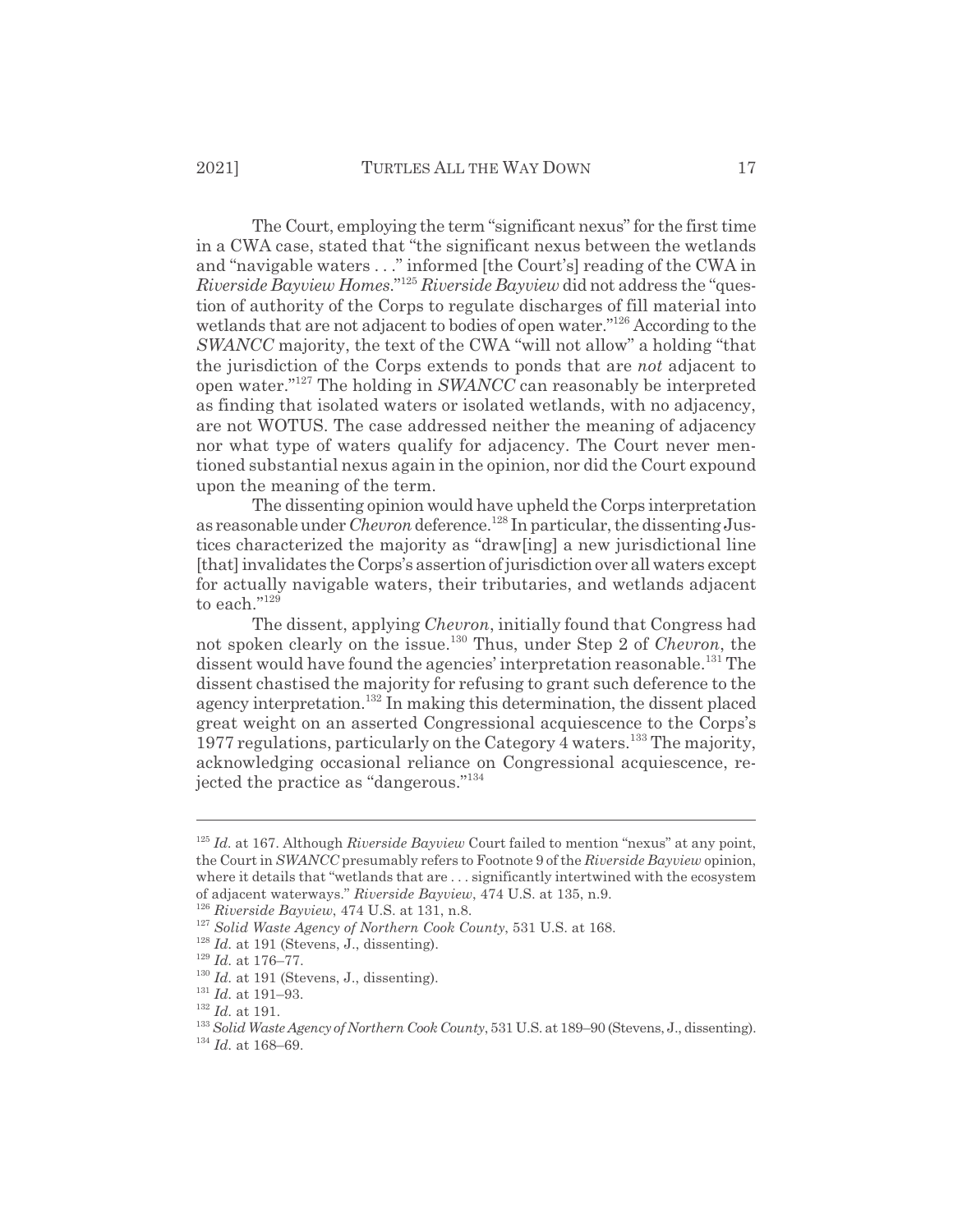The Court, employing the term "significant nexus" for the first time in a CWA case, stated that "the significant nexus between the wetlands and "navigable waters . . ." informed [the Court's] reading of the CWA in *Riverside Bayview Homes*."[125] *Riverside Bayview* did not address the "question of authority of the Corps to regulate discharges of fill material into wetlands that are not adjacent to bodies of open water."[126] According to the *SWANCC* majority, the text of the CWA "will not allow" a holding "that the jurisdiction of the Corps extends to ponds that are *not* adjacent to open water."[127] The holding in *SWANCC* can reasonably be interpreted as finding that isolated waters or isolated wetlands, with no adjacency, are not WOTUS. The case addressed neither the meaning of adjacency nor what type of waters qualify for adjacency. The Court never mentioned substantial nexus again in the opinion, nor did the Court expound upon the meaning of the term.

The dissenting opinion would have upheld the Corps interpretation as reasonable under *Chevron* deference.[128] In particular, the dissenting Justices characterized the majority as "draw[ing] a new jurisdictional line [that] invalidates the Corps's assertion of jurisdiction over all waters except for actually navigable waters, their tributaries, and wetlands adjacent to each."[129]

The dissent, applying *Chevron*, initially found that Congress had not spoken clearly on the issue.[130] Thus, under Step 2 of *Chevron*, the dissent would have found the agencies' interpretation reasonable.[131] The dissent chastised the majority for refusing to grant such deference to the agency interpretation.[132] In making this determination, the dissent placed great weight on an asserted Congressional acquiescence to the Corps's 1977 regulations, particularly on the Category 4 waters.[133] The majority, acknowledging occasional reliance on Congressional acquiescence, rejected the practice as "dangerous."[134]

---

[125] *Id.* at 167. Although *Riverside Bayview* Court failed to mention "nexus" at any point, the Court in *SWANCC* presumably refers to Footnote 9 of the *Riverside Bayview* opinion, where it details that "wetlands that are . . . significantly intertwined with the ecosystem of adjacent waterways." *Riverside Bayview*, 474 U.S. at 135, n.9.

[126] *Riverside Bayview*, 474 U.S. at 131, n.8.

[127] *Solid Waste Agency of Northern Cook County*, 531 U.S. at 168.

[128] *Id.* at 191 (Stevens, J., dissenting).

[129] *Id.* at 176–77.

[130] *Id.* at 191 (Stevens, J., dissenting).

[131] *Id.* at 191–93.

[132] *Id.* at 191.

[133] *Solid Waste Agency of Northern Cook County*, 531 U.S. at 189–90 (Stevens, J., dissenting).

[134] *Id.* at 168–69.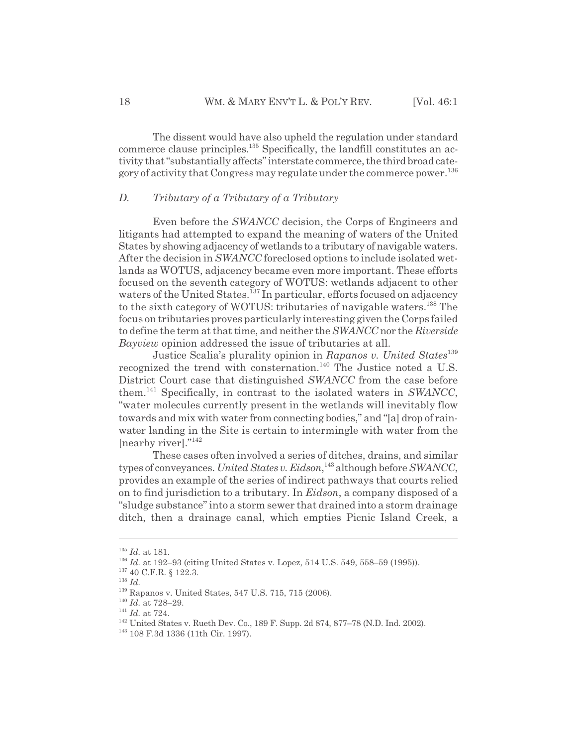The dissent would have also upheld the regulation under standard commerce clause principles.[135] Specifically, the landfill constitutes an activity that "substantially affects" interstate commerce, the third broad category of activity that Congress may regulate under the commerce power.[136]

### *D. Tributary of a Tributary of a Tributary*

Even before the *SWANCC* decision, the Corps of Engineers and litigants had attempted to expand the meaning of waters of the United States by showing adjacency of wetlands to a tributary of navigable waters. After the decision in *SWANCC* foreclosed options to include isolated wetlands as WOTUS, adjacency became even more important. These efforts focused on the seventh category of WOTUS: wetlands adjacent to other waters of the United States.[137] In particular, efforts focused on adjacency to the sixth category of WOTUS: tributaries of navigable waters.[138] The focus on tributaries proves particularly interesting given the Corps failed to define the term at that time, and neither the *SWANCC* nor the *Riverside Bayview* opinion addressed the issue of tributaries at all.

Justice Scalia's plurality opinion in *Rapanos v. United States*[139] recognized the trend with consternation.[140] The Justice noted a U.S. District Court case that distinguished *SWANCC* from the case before them.[141] Specifically, in contrast to the isolated waters in *SWANCC*, "water molecules currently present in the wetlands will inevitably flow towards and mix with water from connecting bodies," and "[a] drop of rainwater landing in the Site is certain to intermingle with water from the [nearby river]."[142]

These cases often involved a series of ditches, drains, and similar types of conveyances. *United States v. Eidson*,[143] although before *SWANCC*, provides an example of the series of indirect pathways that courts relied on to find jurisdiction to a tributary. In *Eidson*, a company disposed of a "sludge substance" into a storm sewer that drained into a storm drainage ditch, then a drainage canal, which empties Picnic Island Creek, a

---

[135] *Id.* at 181.

[136] *Id.* at 192–93 (citing United States v. Lopez, 514 U.S. 549, 558–59 (1995)).

[137] 40 C.F.R. § 122.3.

[138] *Id.*

[139] Rapanos v. United States, 547 U.S. 715, 715 (2006).

[140] *Id.* at 728–29.

[141] *Id.* at 724.

[142] United States v. Rueth Dev. Co., 189 F. Supp. 2d 874, 877–78 (N.D. Ind. 2002).

[143] 108 F.3d 1336 (11th Cir. 1997).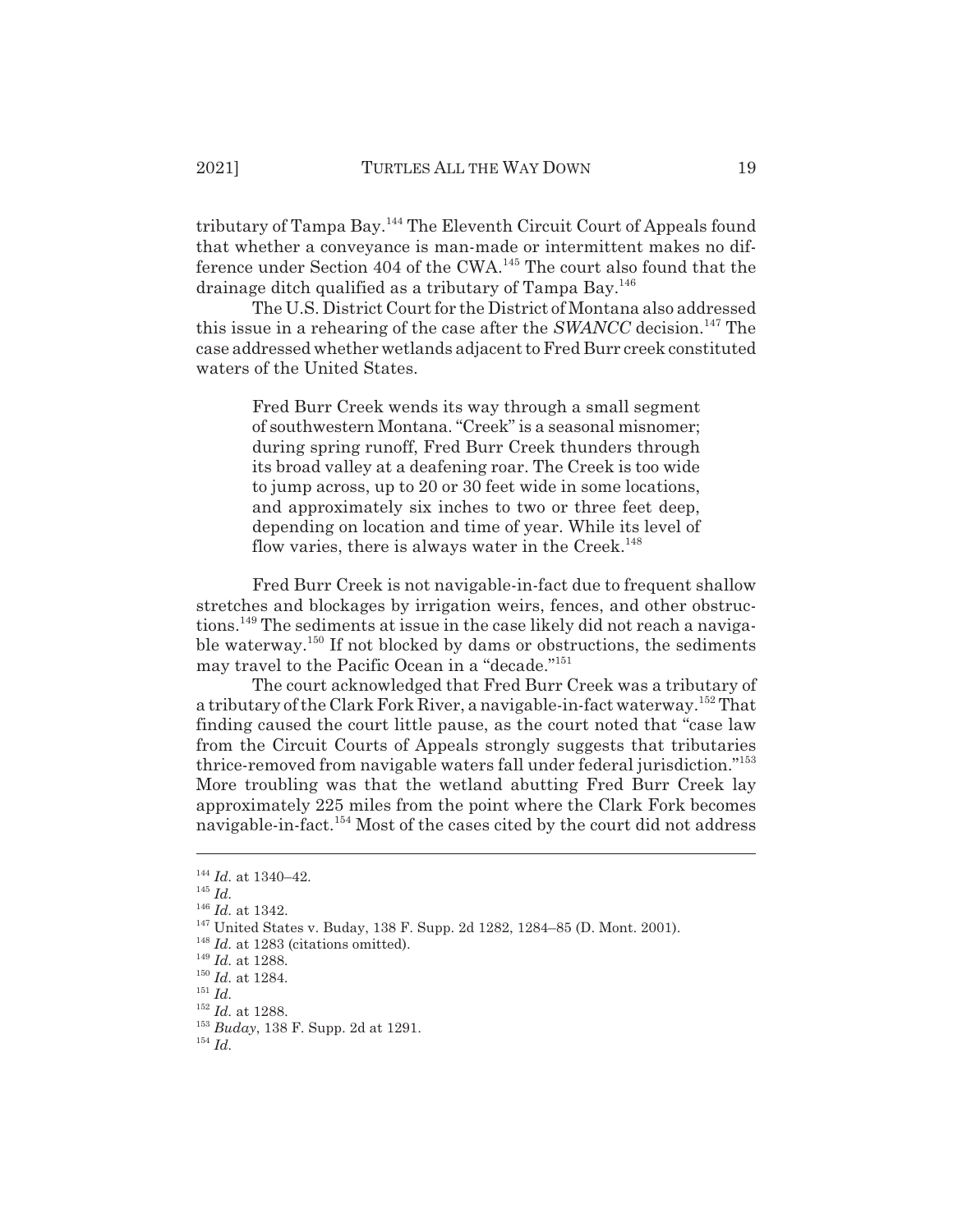tributary of Tampa Bay.[144] The Eleventh Circuit Court of Appeals found that whether a conveyance is man-made or intermittent makes no difference under Section 404 of the CWA.[145] The court also found that the drainage ditch qualified as a tributary of Tampa Bay.[146]

The U.S. District Court for the District of Montana also addressed this issue in a rehearing of the case after the *SWANCC* decision.[147] The case addressed whether wetlands adjacent to Fred Burr creek constituted waters of the United States.

> Fred Burr Creek wends its way through a small segment of southwestern Montana. "Creek" is a seasonal misnomer; during spring runoff, Fred Burr Creek thunders through its broad valley at a deafening roar. The Creek is too wide to jump across, up to 20 or 30 feet wide in some locations, and approximately six inches to two or three feet deep, depending on location and time of year. While its level of flow varies, there is always water in the Creek.[148]

Fred Burr Creek is not navigable-in-fact due to frequent shallow stretches and blockages by irrigation weirs, fences, and other obstructions.[149] The sediments at issue in the case likely did not reach a navigable waterway.[150] If not blocked by dams or obstructions, the sediments may travel to the Pacific Ocean in a "decade."[151]

The court acknowledged that Fred Burr Creek was a tributary of a tributary of the Clark Fork River, a navigable-in-fact waterway.[152] That finding caused the court little pause, as the court noted that "case law from the Circuit Courts of Appeals strongly suggests that tributaries thrice-removed from navigable waters fall under federal jurisdiction."[153] More troubling was that the wetland abutting Fred Burr Creek lay approximately 225 miles from the point where the Clark Fork becomes navigable-in-fact.[154] Most of the cases cited by the court did not address

---

[144] *Id.* at 1340–42.

[145] *Id.*

[146] *Id.* at 1342.

[147] United States v. Buday, 138 F. Supp. 2d 1282, 1284–85 (D. Mont. 2001).

[148] *Id.* at 1283 (citations omitted).

[149] *Id.* at 1288.

[150] *Id.* at 1284.

[151] *Id.*

[152] *Id.* at 1288.

[153] *Buday*, 138 F. Supp. 2d at 1291.

[154] *Id.*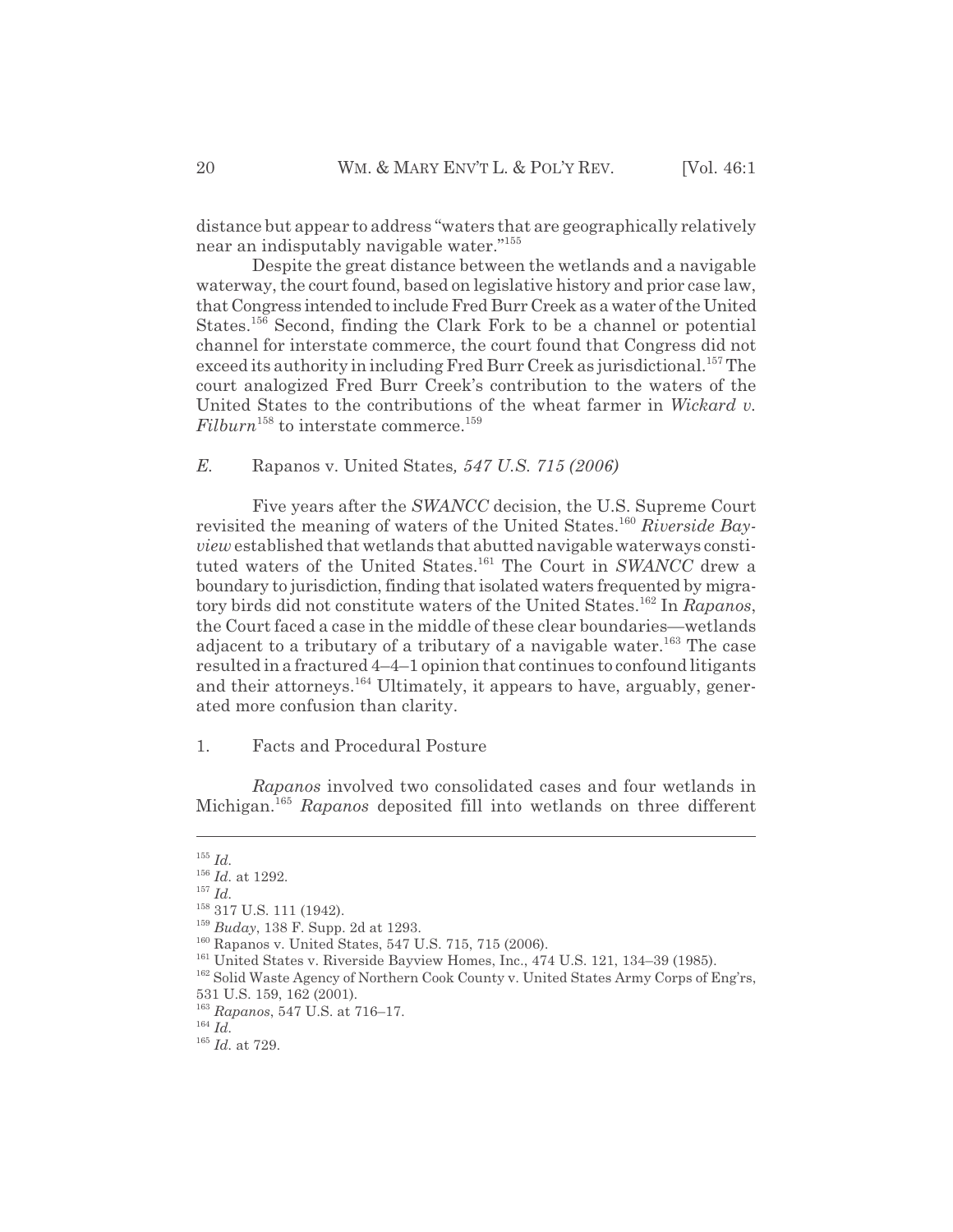distance but appear to address "waters that are geographically relatively near an indisputably navigable water."[155]

Despite the great distance between the wetlands and a navigable waterway, the court found, based on legislative history and prior case law, that Congress intended to include Fred Burr Creek as a water of the United States.[156] Second, finding the Clark Fork to be a channel or potential channel for interstate commerce, the court found that Congress did not exceed its authority in including Fred Burr Creek as jurisdictional.[157] The court analogized Fred Burr Creek's contribution to the waters of the United States to the contributions of the wheat farmer in *Wickard v. Filburn*[158] to interstate commerce.[159]

### *E.* Rapanos v. United States*, 547 U.S. 715 (2006)*

Five years after the *SWANCC* decision, the U.S. Supreme Court revisited the meaning of waters of the United States.[160] *Riverside Bayview* established that wetlands that abutted navigable waterways constituted waters of the United States.[161] The Court in *SWANCC* drew a boundary to jurisdiction, finding that isolated waters frequented by migratory birds did not constitute waters of the United States.[162] In *Rapanos*, the Court faced a case in the middle of these clear boundaries—wetlands adjacent to a tributary of a tributary of a navigable water.[163] The case resulted in a fractured 4–4–1 opinion that continues to confound litigants and their attorneys.[164] Ultimately, it appears to have, arguably, generated more confusion than clarity.

#### 1. Facts and Procedural Posture

*Rapanos* involved two consolidated cases and four wetlands in Michigan.[165] *Rapanos* deposited fill into wetlands on three different

---

[155] *Id.*

[156] *Id.* at 1292.

[157] *Id.*

[158] 317 U.S. 111 (1942).

[159] *Buday*, 138 F. Supp. 2d at 1293.

[160] Rapanos v. United States, 547 U.S. 715, 715 (2006).

[161] United States v. Riverside Bayview Homes, Inc., 474 U.S. 121, 134–39 (1985).

[162] Solid Waste Agency of Northern Cook County v. United States Army Corps of Eng'rs, 531 U.S. 159, 162 (2001).

[163] *Rapanos*, 547 U.S. at 716–17.

[164] *Id.*

[165] *Id.* at 729.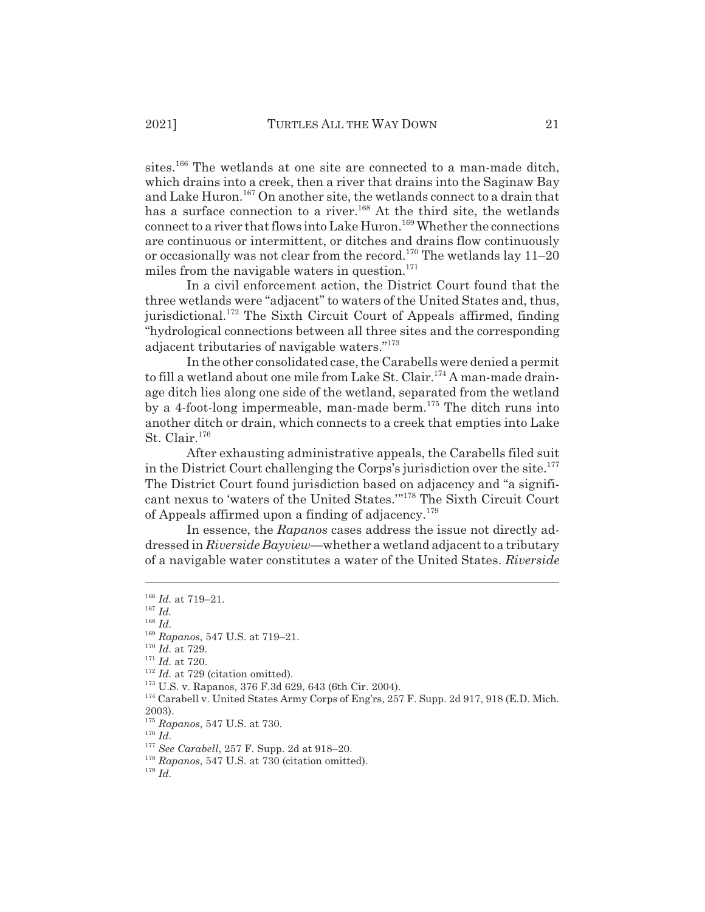sites.[166] The wetlands at one site are connected to a man-made ditch, which drains into a creek, then a river that drains into the Saginaw Bay and Lake Huron.[167] On another site, the wetlands connect to a drain that has a surface connection to a river.[168] At the third site, the wetlands connect to a river that flows into Lake Huron.[169] Whether the connections are continuous or intermittent, or ditches and drains flow continuously or occasionally was not clear from the record.[170] The wetlands lay 11–20 miles from the navigable waters in question.[171]

In a civil enforcement action, the District Court found that the three wetlands were "adjacent" to waters of the United States and, thus, jurisdictional.[172] The Sixth Circuit Court of Appeals affirmed, finding "hydrological connections between all three sites and the corresponding adjacent tributaries of navigable waters."[173]

In the other consolidated case, the Carabells were denied a permit to fill a wetland about one mile from Lake St. Clair.[174] A man-made drainage ditch lies along one side of the wetland, separated from the wetland by a 4-foot-long impermeable, man-made berm.[175] The ditch runs into another ditch or drain, which connects to a creek that empties into Lake St. Clair.[176]

After exhausting administrative appeals, the Carabells filed suit in the District Court challenging the Corps's jurisdiction over the site.[177] The District Court found jurisdiction based on adjacency and "a significant nexus to 'waters of the United States.'"[178] The Sixth Circuit Court of Appeals affirmed upon a finding of adjacency.[179]

In essence, the *Rapanos* cases address the issue not directly addressed in *Riverside Bayview*—whether a wetland adjacent to a tributary of a navigable water constitutes a water of the United States. *Riverside*

---

[166] *Id.* at 719–21.

[167] *Id.*

[168] *Id.*

[169] *Rapanos*, 547 U.S. at 719–21.

[170] *Id.* at 729.

[171] *Id.* at 720.

[172] *Id.* at 729 (citation omitted).

[173] U.S. v. Rapanos, 376 F.3d 629, 643 (6th Cir. 2004).

[174] Carabell v. United States Army Corps of Eng'rs, 257 F. Supp. 2d 917, 918 (E.D. Mich. 2003).

[175] *Rapanos*, 547 U.S. at 730.

[176] *Id.*

[177] *See Carabell*, 257 F. Supp. 2d at 918–20.

[178] *Rapanos*, 547 U.S. at 730 (citation omitted).

[179] *Id.*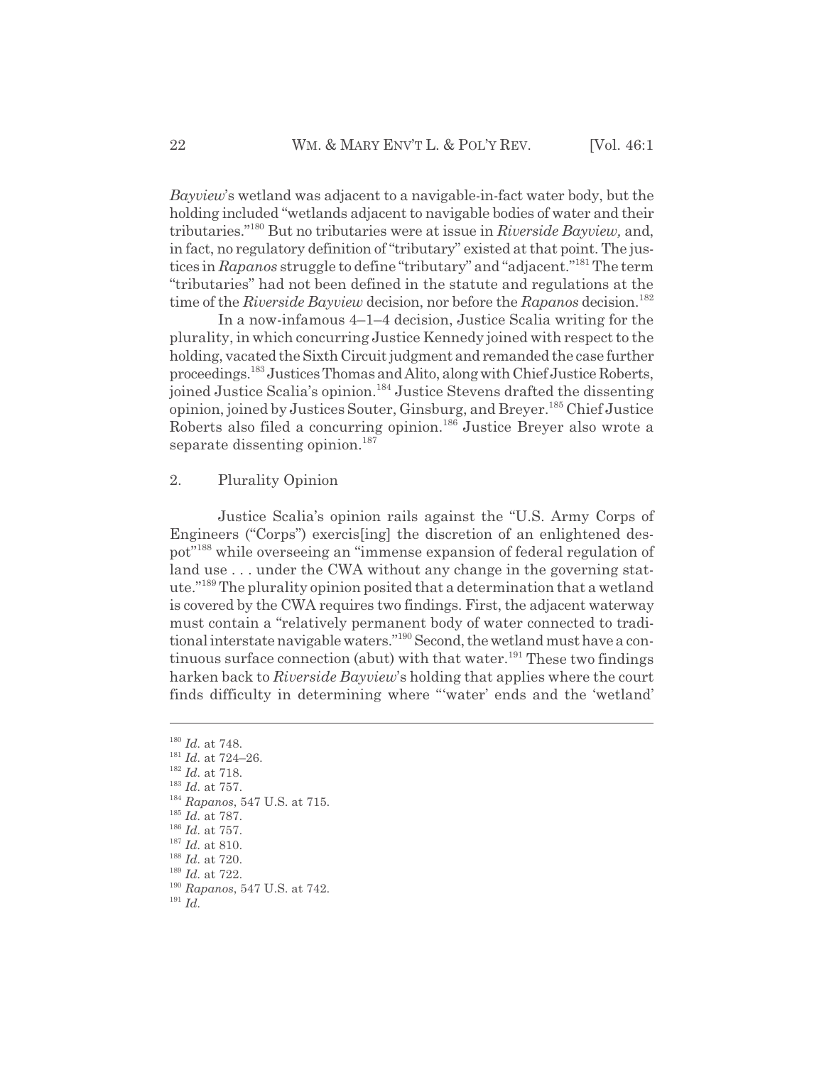*Bayview*'s wetland was adjacent to a navigable-in-fact water body, but the holding included "wetlands adjacent to navigable bodies of water and their tributaries."[180] But no tributaries were at issue in *Riverside Bayview,* and, in fact, no regulatory definition of "tributary" existed at that point. The justices in *Rapanos* struggle to define "tributary" and "adjacent."[181] The term "tributaries" had not been defined in the statute and regulations at the time of the *Riverside Bayview* decision, nor before the *Rapanos* decision.[182]

In a now-infamous 4–1–4 decision, Justice Scalia writing for the plurality, in which concurring Justice Kennedy joined with respect to the holding, vacated the Sixth Circuit judgment and remanded the case further proceedings.[183] Justices Thomas and Alito, along with Chief Justice Roberts, joined Justice Scalia's opinion.[184] Justice Stevens drafted the dissenting opinion, joined by Justices Souter, Ginsburg, and Breyer.[185] Chief Justice Roberts also filed a concurring opinion.[186] Justice Breyer also wrote a separate dissenting opinion.[187]

### 2. Plurality Opinion

Justice Scalia's opinion rails against the "U.S. Army Corps of Engineers ("Corps") exercis[ing] the discretion of an enlightened despot"[188] while overseeing an "immense expansion of federal regulation of land use . . . under the CWA without any change in the governing statute."[189] The plurality opinion posited that a determination that a wetland is covered by the CWA requires two findings. First, the adjacent waterway must contain a "relatively permanent body of water connected to traditional interstate navigable waters."[190] Second, the wetland must have a continuous surface connection (abut) with that water.[191] These two findings harken back to *Riverside Bayview*'s holding that applies where the court finds difficulty in determining where "'water' ends and the 'wetland'

---

[180] *Id.* at 748.
[181] *Id.* at 724–26.
[182] *Id.* at 718.
[183] *Id.* at 757.
[184] *Rapanos*, 547 U.S. at 715.
[185] *Id.* at 787.
[186] *Id.* at 757.
[187] *Id.* at 810.
[188] *Id.* at 720.
[189] *Id.* at 722.
[190] *Rapanos*, 547 U.S. at 742.
[191] *Id.*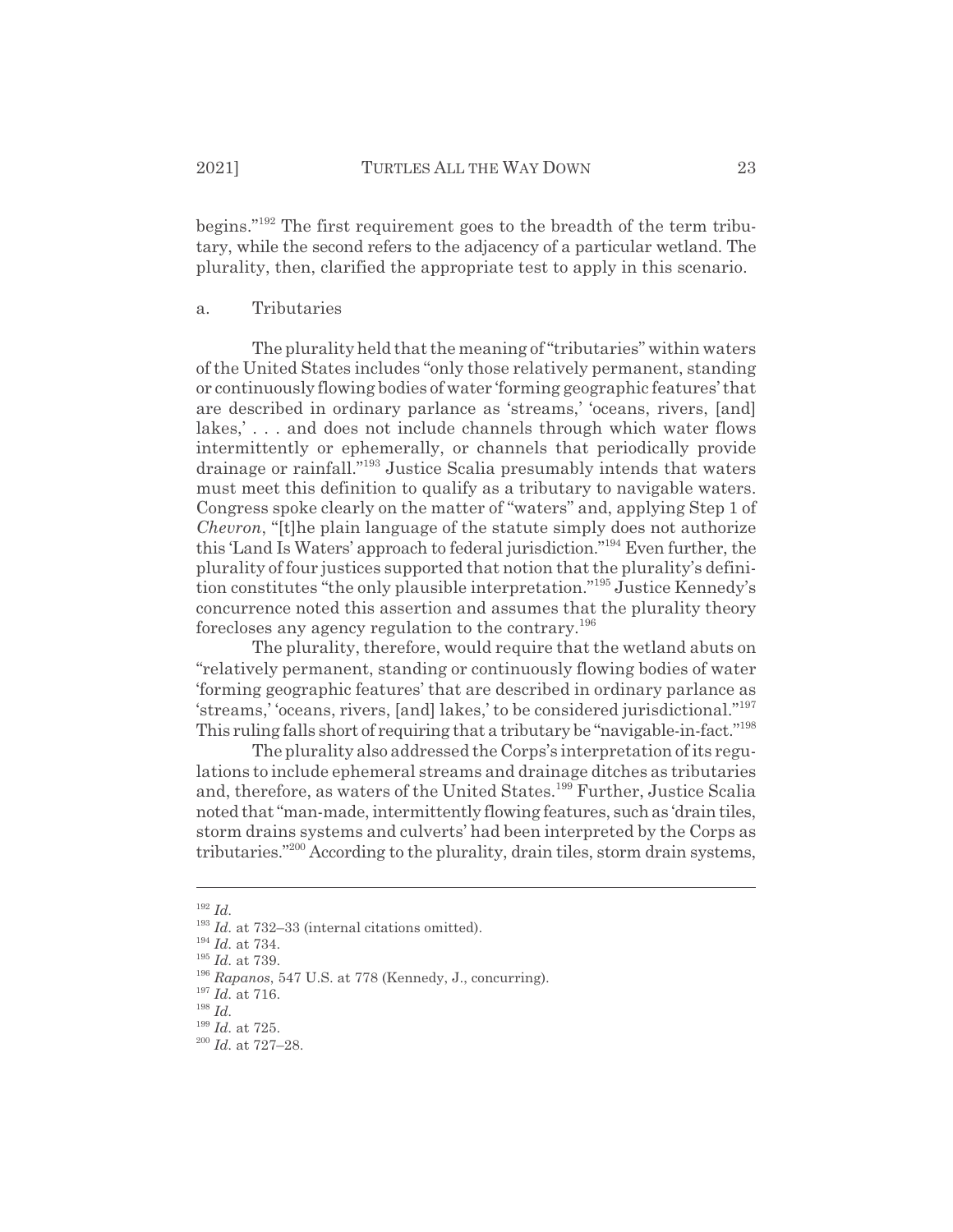begins."[192] The first requirement goes to the breadth of the term tributary, while the second refers to the adjacency of a particular wetland. The plurality, then, clarified the appropriate test to apply in this scenario.

a. Tributaries

The plurality held that the meaning of "tributaries" within waters of the United States includes "only those relatively permanent, standing or continuously flowing bodies of water 'forming geographic features' that are described in ordinary parlance as 'streams,' 'oceans, rivers, [and] lakes,' . . . and does not include channels through which water flows intermittently or ephemerally, or channels that periodically provide drainage or rainfall."[193] Justice Scalia presumably intends that waters must meet this definition to qualify as a tributary to navigable waters. Congress spoke clearly on the matter of "waters" and, applying Step 1 of *Chevron*, "[t]he plain language of the statute simply does not authorize this 'Land Is Waters' approach to federal jurisdiction."[194] Even further, the plurality of four justices supported that notion that the plurality's definition constitutes "the only plausible interpretation."[195] Justice Kennedy's concurrence noted this assertion and assumes that the plurality theory forecloses any agency regulation to the contrary.[196]

The plurality, therefore, would require that the wetland abuts on "relatively permanent, standing or continuously flowing bodies of water 'forming geographic features' that are described in ordinary parlance as 'streams,' 'oceans, rivers, [and] lakes,' to be considered jurisdictional."[197] This ruling falls short of requiring that a tributary be "navigable-in-fact."[198]

The plurality also addressed the Corps's interpretation of its regulations to include ephemeral streams and drainage ditches as tributaries and, therefore, as waters of the United States.[199] Further, Justice Scalia noted that "man-made, intermittently flowing features, such as 'drain tiles, storm drains systems and culverts' had been interpreted by the Corps as tributaries."[200] According to the plurality, drain tiles, storm drain systems,

---

[192] *Id.*

[193] *Id.* at 732–33 (internal citations omitted).

[194] *Id.* at 734.

[195] *Id.* at 739.

[196] *Rapanos*, 547 U.S. at 778 (Kennedy, J., concurring).

[197] *Id.* at 716.

[198] *Id.*

[199] *Id.* at 725.

[200] *Id.* at 727–28.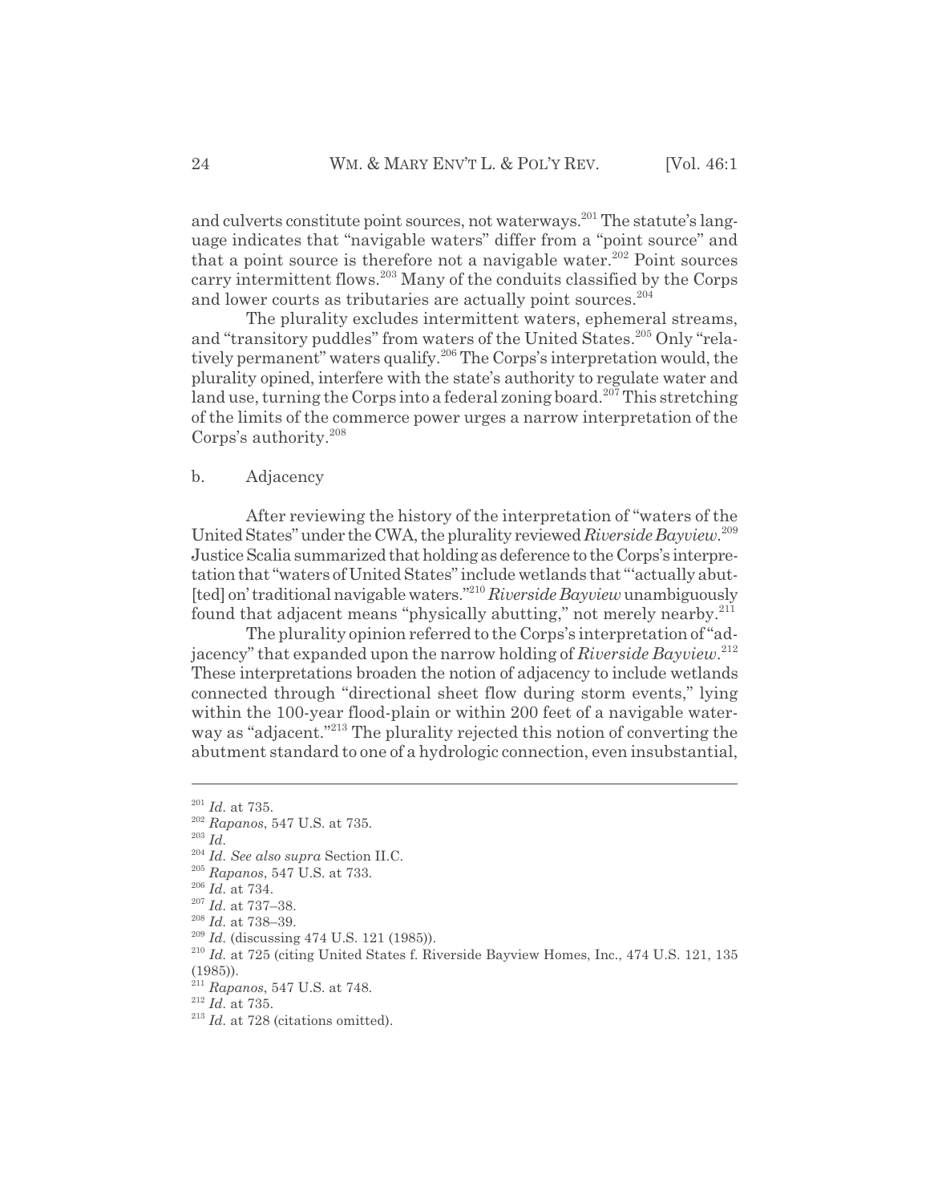and culverts constitute point sources, not waterways.[201] The statute's language indicates that "navigable waters" differ from a "point source" and that a point source is therefore not a navigable water.[202] Point sources carry intermittent flows.[203] Many of the conduits classified by the Corps and lower courts as tributaries are actually point sources.[204]

The plurality excludes intermittent waters, ephemeral streams, and "transitory puddles" from waters of the United States.[205] Only "relatively permanent" waters qualify.[206] The Corps's interpretation would, the plurality opined, interfere with the state's authority to regulate water and land use, turning the Corps into a federal zoning board.[207] This stretching of the limits of the commerce power urges a narrow interpretation of the Corps's authority.[208]

b. Adjacency

After reviewing the history of the interpretation of "waters of the United States" under the CWA, the plurality reviewed *Riverside Bayview*.[209] Justice Scalia summarized that holding as deference to the Corps's interpretation that "waters of United States" include wetlands that "'actually abut[ted] on' traditional navigable waters."[210] *Riverside Bayview* unambiguously found that adjacent means "physically abutting," not merely nearby.[211]

The plurality opinion referred to the Corps's interpretation of "adjacency" that expanded upon the narrow holding of *Riverside Bayview*.[212] These interpretations broaden the notion of adjacency to include wetlands connected through "directional sheet flow during storm events," lying within the 100-year flood-plain or within 200 feet of a navigable waterway as "adjacent."[213] The plurality rejected this notion of converting the abutment standard to one of a hydrologic connection, even insubstantial,

---

[201] *Id.* at 735.
[202] *Rapanos*, 547 U.S. at 735.
[203] *Id.*
[204] *Id. See also supra* Section II.C.
[205] *Rapanos*, 547 U.S. at 733.
[206] *Id.* at 734.
[207] *Id.* at 737–38.
[208] *Id.* at 738–39.
[209] *Id.* (discussing 474 U.S. 121 (1985)).
[210] *Id.* at 725 (citing United States f. Riverside Bayview Homes, Inc., 474 U.S. 121, 135 (1985)).
[211] *Rapanos*, 547 U.S. at 748.
[212] *Id.* at 735.
[213] *Id.* at 728 (citations omitted).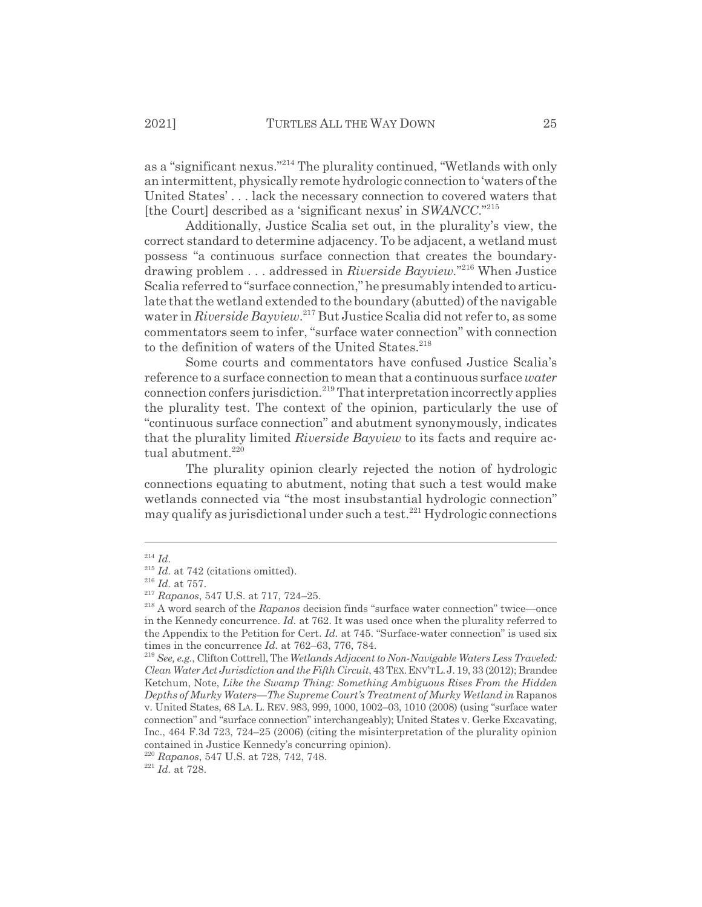as a "significant nexus."[214] The plurality continued, "Wetlands with only an intermittent, physically remote hydrologic connection to 'waters of the United States' . . . lack the necessary connection to covered waters that [the Court] described as a 'significant nexus' in *SWANCC*."[215]

Additionally, Justice Scalia set out, in the plurality's view, the correct standard to determine adjacency. To be adjacent, a wetland must possess "a continuous surface connection that creates the boundary-drawing problem . . . addressed in *Riverside Bayview*."[216] When Justice Scalia referred to "surface connection," he presumably intended to articulate that the wetland extended to the boundary (abutted) of the navigable water in *Riverside Bayview*.[217] But Justice Scalia did not refer to, as some commentators seem to infer, "surface water connection" with connection to the definition of waters of the United States.[218]

Some courts and commentators have confused Justice Scalia's reference to a surface connection to mean that a continuous surface *water* connection confers jurisdiction.[219] That interpretation incorrectly applies the plurality test. The context of the opinion, particularly the use of "continuous surface connection" and abutment synonymously, indicates that the plurality limited *Riverside Bayview* to its facts and require actual abutment.[220]

The plurality opinion clearly rejected the notion of hydrologic connections equating to abutment, noting that such a test would make wetlands connected via "the most insubstantial hydrologic connection" may qualify as jurisdictional under such a test.[221] Hydrologic connections

---

[214] *Id.*

[215] *Id.* at 742 (citations omitted).

[216] *Id.* at 757.

[217] *Rapanos*, 547 U.S. at 717, 724–25.

[218] A word search of the *Rapanos* decision finds "surface water connection" twice—once in the Kennedy concurrence. *Id.* at 762. It was used once when the plurality referred to the Appendix to the Petition for Cert. *Id.* at 745. "Surface-water connection" is used six times in the concurrence *Id.* at 762–63, 776, 784.

[219] *See, e.g.*, Clifton Cottrell, The *Wetlands Adjacent to Non-Navigable Waters Less Traveled: Clean Water Act Jurisdiction and the Fifth Circuit*, 43 TEX. ENV'T L. J. 19, 33 (2012); Brandee Ketchum, Note, *Like the Swamp Thing: Something Ambiguous Rises From the Hidden Depths of Murky Waters—The Supreme Court's Treatment of Murky Wetland in* Rapanos v. United States, 68 LA. L. REV. 983, 999, 1000, 1002–03, 1010 (2008) (using "surface water connection" and "surface connection" interchangeably); United States v. Gerke Excavating, Inc., 464 F.3d 723, 724–25 (2006) (citing the misinterpretation of the plurality opinion contained in Justice Kennedy's concurring opinion).

[220] *Rapanos*, 547 U.S. at 728, 742, 748.

[221] *Id.* at 728.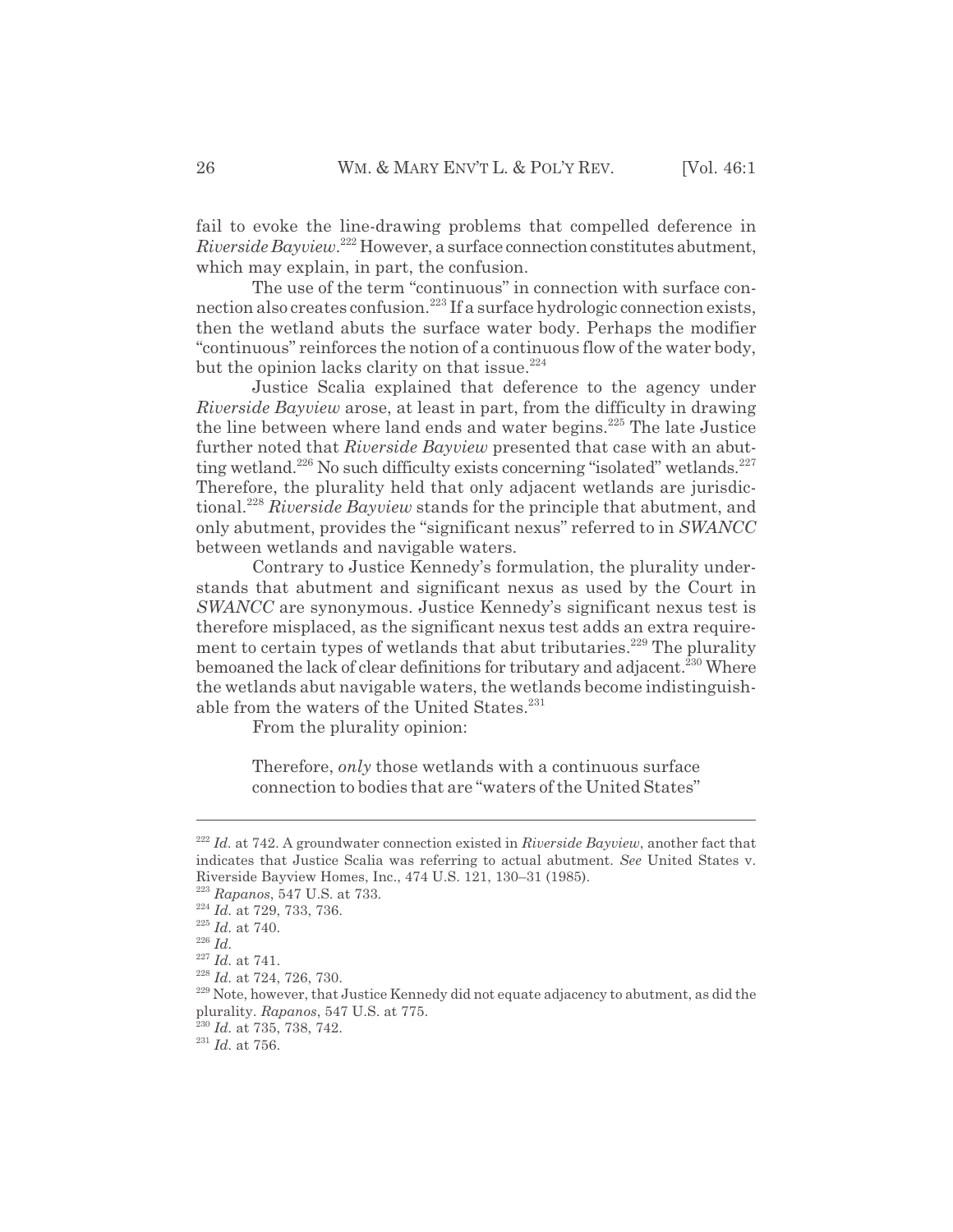fail to evoke the line-drawing problems that compelled deference in *Riverside Bayview*.[222] However, a surface connection constitutes abutment, which may explain, in part, the confusion.

The use of the term "continuous" in connection with surface connection also creates confusion.[223] If a surface hydrologic connection exists, then the wetland abuts the surface water body. Perhaps the modifier "continuous" reinforces the notion of a continuous flow of the water body, but the opinion lacks clarity on that issue.[224]

Justice Scalia explained that deference to the agency under *Riverside Bayview* arose, at least in part, from the difficulty in drawing the line between where land ends and water begins.[225] The late Justice further noted that *Riverside Bayview* presented that case with an abutting wetland.[226] No such difficulty exists concerning "isolated" wetlands.[227] Therefore, the plurality held that only adjacent wetlands are jurisdictional.[228] *Riverside Bayview* stands for the principle that abutment, and only abutment, provides the "significant nexus" referred to in *SWANCC* between wetlands and navigable waters.

Contrary to Justice Kennedy's formulation, the plurality understands that abutment and significant nexus as used by the Court in *SWANCC* are synonymous. Justice Kennedy's significant nexus test is therefore misplaced, as the significant nexus test adds an extra requirement to certain types of wetlands that abut tributaries.[229] The plurality bemoaned the lack of clear definitions for tributary and adjacent.[230] Where the wetlands abut navigable waters, the wetlands become indistinguishable from the waters of the United States.[231]

From the plurality opinion:

> Therefore, *only* those wetlands with a continuous surface connection to bodies that are "waters of the United States"

---

[222] *Id.* at 742. A groundwater connection existed in *Riverside Bayview*, another fact that indicates that Justice Scalia was referring to actual abutment. *See* United States v. Riverside Bayview Homes, Inc., 474 U.S. 121, 130–31 (1985).

[223] *Rapanos*, 547 U.S. at 733.

[224] *Id.* at 729, 733, 736.

[225] *Id.* at 740.

[226] *Id.*

[227] *Id.* at 741.

[228] *Id.* at 724, 726, 730.

[229] Note, however, that Justice Kennedy did not equate adjacency to abutment, as did the plurality. *Rapanos*, 547 U.S. at 775.

[230] *Id.* at 735, 738, 742.

[231] *Id.* at 756.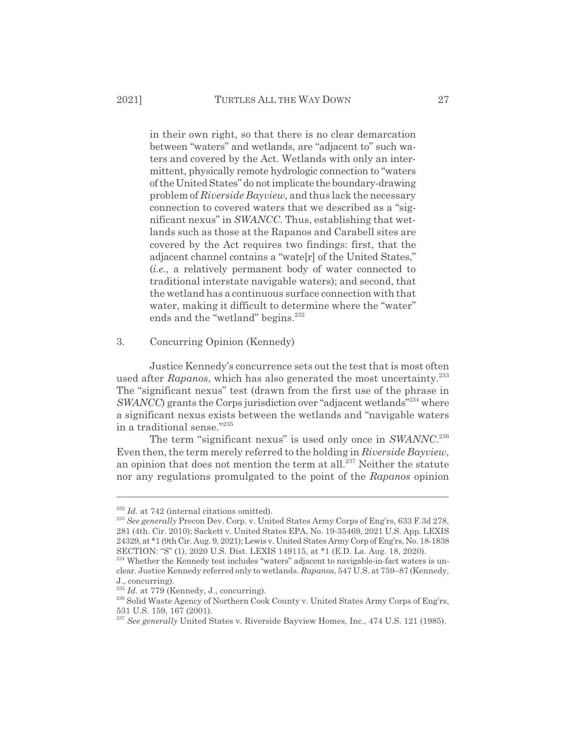in their own right, so that there is no clear demarcation between "waters" and wetlands, are "adjacent to" such waters and covered by the Act. Wetlands with only an intermittent, physically remote hydrologic connection to "waters of the United States" do not implicate the boundary-drawing problem of *Riverside Bayview,* and thus lack the necessary connection to covered waters that we described as a "significant nexus" in *SWANCC*. Thus, establishing that wetlands such as those at the Rapanos and Carabell sites are covered by the Act requires two findings: first, that the adjacent channel contains a "wate[r] of the United States," (*i.e.*, a relatively permanent body of water connected to traditional interstate navigable waters); and second, that the wetland has a continuous surface connection with that water, making it difficult to determine where the "water" ends and the "wetland" begins.[232]

3. Concurring Opinion (Kennedy)

Justice Kennedy's concurrence sets out the test that is most often used after *Rapanos*, which has also generated the most uncertainty.[233] The "significant nexus" test (drawn from the first use of the phrase in *SWANCC*) grants the Corps jurisdiction over "adjacent wetlands"[234] where a significant nexus exists between the wetlands and "navigable waters in a traditional sense."[235]

The term "significant nexus" is used only once in *SWANNC*.[236] Even then, the term merely referred to the holding in *Riverside Bayview*, an opinion that does not mention the term at all.[237] Neither the statute nor any regulations promulgated to the point of the *Rapanos* opinion

---

[232] *Id.* at 742 (internal citations omitted).

[233] *See generally* Precon Dev. Corp. v. United States Army Corps of Eng'rs, 633 F.3d 278, 281 (4th. Cir. 2010); Sackett v. United States EPA, No. 19-35469, 2021 U.S. App. LEXIS 24329, at *1 (9th Cir. Aug. 9, 2021); Lewis v. United States Army Corp of Eng'rs, No. 18-1838 SECTION: "S" (1), 2020 U.S. Dist. LEXIS 149115, at *1 (E.D. La. Aug. 18, 2020).

[234] Whether the Kennedy test includes "waters" adjacent to navigable-in-fact waters is unclear. Justice Kennedy referred only to wetlands. *Rapanos*, 547 U.S. at 759–87 (Kennedy, J., concurring).

[235] *Id.* at 779 (Kennedy, J., concurring).

[236] Solid Waste Agency of Northern Cook County v. United States Army Corps of Eng'rs, 531 U.S. 159, 167 (2001).

[237] *See generally* United States v. Riverside Bayview Homes, Inc., 474 U.S. 121 (1985).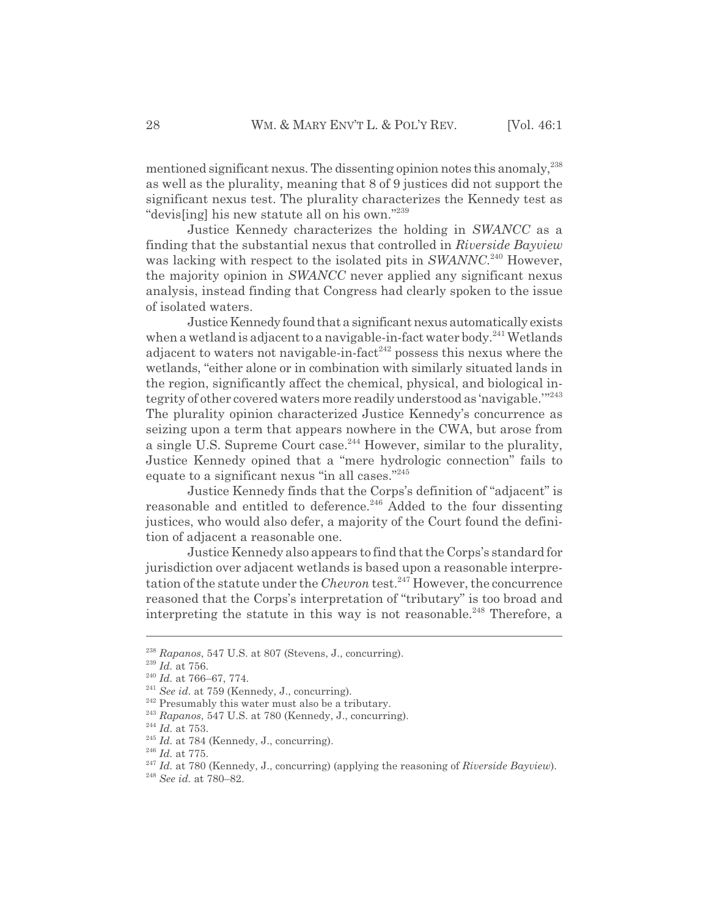mentioned significant nexus. The dissenting opinion notes this anomaly,[238] as well as the plurality, meaning that 8 of 9 justices did not support the significant nexus test. The plurality characterizes the Kennedy test as "devis[ing] his new statute all on his own."[239]

Justice Kennedy characterizes the holding in *SWANCC* as a finding that the substantial nexus that controlled in *Riverside Bayview* was lacking with respect to the isolated pits in *SWANNC*.[240] However, the majority opinion in *SWANCC* never applied any significant nexus analysis, instead finding that Congress had clearly spoken to the issue of isolated waters.

Justice Kennedy found that a significant nexus automatically exists when a wetland is adjacent to a navigable-in-fact water body.[241] Wetlands adjacent to waters not navigable-in-fact[242] possess this nexus where the wetlands, "either alone or in combination with similarly situated lands in the region, significantly affect the chemical, physical, and biological integrity of other covered waters more readily understood as 'navigable.'"[243] The plurality opinion characterized Justice Kennedy's concurrence as seizing upon a term that appears nowhere in the CWA, but arose from a single U.S. Supreme Court case.[244] However, similar to the plurality, Justice Kennedy opined that a "mere hydrologic connection" fails to equate to a significant nexus "in all cases."[245]

Justice Kennedy finds that the Corps's definition of "adjacent" is reasonable and entitled to deference.[246] Added to the four dissenting justices, who would also defer, a majority of the Court found the definition of adjacent a reasonable one.

Justice Kennedy also appears to find that the Corps's standard for jurisdiction over adjacent wetlands is based upon a reasonable interpretation of the statute under the *Chevron* test.[247] However, the concurrence reasoned that the Corps's interpretation of "tributary" is too broad and interpreting the statute in this way is not reasonable.[248] Therefore, a

---

[238] *Rapanos*, 547 U.S. at 807 (Stevens, J., concurring).
[239] *Id.* at 756.
[240] *Id.* at 766–67, 774.
[241] *See id.* at 759 (Kennedy, J., concurring).
[242] Presumably this water must also be a tributary.
[243] *Rapanos*, 547 U.S. at 780 (Kennedy, J., concurring).
[244] *Id.* at 753.
[245] *Id.* at 784 (Kennedy, J., concurring).
[246] *Id.* at 775.
[247] *Id.* at 780 (Kennedy, J., concurring) (applying the reasoning of *Riverside Bayview*).
[248] *See id.* at 780–82.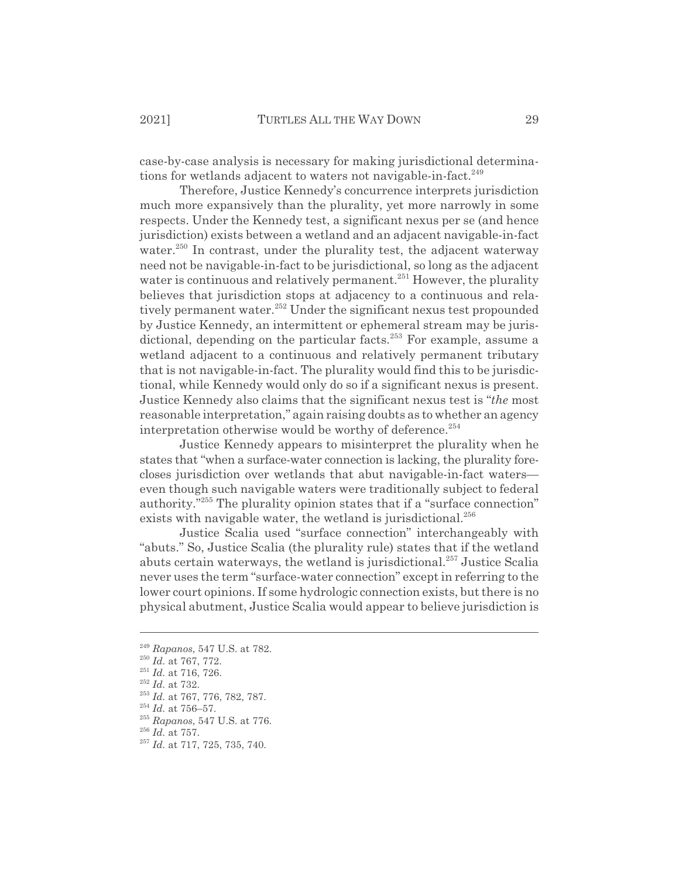case-by-case analysis is necessary for making jurisdictional determinations for wetlands adjacent to waters not navigable-in-fact.[249]

Therefore, Justice Kennedy's concurrence interprets jurisdiction much more expansively than the plurality, yet more narrowly in some respects. Under the Kennedy test, a significant nexus per se (and hence jurisdiction) exists between a wetland and an adjacent navigable-in-fact water.[250] In contrast, under the plurality test, the adjacent waterway need not be navigable-in-fact to be jurisdictional, so long as the adjacent water is continuous and relatively permanent.[251] However, the plurality believes that jurisdiction stops at adjacency to a continuous and relatively permanent water.[252] Under the significant nexus test propounded by Justice Kennedy, an intermittent or ephemeral stream may be jurisdictional, depending on the particular facts.[253] For example, assume a wetland adjacent to a continuous and relatively permanent tributary that is not navigable-in-fact. The plurality would find this to be jurisdictional, while Kennedy would only do so if a significant nexus is present. Justice Kennedy also claims that the significant nexus test is "*the* most reasonable interpretation," again raising doubts as to whether an agency interpretation otherwise would be worthy of deference.[254]

Justice Kennedy appears to misinterpret the plurality when he states that "when a surface-water connection is lacking, the plurality forecloses jurisdiction over wetlands that abut navigable-in-fact waters—even though such navigable waters were traditionally subject to federal authority."[255] The plurality opinion states that if a "surface connection" exists with navigable water, the wetland is jurisdictional.[256]

Justice Scalia used "surface connection" interchangeably with "abuts." So, Justice Scalia (the plurality rule) states that if the wetland abuts certain waterways, the wetland is jurisdictional.[257] Justice Scalia never uses the term "surface-water connection" except in referring to the lower court opinions. If some hydrologic connection exists, but there is no physical abutment, Justice Scalia would appear to believe jurisdiction is

---

[249] *Rapanos*, 547 U.S. at 782.

[250] *Id.* at 767, 772.

[251] *Id.* at 716, 726.

[252] *Id.* at 732.

[253] *Id.* at 767, 776, 782, 787.

[254] *Id.* at 756–57.

[255] *Rapanos*, 547 U.S. at 776.

[256] *Id.* at 757.

[257] *Id.* at 717, 725, 735, 740.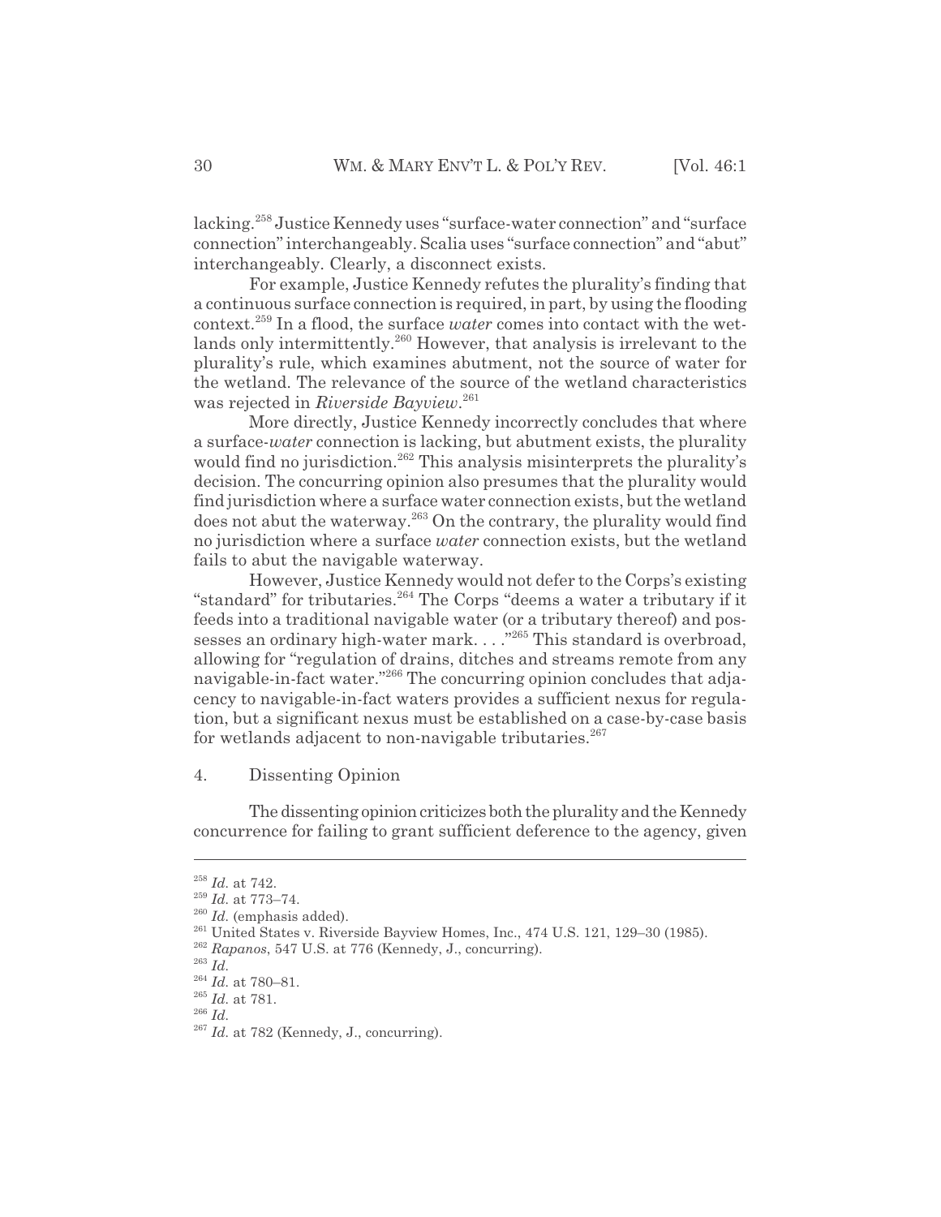lacking.[258] Justice Kennedy uses "surface-water connection" and "surface connection" interchangeably. Scalia uses "surface connection" and "abut" interchangeably. Clearly, a disconnect exists.

For example, Justice Kennedy refutes the plurality's finding that a continuous surface connection is required, in part, by using the flooding context.[259] In a flood, the surface *water* comes into contact with the wetlands only intermittently.[260] However, that analysis is irrelevant to the plurality's rule, which examines abutment, not the source of water for the wetland. The relevance of the source of the wetland characteristics was rejected in *Riverside Bayview*.[261]

More directly, Justice Kennedy incorrectly concludes that where a surface-*water* connection is lacking, but abutment exists, the plurality would find no jurisdiction.[262] This analysis misinterprets the plurality's decision. The concurring opinion also presumes that the plurality would find jurisdiction where a surface water connection exists, but the wetland does not abut the waterway.[263] On the contrary, the plurality would find no jurisdiction where a surface *water* connection exists, but the wetland fails to abut the navigable waterway.

However, Justice Kennedy would not defer to the Corps's existing "standard" for tributaries.[264] The Corps "deems a water a tributary if it feeds into a traditional navigable water (or a tributary thereof) and possesses an ordinary high-water mark. . . ."[265] This standard is overbroad, allowing for "regulation of drains, ditches and streams remote from any navigable-in-fact water."[266] The concurring opinion concludes that adjacency to navigable-in-fact waters provides a sufficient nexus for regulation, but a significant nexus must be established on a case-by-case basis for wetlands adjacent to non-navigable tributaries.[267]

### 4. Dissenting Opinion

The dissenting opinion criticizes both the plurality and the Kennedy concurrence for failing to grant sufficient deference to the agency, given

---

[258] *Id.* at 742.

[259] *Id.* at 773–74.

[260] *Id.* (emphasis added).

[261] United States v. Riverside Bayview Homes, Inc., 474 U.S. 121, 129–30 (1985).

[262] *Rapanos*, 547 U.S. at 776 (Kennedy, J., concurring).

[263] *Id.*

[264] *Id.* at 780–81.

[265] *Id.* at 781.

[266] *Id.*

[267] *Id.* at 782 (Kennedy, J., concurring).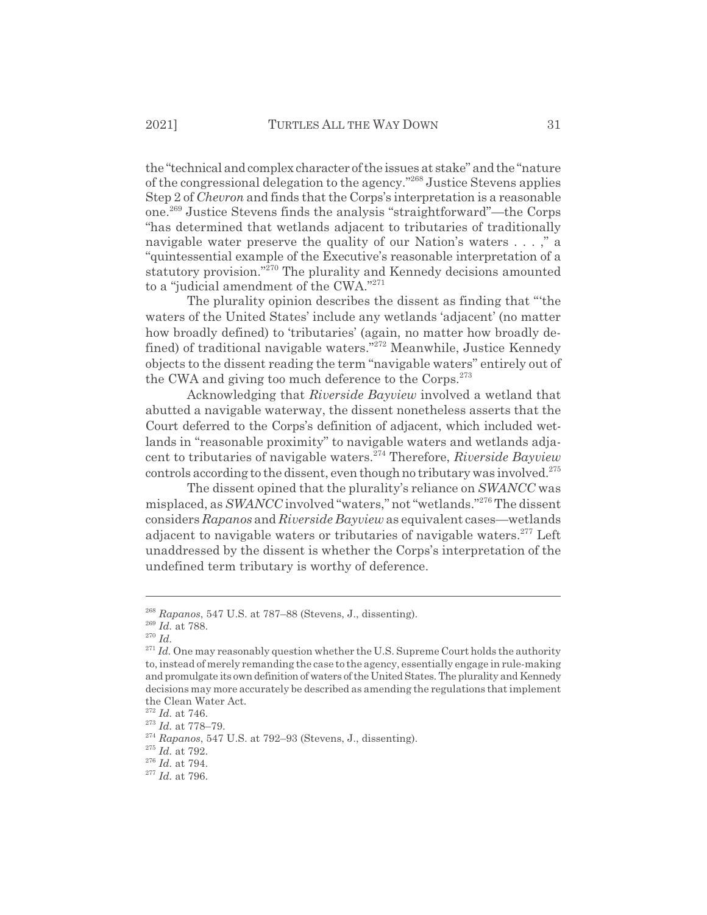the "technical and complex character of the issues at stake" and the "nature of the congressional delegation to the agency."[268] Justice Stevens applies Step 2 of *Chevron* and finds that the Corps's interpretation is a reasonable one.[269] Justice Stevens finds the analysis "straightforward"—the Corps "has determined that wetlands adjacent to tributaries of traditionally navigable water preserve the quality of our Nation's waters . . . ," a "quintessential example of the Executive's reasonable interpretation of a statutory provision."[270] The plurality and Kennedy decisions amounted to a "judicial amendment of the CWA."[271]

The plurality opinion describes the dissent as finding that "'the waters of the United States' include any wetlands 'adjacent' (no matter how broadly defined) to 'tributaries' (again, no matter how broadly defined) of traditional navigable waters."[272] Meanwhile, Justice Kennedy objects to the dissent reading the term "navigable waters" entirely out of the CWA and giving too much deference to the Corps.[273]

Acknowledging that *Riverside Bayview* involved a wetland that abutted a navigable waterway, the dissent nonetheless asserts that the Court deferred to the Corps's definition of adjacent, which included wetlands in "reasonable proximity" to navigable waters and wetlands adjacent to tributaries of navigable waters.[274] Therefore, *Riverside Bayview* controls according to the dissent, even though no tributary was involved.[275]

The dissent opined that the plurality's reliance on *SWANCC* was misplaced, as *SWANCC* involved "waters," not "wetlands."[276] The dissent considers *Rapanos* and *Riverside Bayview* as equivalent cases—wetlands adjacent to navigable waters or tributaries of navigable waters.[277] Left unaddressed by the dissent is whether the Corps's interpretation of the undefined term tributary is worthy of deference.

---

[268] *Rapanos*, 547 U.S. at 787–88 (Stevens, J., dissenting).

[269] *Id.* at 788.

[270] *Id.*

[271] *Id.* One may reasonably question whether the U.S. Supreme Court holds the authority to, instead of merely remanding the case to the agency, essentially engage in rule-making and promulgate its own definition of waters of the United States. The plurality and Kennedy decisions may more accurately be described as amending the regulations that implement the Clean Water Act.

[272] *Id.* at 746.

[273] *Id.* at 778–79.

[274] *Rapanos*, 547 U.S. at 792–93 (Stevens, J., dissenting).

[275] *Id.* at 792.

[276] *Id.* at 794.

[277] *Id.* at 796.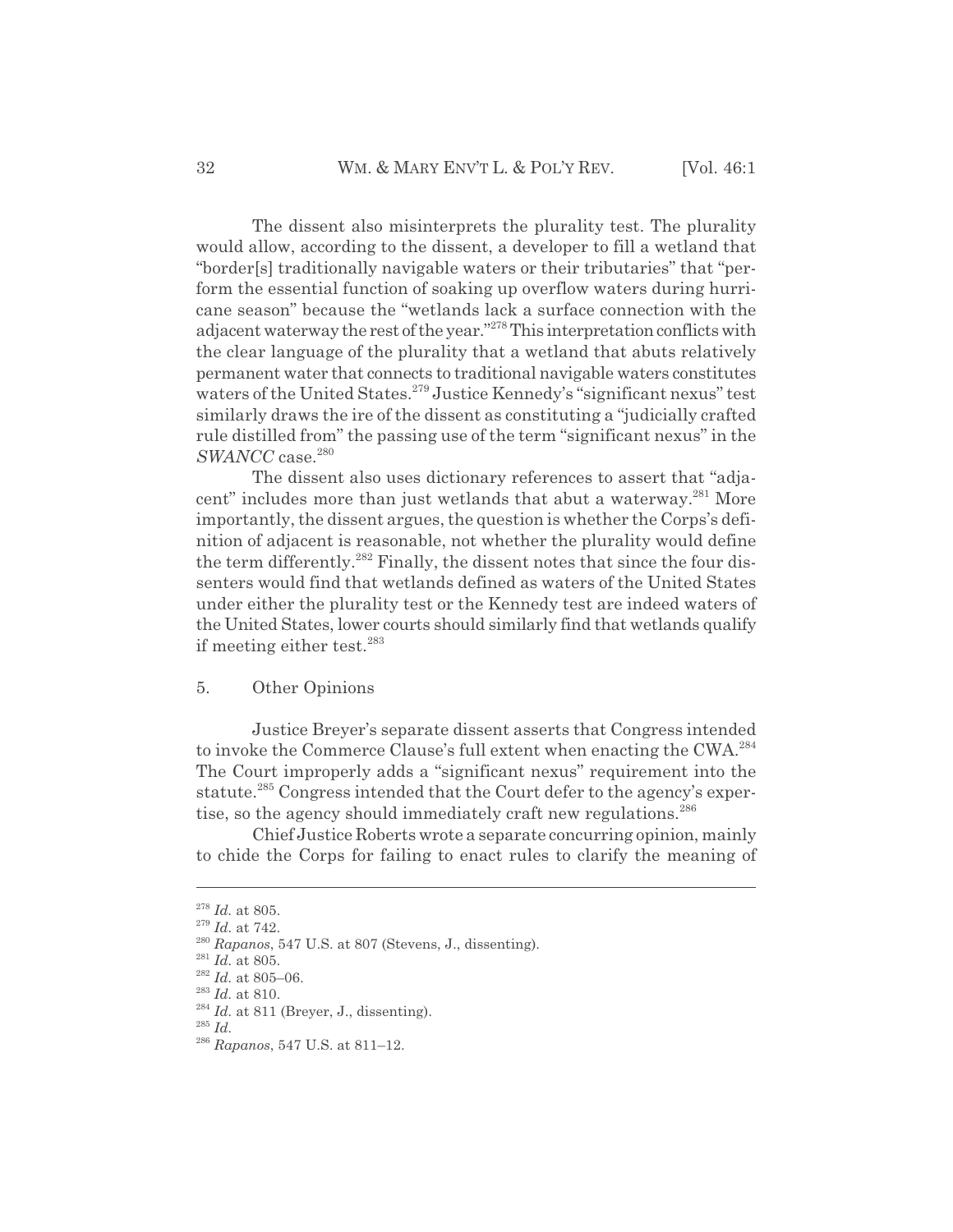The dissent also misinterprets the plurality test. The plurality would allow, according to the dissent, a developer to fill a wetland that "border[s] traditionally navigable waters or their tributaries" that "perform the essential function of soaking up overflow waters during hurricane season" because the "wetlands lack a surface connection with the adjacent waterway the rest of the year."[278] This interpretation conflicts with the clear language of the plurality that a wetland that abuts relatively permanent water that connects to traditional navigable waters constitutes waters of the United States.[279] Justice Kennedy's "significant nexus" test similarly draws the ire of the dissent as constituting a "judicially crafted rule distilled from" the passing use of the term "significant nexus" in the *SWANCC* case.[280]

The dissent also uses dictionary references to assert that "adjacent" includes more than just wetlands that abut a waterway.[281] More importantly, the dissent argues, the question is whether the Corps's definition of adjacent is reasonable, not whether the plurality would define the term differently.[282] Finally, the dissent notes that since the four dissenters would find that wetlands defined as waters of the United States under either the plurality test or the Kennedy test are indeed waters of the United States, lower courts should similarly find that wetlands qualify if meeting either test.[283]

5. Other Opinions

Justice Breyer's separate dissent asserts that Congress intended to invoke the Commerce Clause's full extent when enacting the CWA.[284] The Court improperly adds a "significant nexus" requirement into the statute.[285] Congress intended that the Court defer to the agency's expertise, so the agency should immediately craft new regulations.[286]

Chief Justice Roberts wrote a separate concurring opinion, mainly to chide the Corps for failing to enact rules to clarify the meaning of

---

[278] *Id.* at 805.

[279] *Id.* at 742.

[280] *Rapanos*, 547 U.S. at 807 (Stevens, J., dissenting).

[281] *Id.* at 805.

[282] *Id.* at 805–06.

[283] *Id.* at 810.

[284] *Id.* at 811 (Breyer, J., dissenting).

[285] *Id.*

[286] *Rapanos*, 547 U.S. at 811–12.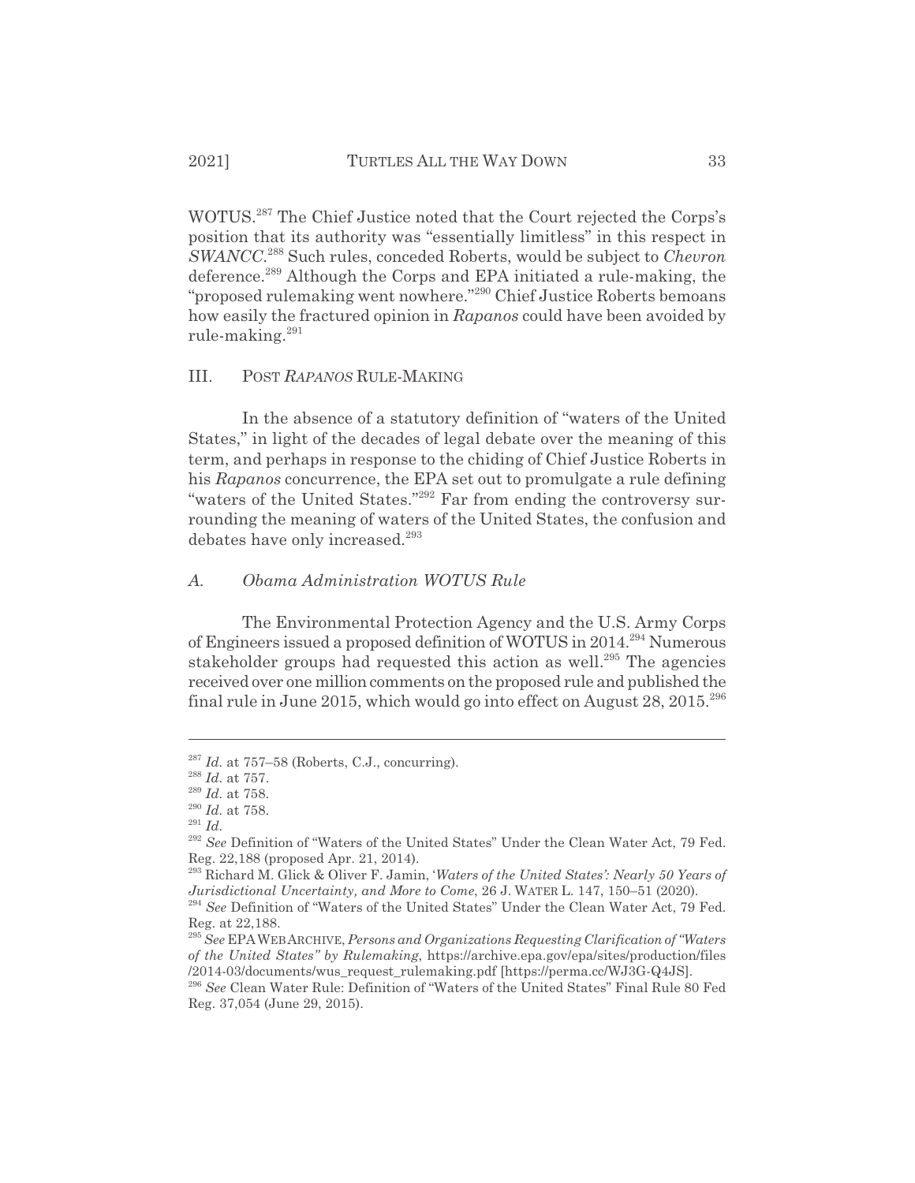WOTUS.[287] The Chief Justice noted that the Court rejected the Corps's position that its authority was "essentially limitless" in this respect in *SWANCC*.[288] Such rules, conceded Roberts, would be subject to *Chevron* deference.[289] Although the Corps and EPA initiated a rule-making, the "proposed rulemaking went nowhere."[290] Chief Justice Roberts bemoans how easily the fractured opinion in *Rapanos* could have been avoided by rule-making.[291]

## III. POST *RAPANOS* RULE-MAKING

In the absence of a statutory definition of "waters of the United States," in light of the decades of legal debate over the meaning of this term, and perhaps in response to the chiding of Chief Justice Roberts in his *Rapanos* concurrence, the EPA set out to promulgate a rule defining "waters of the United States."[292] Far from ending the controversy surrounding the meaning of waters of the United States, the confusion and debates have only increased.[293]

### *A. Obama Administration WOTUS Rule*

The Environmental Protection Agency and the U.S. Army Corps of Engineers issued a proposed definition of WOTUS in 2014.[294] Numerous stakeholder groups had requested this action as well.[295] The agencies received over one million comments on the proposed rule and published the final rule in June 2015, which would go into effect on August 28, 2015.[296]

---

[287] *Id.* at 757–58 (Roberts, C.J., concurring).

[288] *Id.* at 757.

[289] *Id.* at 758.

[290] *Id.* at 758.

[291] *Id.*

[292] *See* Definition of "Waters of the United States" Under the Clean Water Act, 79 Fed. Reg. 22,188 (proposed Apr. 21, 2014).

[293] Richard M. Glick & Oliver F. Jamin, '*Waters of the United States': Nearly 50 Years of Jurisdictional Uncertainty, and More to Come*, 26 J. WATER L. 147, 150–51 (2020).

[294] *See* Definition of "Waters of the United States" Under the Clean Water Act, 79 Fed. Reg. at 22,188.

[295] *See* EPA WEB ARCHIVE, *Persons and Organizations Requesting Clarification of "Waters of the United States" by Rulemaking*, https://archive.epa.gov/epa/sites/production/files/2014-03/documents/wus_request_rulemaking.pdf [https://perma.cc/WJ3G-Q4JS].

[296] *See* Clean Water Rule: Definition of "Waters of the United States" Final Rule 80 Fed Reg. 37,054 (June 29, 2015).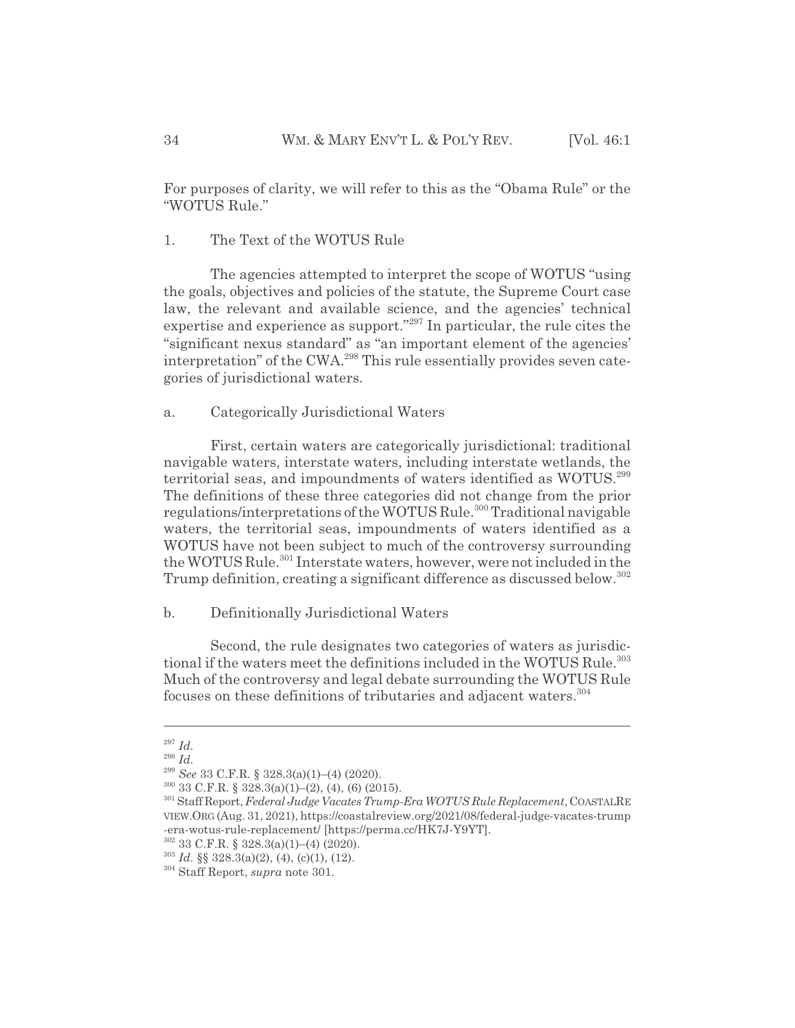For purposes of clarity, we will refer to this as the "Obama Rule" or the "WOTUS Rule."

### 1. The Text of the WOTUS Rule

The agencies attempted to interpret the scope of WOTUS "using the goals, objectives and policies of the statute, the Supreme Court case law, the relevant and available science, and the agencies' technical expertise and experience as support."[297] In particular, the rule cites the "significant nexus standard" as "an important element of the agencies' interpretation" of the CWA.[298] This rule essentially provides seven categories of jurisdictional waters.

#### a. Categorically Jurisdictional Waters

First, certain waters are categorically jurisdictional: traditional navigable waters, interstate waters, including interstate wetlands, the territorial seas, and impoundments of waters identified as WOTUS.[299] The definitions of these three categories did not change from the prior regulations/interpretations of the WOTUS Rule.[300] Traditional navigable waters, the territorial seas, impoundments of waters identified as a WOTUS have not been subject to much of the controversy surrounding the WOTUS Rule.[301] Interstate waters, however, were not included in the Trump definition, creating a significant difference as discussed below.[302]

#### b. Definitionally Jurisdictional Waters

Second, the rule designates two categories of waters as jurisdictional if the waters meet the definitions included in the WOTUS Rule.[303] Much of the controversy and legal debate surrounding the WOTUS Rule focuses on these definitions of tributaries and adjacent waters.[304]

---

[297] *Id.*

[298] *Id.*

[299] *See* 33 C.F.R. § 328.3(a)(1)–(4) (2020).

[300] 33 C.F.R. § 328.3(a)(1)–(2), (4), (6) (2015).

[301] Staff Report, *Federal Judge Vacates Trump-Era WOTUS Rule Replacement*, COASTALREVIEW.ORG (Aug. 31, 2021), https://coastalreview.org/2021/08/federal-judge-vacates-trump-era-wotus-rule-replacement/ [https://perma.cc/HK7J-Y9YT].

[302] 33 C.F.R. § 328.3(a)(1)–(4) (2020).

[303] *Id.* §§ 328.3(a)(2), (4), (c)(1), (12).

[304] Staff Report, *supra* note 301.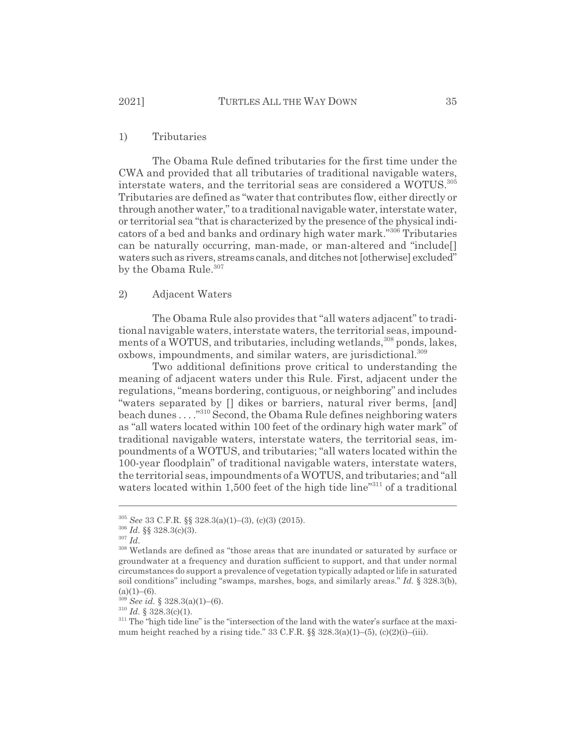1) Tributaries

The Obama Rule defined tributaries for the first time under the CWA and provided that all tributaries of traditional navigable waters, interstate waters, and the territorial seas are considered a WOTUS.[305] Tributaries are defined as "water that contributes flow, either directly or through another water," to a traditional navigable water, interstate water, or territorial sea "that is characterized by the presence of the physical indicators of a bed and banks and ordinary high water mark."[306] Tributaries can be naturally occurring, man-made, or man-altered and "include[] waters such as rivers, streams canals, and ditches not [otherwise] excluded" by the Obama Rule.[307]

2) Adjacent Waters

The Obama Rule also provides that "all waters adjacent" to traditional navigable waters, interstate waters, the territorial seas, impoundments of a WOTUS, and tributaries, including wetlands,[308] ponds, lakes, oxbows, impoundments, and similar waters, are jurisdictional.[309]

Two additional definitions prove critical to understanding the meaning of adjacent waters under this Rule. First, adjacent under the regulations, "means bordering, contiguous, or neighboring" and includes "waters separated by [] dikes or barriers, natural river berms, [and] beach dunes . . . ."[310] Second, the Obama Rule defines neighboring waters as "all waters located within 100 feet of the ordinary high water mark" of traditional navigable waters, interstate waters, the territorial seas, impoundments of a WOTUS, and tributaries; "all waters located within the 100-year floodplain" of traditional navigable waters, interstate waters, the territorial seas, impoundments of a WOTUS, and tributaries; and "all waters located within 1,500 feet of the high tide line"[311] of a traditional

---

[305] *See* 33 C.F.R. §§ 328.3(a)(1)–(3), (c)(3) (2015).

[306] *Id.* §§ 328.3(c)(3).

[307] *Id.*

[308] Wetlands are defined as "those areas that are inundated or saturated by surface or groundwater at a frequency and duration sufficient to support, and that under normal circumstances do support a prevalence of vegetation typically adapted or life in saturated soil conditions" including "swamps, marshes, bogs, and similarly areas." *Id.* § 328.3(b), (a)(1)–(6).

[309] *See id.* § 328.3(a)(1)–(6).

[310] *Id.* § 328.3(c)(1).

[311] The "high tide line" is the "intersection of the land with the water's surface at the maximum height reached by a rising tide." 33 C.F.R. §§ 328.3(a)(1)–(5), (c)(2)(i)–(iii).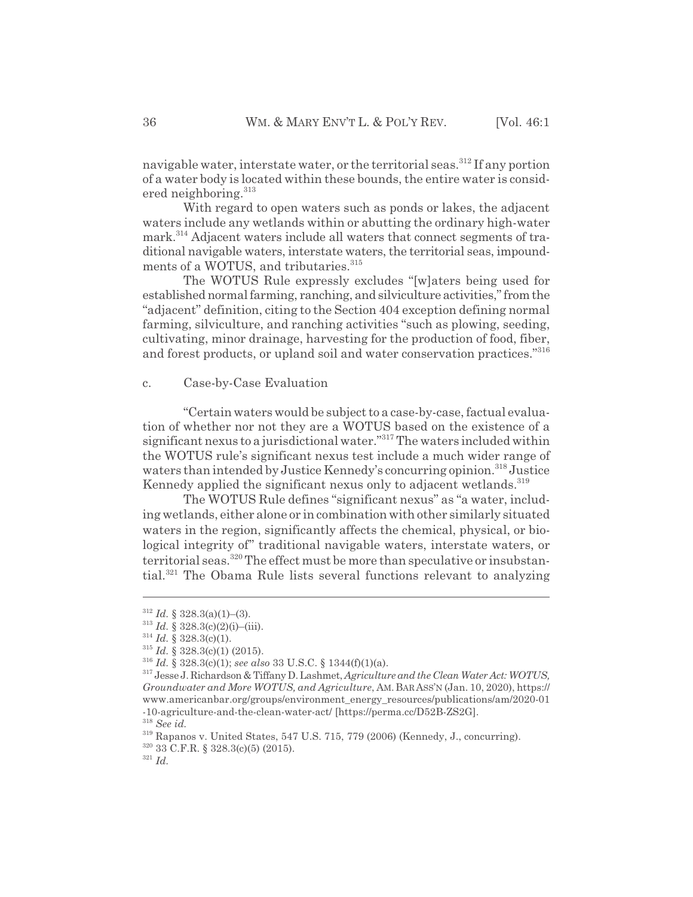navigable water, interstate water, or the territorial seas.[312] If any portion of a water body is located within these bounds, the entire water is considered neighboring.[313]

With regard to open waters such as ponds or lakes, the adjacent waters include any wetlands within or abutting the ordinary high-water mark.[314] Adjacent waters include all waters that connect segments of traditional navigable waters, interstate waters, the territorial seas, impoundments of a WOTUS, and tributaries.[315]

The WOTUS Rule expressly excludes "[w]aters being used for established normal farming, ranching, and silviculture activities," from the "adjacent" definition, citing to the Section 404 exception defining normal farming, silviculture, and ranching activities "such as plowing, seeding, cultivating, minor drainage, harvesting for the production of food, fiber, and forest products, or upland soil and water conservation practices."[316]

c. Case-by-Case Evaluation

"Certain waters would be subject to a case-by-case, factual evaluation of whether nor not they are a WOTUS based on the existence of a significant nexus to a jurisdictional water."[317] The waters included within the WOTUS rule's significant nexus test include a much wider range of waters than intended by Justice Kennedy's concurring opinion.[318] Justice Kennedy applied the significant nexus only to adjacent wetlands.[319]

The WOTUS Rule defines "significant nexus" as "a water, including wetlands, either alone or in combination with other similarly situated waters in the region, significantly affects the chemical, physical, or biological integrity of" traditional navigable waters, interstate waters, or territorial seas.[320] The effect must be more than speculative or insubstantial.[321] The Obama Rule lists several functions relevant to analyzing

---

[312] *Id.* § 328.3(a)(1)–(3).

[313] *Id.* § 328.3(c)(2)(i)–(iii).

[314] *Id.* § 328.3(c)(1).

[315] *Id.* § 328.3(c)(1) (2015).

[316] *Id.* § 328.3(c)(1); *see also* 33 U.S.C. § 1344(f)(1)(a).

[317] Jesse J. Richardson & Tiffany D. Lashmet, *Agriculture and the Clean Water Act: WOTUS, Groundwater and More WOTUS, and Agriculture*, AM. BAR ASS'N (Jan. 10, 2020), https://www.americanbar.org/groups/environment_energy_resources/publications/am/2020-01-10-agriculture-and-the-clean-water-act/ [https://perma.cc/D52B-ZS2G].

[318] *See id.*

[319] Rapanos v. United States, 547 U.S. 715, 779 (2006) (Kennedy, J., concurring).

[320] 33 C.F.R. § 328.3(c)(5) (2015).

[321] *Id.*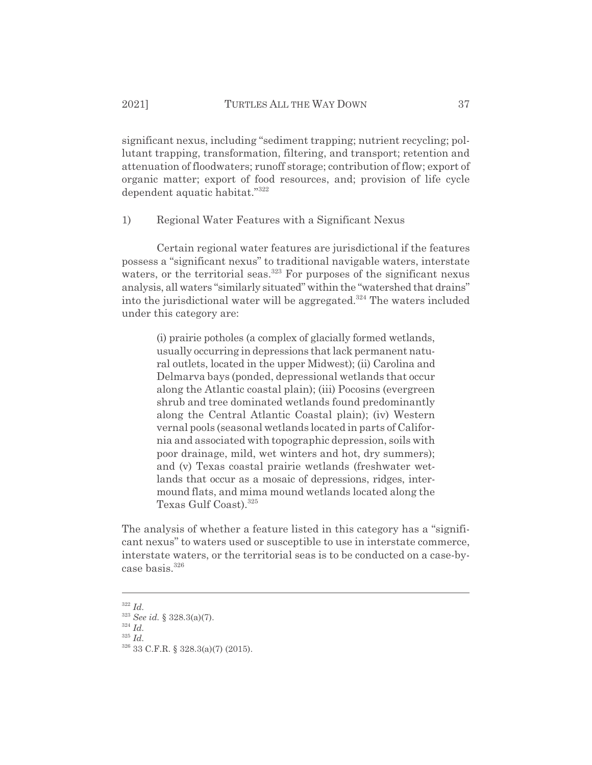significant nexus, including "sediment trapping; nutrient recycling; pollutant trapping, transformation, filtering, and transport; retention and attenuation of floodwaters; runoff storage; contribution of flow; export of organic matter; export of food resources, and; provision of life cycle dependent aquatic habitat."[322]

1) Regional Water Features with a Significant Nexus

Certain regional water features are jurisdictional if the features possess a "significant nexus" to traditional navigable waters, interstate waters, or the territorial seas.[323] For purposes of the significant nexus analysis, all waters "similarly situated" within the "watershed that drains" into the jurisdictional water will be aggregated.[324] The waters included under this category are:

> (i) prairie potholes (a complex of glacially formed wetlands, usually occurring in depressions that lack permanent natural outlets, located in the upper Midwest); (ii) Carolina and Delmarva bays (ponded, depressional wetlands that occur along the Atlantic coastal plain); (iii) Pocosins (evergreen shrub and tree dominated wetlands found predominantly along the Central Atlantic Coastal plain); (iv) Western vernal pools (seasonal wetlands located in parts of California and associated with topographic depression, soils with poor drainage, mild, wet winters and hot, dry summers); and (v) Texas coastal prairie wetlands (freshwater wetlands that occur as a mosaic of depressions, ridges, intermound flats, and mima mound wetlands located along the Texas Gulf Coast).[325]

The analysis of whether a feature listed in this category has a "significant nexus" to waters used or susceptible to use in interstate commerce, interstate waters, or the territorial seas is to be conducted on a case-by-case basis.[326]

---

[322] *Id.*

[323] *See id.* § 328.3(a)(7).

[324] *Id.*

[325] *Id.*

[326] 33 C.F.R. § 328.3(a)(7) (2015).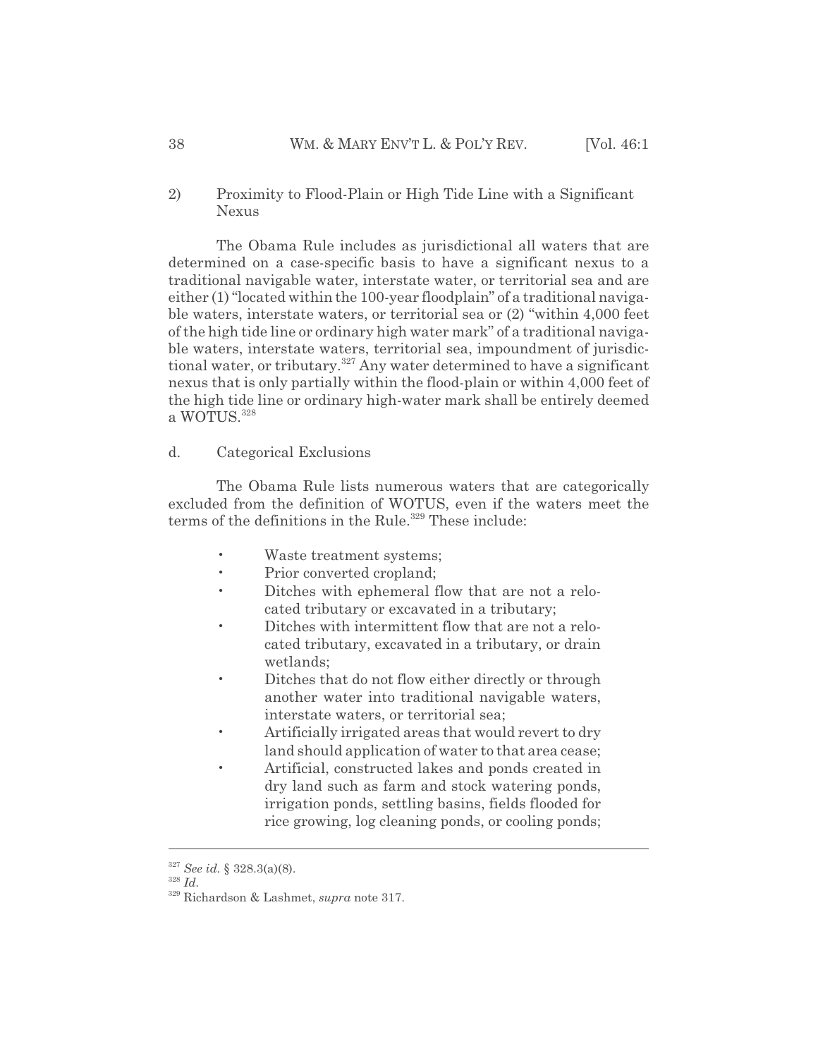2) Proximity to Flood-Plain or High Tide Line with a Significant Nexus

The Obama Rule includes as jurisdictional all waters that are determined on a case-specific basis to have a significant nexus to a traditional navigable water, interstate water, or territorial sea and are either (1) "located within the 100-year floodplain" of a traditional navigable waters, interstate waters, or territorial sea or (2) "within 4,000 feet of the high tide line or ordinary high water mark" of a traditional navigable waters, interstate waters, territorial sea, impoundment of jurisdictional water, or tributary.[327] Any water determined to have a significant nexus that is only partially within the flood-plain or within 4,000 feet of the high tide line or ordinary high-water mark shall be entirely deemed a WOTUS.[328]

d. Categorical Exclusions

The Obama Rule lists numerous waters that are categorically excluded from the definition of WOTUS, even if the waters meet the terms of the definitions in the Rule.[329] These include:

- Waste treatment systems;
- Prior converted cropland;
- Ditches with ephemeral flow that are not a relocated tributary or excavated in a tributary;
- Ditches with intermittent flow that are not a relocated tributary, excavated in a tributary, or drain wetlands;
- Ditches that do not flow either directly or through another water into traditional navigable waters, interstate waters, or territorial sea;
- Artificially irrigated areas that would revert to dry land should application of water to that area cease;
- Artificial, constructed lakes and ponds created in dry land such as farm and stock watering ponds, irrigation ponds, settling basins, fields flooded for rice growing, log cleaning ponds, or cooling ponds;

---

[327] *See id.* § 328.3(a)(8).

[328] *Id.*

[329] Richardson & Lashmet, *supra* note 317.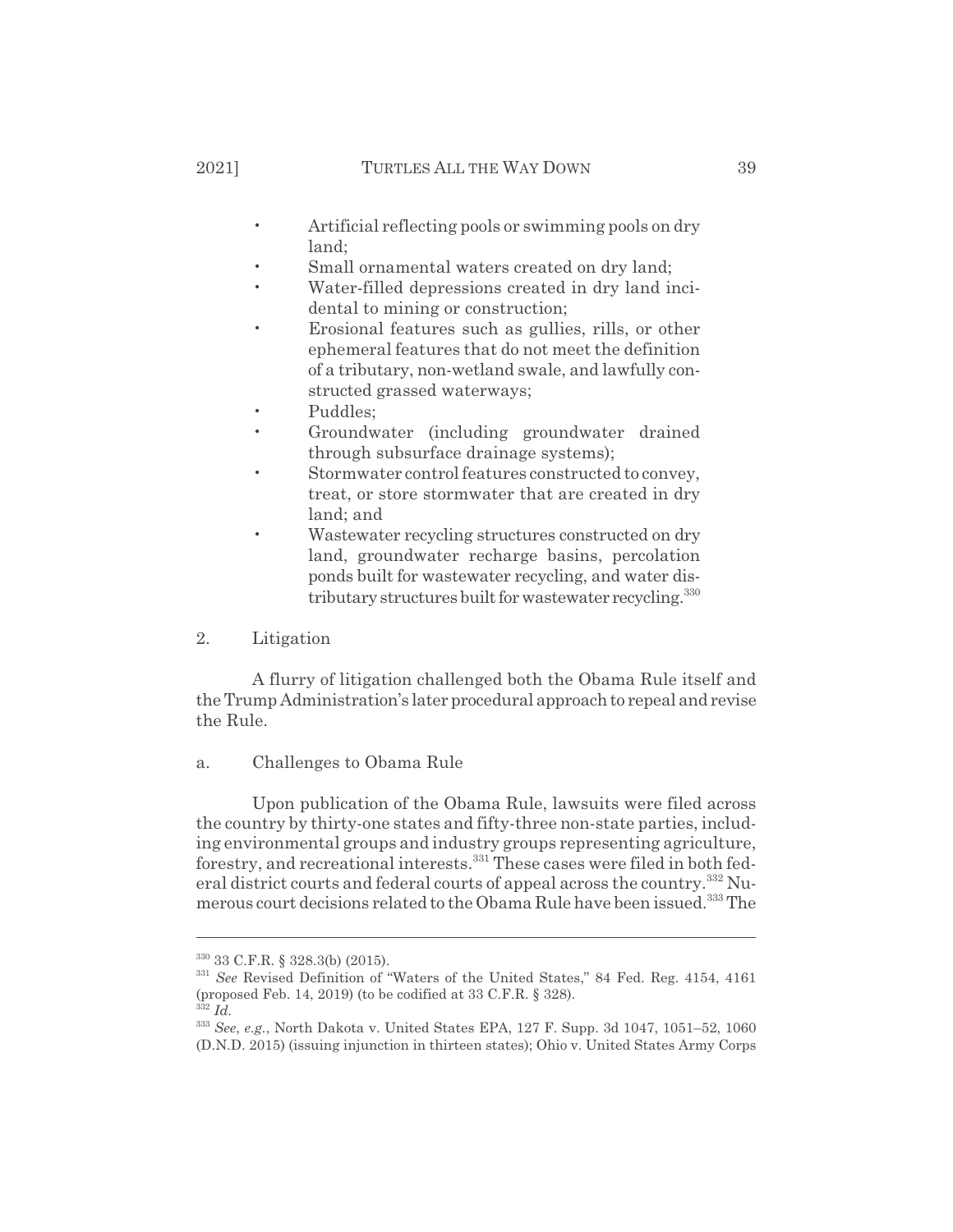- Artificial reflecting pools or swimming pools on dry land;
- Small ornamental waters created on dry land;
- Water-filled depressions created in dry land incidental to mining or construction;
- Erosional features such as gullies, rills, or other ephemeral features that do not meet the definition of a tributary, non-wetland swale, and lawfully constructed grassed waterways;
- Puddles;
- Groundwater (including groundwater drained through subsurface drainage systems);
- Stormwater control features constructed to convey, treat, or store stormwater that are created in dry land; and
- Wastewater recycling structures constructed on dry land, groundwater recharge basins, percolation ponds built for wastewater recycling, and water distributary structures built for wastewater recycling.[330]

2. Litigation

A flurry of litigation challenged both the Obama Rule itself and the Trump Administration's later procedural approach to repeal and revise the Rule.

a. Challenges to Obama Rule

Upon publication of the Obama Rule, lawsuits were filed across the country by thirty-one states and fifty-three non-state parties, including environmental groups and industry groups representing agriculture, forestry, and recreational interests.[331] These cases were filed in both federal district courts and federal courts of appeal across the country.[332] Numerous court decisions related to the Obama Rule have been issued.[333] The

---

[330] 33 C.F.R. § 328.3(b) (2015).

[331] *See* Revised Definition of "Waters of the United States," 84 Fed. Reg. 4154, 4161 (proposed Feb. 14, 2019) (to be codified at 33 C.F.R. § 328).

[332] *Id.*

[333] *See, e.g.*, North Dakota v. United States EPA, 127 F. Supp. 3d 1047, 1051–52, 1060 (D.N.D. 2015) (issuing injunction in thirteen states); Ohio v. United States Army Corps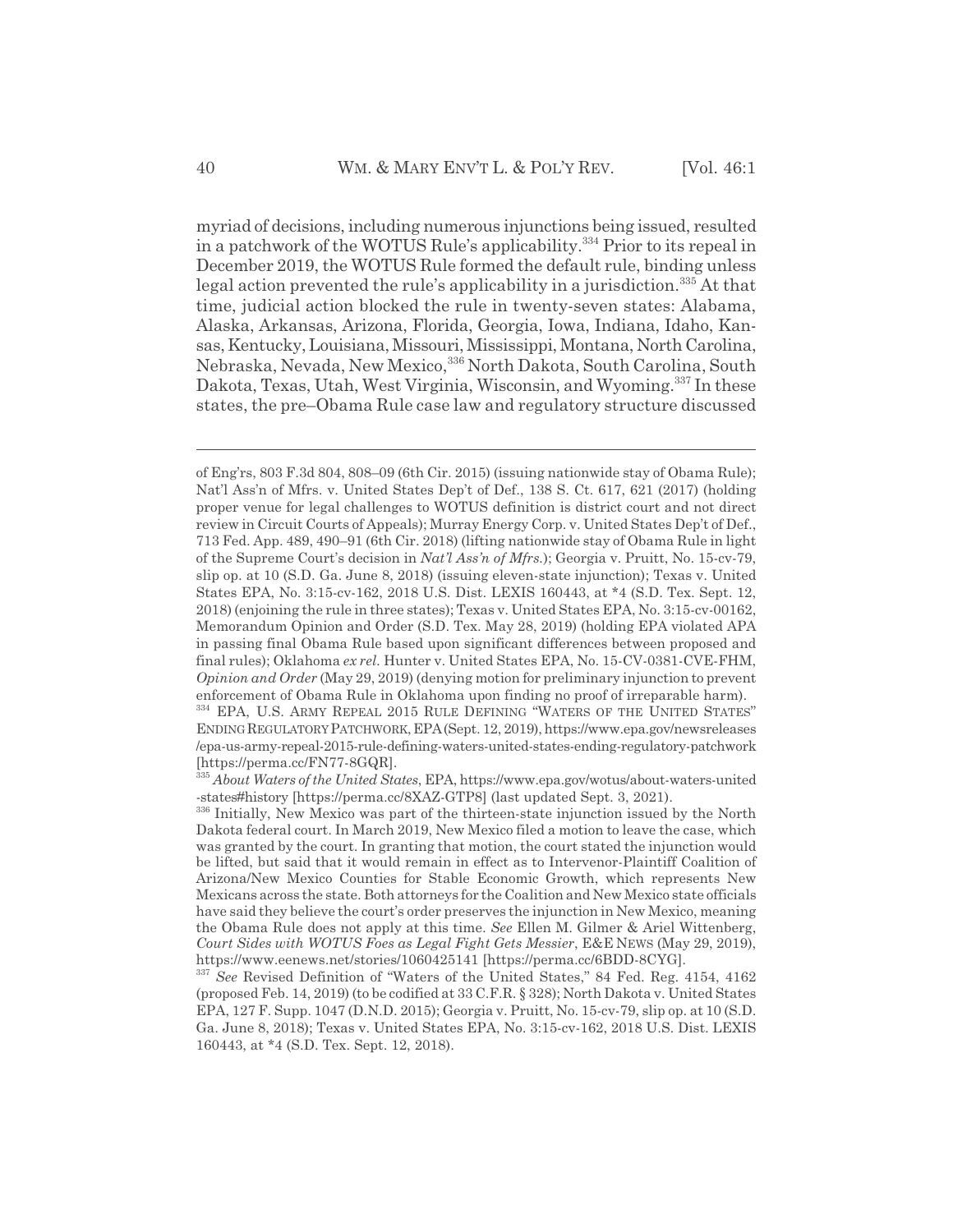myriad of decisions, including numerous injunctions being issued, resulted in a patchwork of the WOTUS Rule's applicability.[334] Prior to its repeal in December 2019, the WOTUS Rule formed the default rule, binding unless legal action prevented the rule's applicability in a jurisdiction.[335] At that time, judicial action blocked the rule in twenty-seven states: Alabama, Alaska, Arkansas, Arizona, Florida, Georgia, Iowa, Indiana, Idaho, Kansas, Kentucky, Louisiana, Missouri, Mississippi, Montana, North Carolina, Nebraska, Nevada, New Mexico,[336] North Dakota, South Carolina, South Dakota, Texas, Utah, West Virginia, Wisconsin, and Wyoming.[337] In these states, the pre–Obama Rule case law and regulatory structure discussed

---

of Eng'rs, 803 F.3d 804, 808–09 (6th Cir. 2015) (issuing nationwide stay of Obama Rule); Nat'l Ass'n of Mfrs. v. United States Dep't of Def., 138 S. Ct. 617, 621 (2017) (holding proper venue for legal challenges to WOTUS definition is district court and not direct review in Circuit Courts of Appeals); Murray Energy Corp. v. United States Dep't of Def., 713 Fed. App. 489, 490–91 (6th Cir. 2018) (lifting nationwide stay of Obama Rule in light of the Supreme Court's decision in *Nat'l Ass'n of Mfrs.*); Georgia v. Pruitt, No. 15-cv-79, slip op. at 10 (S.D. Ga. June 8, 2018) (issuing eleven-state injunction); Texas v. United States EPA, No. 3:15-cv-162, 2018 U.S. Dist. LEXIS 160443, at *4 (S.D. Tex. Sept. 12, 2018) (enjoining the rule in three states); Texas v. United States EPA, No. 3:15-cv-00162, Memorandum Opinion and Order (S.D. Tex. May 28, 2019) (holding EPA violated APA in passing final Obama Rule based upon significant differences between proposed and final rules); Oklahoma *ex rel.* Hunter v. United States EPA, No. 15-CV-0381-CVE-FHM, *Opinion and Order* (May 29, 2019) (denying motion for preliminary injunction to prevent enforcement of Obama Rule in Oklahoma upon finding no proof of irreparable harm).

[334] EPA, U.S. ARMY REPEAL 2015 RULE DEFINING "WATERS OF THE UNITED STATES" ENDING REGULATORY PATCHWORK, EPA (Sept. 12, 2019), https://www.epa.gov/newsreleases/epa-us-army-repeal-2015-rule-defining-waters-united-states-ending-regulatory-patchwork [https://perma.cc/FN77-8GQR].

[335] *About Waters of the United States*, EPA, https://www.epa.gov/wotus/about-waters-united-states#history [https://perma.cc/8XAZ-GTP8] (last updated Sept. 3, 2021).

[336] Initially, New Mexico was part of the thirteen-state injunction issued by the North Dakota federal court. In March 2019, New Mexico filed a motion to leave the case, which was granted by the court. In granting that motion, the court stated the injunction would be lifted, but said that it would remain in effect as to Intervenor-Plaintiff Coalition of Arizona/New Mexico Counties for Stable Economic Growth, which represents New Mexicans across the state. Both attorneys for the Coalition and New Mexico state officials have said they believe the court's order preserves the injunction in New Mexico, meaning the Obama Rule does not apply at this time. *See* Ellen M. Gilmer & Ariel Wittenberg, *Court Sides with WOTUS Foes as Legal Fight Gets Messier*, E&E NEWS (May 29, 2019), https://www.eenews.net/stories/1060425141 [https://perma.cc/6BDD-8CYG].

[337] *See* Revised Definition of "Waters of the United States," 84 Fed. Reg. 4154, 4162 (proposed Feb. 14, 2019) (to be codified at 33 C.F.R. § 328); North Dakota v. United States EPA, 127 F. Supp. 1047 (D.N.D. 2015); Georgia v. Pruitt, No. 15-cv-79, slip op. at 10 (S.D. Ga. June 8, 2018); Texas v. United States EPA, No. 3:15-cv-162, 2018 U.S. Dist. LEXIS 160443, at *4 (S.D. Tex. Sept. 12, 2018).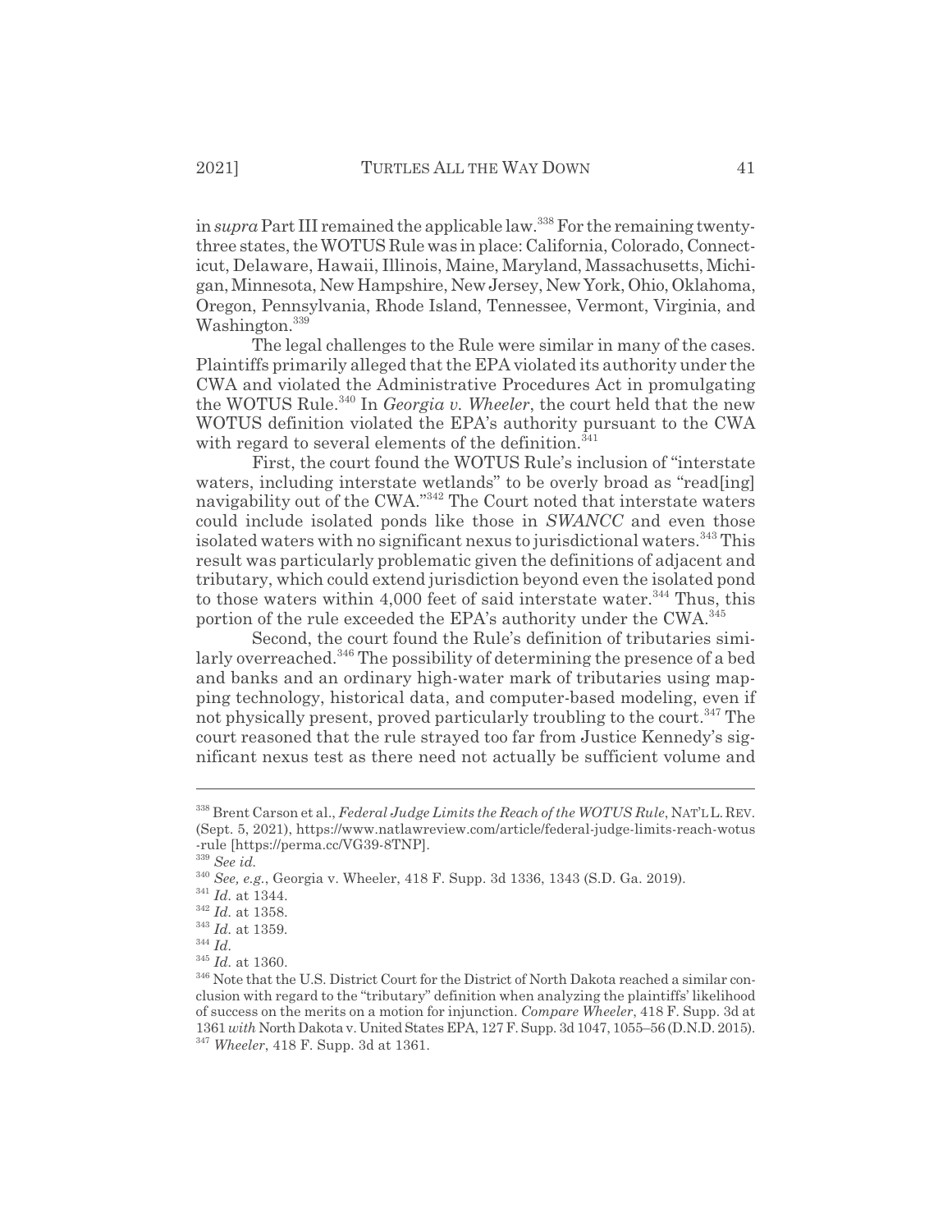in *supra* Part III remained the applicable law.[338] For the remaining twenty-three states, the WOTUS Rule was in place: California, Colorado, Connecticut, Delaware, Hawaii, Illinois, Maine, Maryland, Massachusetts, Michigan, Minnesota, New Hampshire, New Jersey, New York, Ohio, Oklahoma, Oregon, Pennsylvania, Rhode Island, Tennessee, Vermont, Virginia, and Washington.[339]

The legal challenges to the Rule were similar in many of the cases. Plaintiffs primarily alleged that the EPA violated its authority under the CWA and violated the Administrative Procedures Act in promulgating the WOTUS Rule.[340] In *Georgia v. Wheeler*, the court held that the new WOTUS definition violated the EPA's authority pursuant to the CWA with regard to several elements of the definition.[341]

First, the court found the WOTUS Rule's inclusion of "interstate waters, including interstate wetlands" to be overly broad as "read[ing] navigability out of the CWA."[342] The Court noted that interstate waters could include isolated ponds like those in *SWANCC* and even those isolated waters with no significant nexus to jurisdictional waters.[343] This result was particularly problematic given the definitions of adjacent and tributary, which could extend jurisdiction beyond even the isolated pond to those waters within 4,000 feet of said interstate water.[344] Thus, this portion of the rule exceeded the EPA's authority under the CWA.[345]

Second, the court found the Rule's definition of tributaries similarly overreached.[346] The possibility of determining the presence of a bed and banks and an ordinary high-water mark of tributaries using mapping technology, historical data, and computer-based modeling, even if not physically present, proved particularly troubling to the court.[347] The court reasoned that the rule strayed too far from Justice Kennedy's significant nexus test as there need not actually be sufficient volume and

---

[338] Brent Carson et al., *Federal Judge Limits the Reach of the WOTUS Rule*, NAT'L L. REV. (Sept. 5, 2021), https://www.natlawreview.com/article/federal-judge-limits-reach-wotus-rule [https://perma.cc/VG39-8TNP].

[339] *See id.*

[340] *See, e.g.*, Georgia v. Wheeler, 418 F. Supp. 3d 1336, 1343 (S.D. Ga. 2019).

[341] *Id.* at 1344.

[342] *Id.* at 1358.

[343] *Id.* at 1359.

[344] *Id.*

[345] *Id.* at 1360.

[346] Note that the U.S. District Court for the District of North Dakota reached a similar conclusion with regard to the "tributary" definition when analyzing the plaintiffs' likelihood of success on the merits on a motion for injunction. *Compare Wheeler*, 418 F. Supp. 3d at 1361 *with* North Dakota v. United States EPA, 127 F. Supp. 3d 1047, 1055–56 (D.N.D. 2015).

[347] *Wheeler*, 418 F. Supp. 3d at 1361.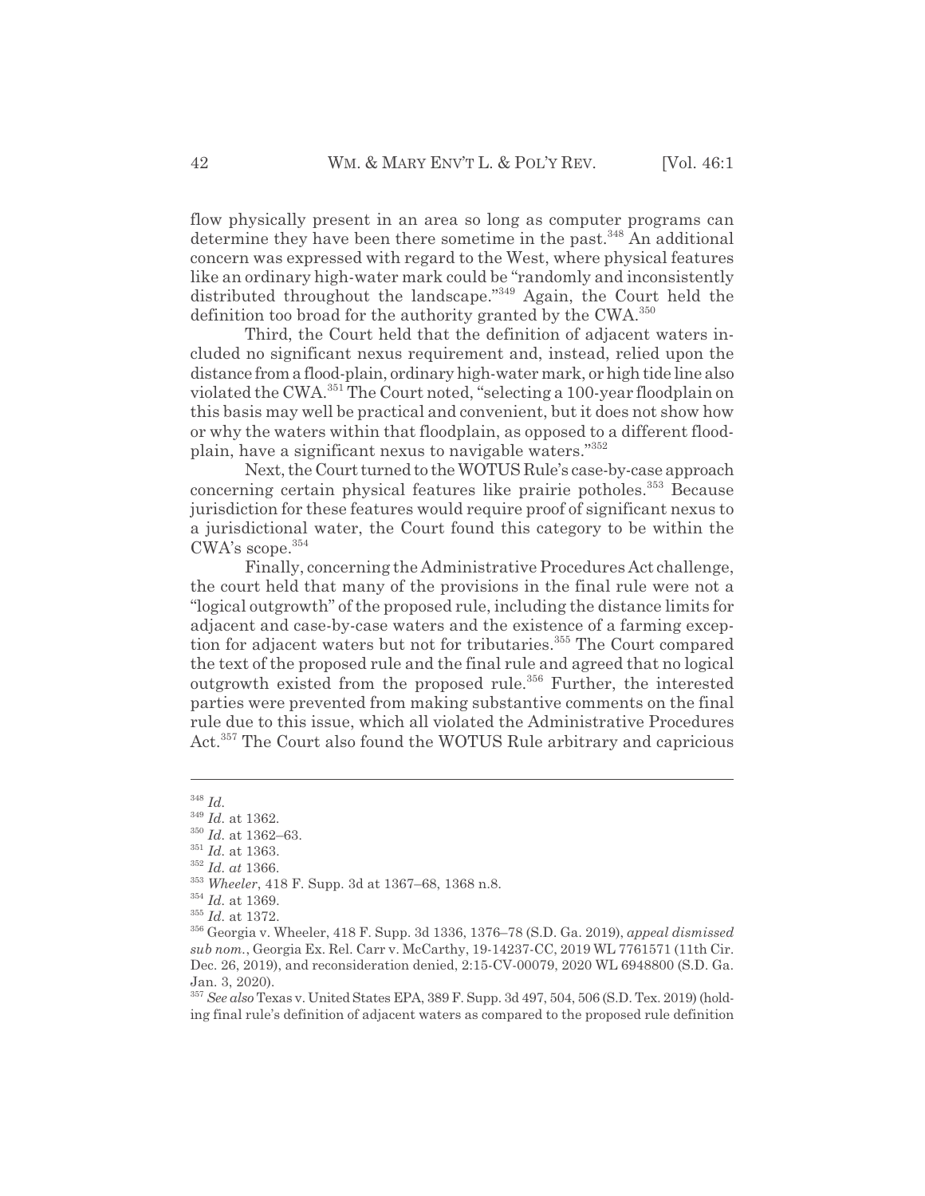flow physically present in an area so long as computer programs can determine they have been there sometime in the past.[348] An additional concern was expressed with regard to the West, where physical features like an ordinary high-water mark could be "randomly and inconsistently distributed throughout the landscape."[349] Again, the Court held the definition too broad for the authority granted by the CWA.[350]

Third, the Court held that the definition of adjacent waters included no significant nexus requirement and, instead, relied upon the distance from a flood-plain, ordinary high-water mark, or high tide line also violated the CWA.[351] The Court noted, "selecting a 100-year floodplain on this basis may well be practical and convenient, but it does not show how or why the waters within that floodplain, as opposed to a different floodplain, have a significant nexus to navigable waters."[352]

Next, the Court turned to the WOTUS Rule's case-by-case approach concerning certain physical features like prairie potholes.[353] Because jurisdiction for these features would require proof of significant nexus to a jurisdictional water, the Court found this category to be within the CWA's scope.[354]

Finally, concerning the Administrative Procedures Act challenge, the court held that many of the provisions in the final rule were not a "logical outgrowth" of the proposed rule, including the distance limits for adjacent and case-by-case waters and the existence of a farming exception for adjacent waters but not for tributaries.[355] The Court compared the text of the proposed rule and the final rule and agreed that no logical outgrowth existed from the proposed rule.[356] Further, the interested parties were prevented from making substantive comments on the final rule due to this issue, which all violated the Administrative Procedures Act.[357] The Court also found the WOTUS Rule arbitrary and capricious

---

[348] *Id.*

[349] *Id.* at 1362.

[350] *Id.* at 1362–63.

[351] *Id.* at 1363.

[352] *Id. at* 1366.

[353] *Wheeler*, 418 F. Supp. 3d at 1367–68, 1368 n.8.

[354] *Id.* at 1369.

[355] *Id.* at 1372.

[356] Georgia v. Wheeler, 418 F. Supp. 3d 1336, 1376–78 (S.D. Ga. 2019), *appeal dismissed sub nom.*, Georgia Ex. Rel. Carr v. McCarthy, 19-14237-CC, 2019 WL 7761571 (11th Cir. Dec. 26, 2019), and reconsideration denied, 2:15-CV-00079, 2020 WL 6948800 (S.D. Ga. Jan. 3, 2020).

[357] *See also* Texas v. United States EPA, 389 F. Supp. 3d 497, 504, 506 (S.D. Tex. 2019) (holding final rule's definition of adjacent waters as compared to the proposed rule definition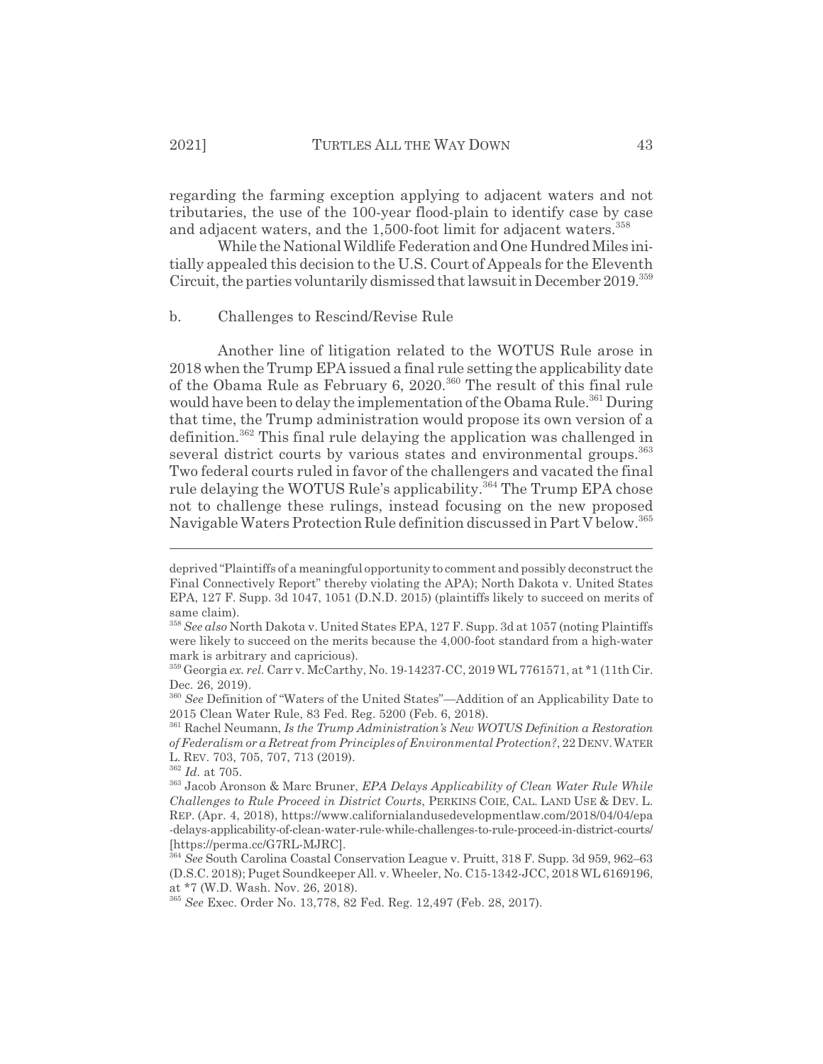regarding the farming exception applying to adjacent waters and not tributaries, the use of the 100-year flood-plain to identify case by case and adjacent waters, and the 1,500-foot limit for adjacent waters.[358]

While the National Wildlife Federation and One Hundred Miles initially appealed this decision to the U.S. Court of Appeals for the Eleventh Circuit, the parties voluntarily dismissed that lawsuit in December 2019.[359]

b. Challenges to Rescind/Revise Rule

Another line of litigation related to the WOTUS Rule arose in 2018 when the Trump EPA issued a final rule setting the applicability date of the Obama Rule as February 6, 2020.[360] The result of this final rule would have been to delay the implementation of the Obama Rule.[361] During that time, the Trump administration would propose its own version of a definition.[362] This final rule delaying the application was challenged in several district courts by various states and environmental groups.[363] Two federal courts ruled in favor of the challengers and vacated the final rule delaying the WOTUS Rule's applicability.[364] The Trump EPA chose not to challenge these rulings, instead focusing on the new proposed Navigable Waters Protection Rule definition discussed in Part V below.[365]

---

deprived "Plaintiffs of a meaningful opportunity to comment and possibly deconstruct the Final Connectively Report" thereby violating the APA); North Dakota v. United States EPA, 127 F. Supp. 3d 1047, 1051 (D.N.D. 2015) (plaintiffs likely to succeed on merits of same claim).

[358] *See also* North Dakota v. United States EPA, 127 F. Supp. 3d at 1057 (noting Plaintiffs were likely to succeed on the merits because the 4,000-foot standard from a high-water mark is arbitrary and capricious).

[359] Georgia *ex. rel.* Carr v. McCarthy, No. 19-14237-CC, 2019 WL 7761571, at *1 (11th Cir. Dec. 26, 2019).

[360] *See* Definition of "Waters of the United States"—Addition of an Applicability Date to 2015 Clean Water Rule, 83 Fed. Reg. 5200 (Feb. 6, 2018).

[361] Rachel Neumann, *Is the Trump Administration's New WOTUS Definition a Restoration of Federalism or a Retreat from Principles of Environmental Protection?*, 22 DENV. WATER L. REV. 703, 705, 707, 713 (2019).

[362] *Id.* at 705.

[363] Jacob Aronson & Marc Bruner, *EPA Delays Applicability of Clean Water Rule While Challenges to Rule Proceed in District Courts*, PERKINS COIE, CAL. LAND USE & DEV. L. REP. (Apr. 4, 2018), https://www.californialandusedevelopmentlaw.com/2018/04/04/epa-delays-applicability-of-clean-water-rule-while-challenges-to-rule-proceed-in-district-courts/ [https://perma.cc/G7RL-MJRC].

[364] *See* South Carolina Coastal Conservation League v. Pruitt, 318 F. Supp. 3d 959, 962–63 (D.S.C. 2018); Puget Soundkeeper All. v. Wheeler, No. C15-1342-JCC, 2018 WL 6169196, at *7 (W.D. Wash. Nov. 26, 2018).

[365] *See* Exec. Order No. 13,778, 82 Fed. Reg. 12,497 (Feb. 28, 2017).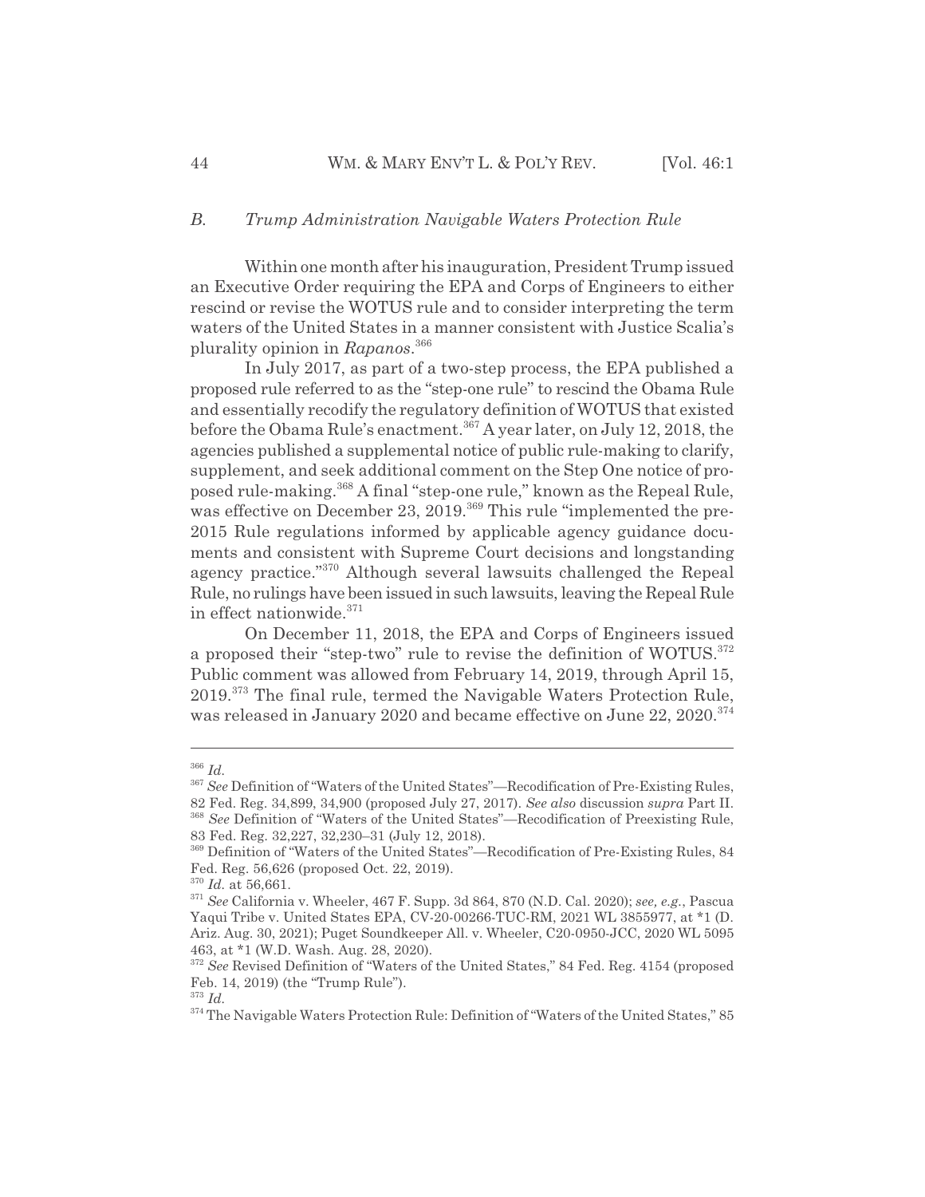### *B. Trump Administration Navigable Waters Protection Rule*

Within one month after his inauguration, President Trump issued an Executive Order requiring the EPA and Corps of Engineers to either rescind or revise the WOTUS rule and to consider interpreting the term waters of the United States in a manner consistent with Justice Scalia's plurality opinion in *Rapanos*.[366]

In July 2017, as part of a two-step process, the EPA published a proposed rule referred to as the "step-one rule" to rescind the Obama Rule and essentially recodify the regulatory definition of WOTUS that existed before the Obama Rule's enactment.[367] A year later, on July 12, 2018, the agencies published a supplemental notice of public rule-making to clarify, supplement, and seek additional comment on the Step One notice of proposed rule-making.[368] A final "step-one rule," known as the Repeal Rule, was effective on December 23, 2019.[369] This rule "implemented the pre-2015 Rule regulations informed by applicable agency guidance documents and consistent with Supreme Court decisions and longstanding agency practice."[370] Although several lawsuits challenged the Repeal Rule, no rulings have been issued in such lawsuits, leaving the Repeal Rule in effect nationwide.[371]

On December 11, 2018, the EPA and Corps of Engineers issued a proposed their "step-two" rule to revise the definition of WOTUS.[372] Public comment was allowed from February 14, 2019, through April 15, 2019.[373] The final rule, termed the Navigable Waters Protection Rule, was released in January 2020 and became effective on June 22, 2020.[374]

---

[366] *Id.*

[367] *See* Definition of "Waters of the United States"—Recodification of Pre-Existing Rules, 82 Fed. Reg. 34,899, 34,900 (proposed July 27, 2017). *See also* discussion *supra* Part II.

[368] *See* Definition of "Waters of the United States"—Recodification of Preexisting Rule, 83 Fed. Reg. 32,227, 32,230–31 (July 12, 2018).

[369] Definition of "Waters of the United States"—Recodification of Pre-Existing Rules, 84 Fed. Reg. 56,626 (proposed Oct. 22, 2019).

[370] *Id.* at 56,661.

[371] *See* California v. Wheeler, 467 F. Supp. 3d 864, 870 (N.D. Cal. 2020); *see, e.g.*, Pascua Yaqui Tribe v. United States EPA, CV-20-00266-TUC-RM, 2021 WL 3855977, at *1 (D. Ariz. Aug. 30, 2021); Puget Soundkeeper All. v. Wheeler, C20-0950-JCC, 2020 WL 5095463, at *1 (W.D. Wash. Aug. 28, 2020).

[372] *See* Revised Definition of "Waters of the United States," 84 Fed. Reg. 4154 (proposed Feb. 14, 2019) (the "Trump Rule").

[373] *Id.*

[374] The Navigable Waters Protection Rule: Definition of "Waters of the United States," 85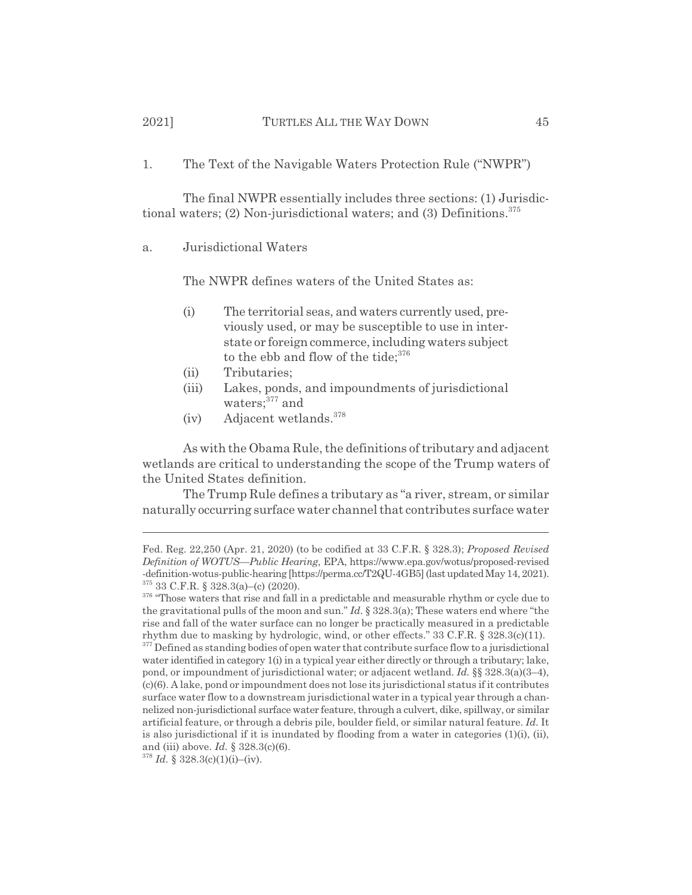### 1. The Text of the Navigable Waters Protection Rule ("NWPR")

The final NWPR essentially includes three sections: (1) Jurisdictional waters; (2) Non-jurisdictional waters; and (3) Definitions.[375]

#### a. Jurisdictional Waters

The NWPR defines waters of the United States as:

- (i) The territorial seas, and waters currently used, previously used, or may be susceptible to use in interstate or foreign commerce, including waters subject to the ebb and flow of the tide;[376]
- (ii) Tributaries;
- (iii) Lakes, ponds, and impoundments of jurisdictional waters;[377] and
- (iv) Adjacent wetlands.[378]

As with the Obama Rule, the definitions of tributary and adjacent wetlands are critical to understanding the scope of the Trump waters of the United States definition.

The Trump Rule defines a tributary as "a river, stream, or similar naturally occurring surface water channel that contributes surface water

---

Fed. Reg. 22,250 (Apr. 21, 2020) (to be codified at 33 C.F.R. § 328.3); *Proposed Revised Definition of WOTUS—Public Hearing*, EPA, https://www.epa.gov/wotus/proposed-revised-definition-wotus-public-hearing [https://perma.cc/T2QU-4GB5] (last updated May 14, 2021).

[375] 33 C.F.R. § 328.3(a)–(c) (2020).

[376] "Those waters that rise and fall in a predictable and measurable rhythm or cycle due to the gravitational pulls of the moon and sun." *Id.* § 328.3(a); These waters end where "the rise and fall of the water surface can no longer be practically measured in a predictable rhythm due to masking by hydrologic, wind, or other effects." 33 C.F.R. § 328.3(c)(11).

[377] Defined as standing bodies of open water that contribute surface flow to a jurisdictional water identified in category 1(i) in a typical year either directly or through a tributary; lake, pond, or impoundment of jurisdictional water; or adjacent wetland. *Id.* §§ 328.3(a)(3–4), (c)(6). A lake, pond or impoundment does not lose its jurisdictional status if it contributes surface water flow to a downstream jurisdictional water in a typical year through a channelized non-jurisdictional surface water feature, through a culvert, dike, spillway, or similar artificial feature, or through a debris pile, boulder field, or similar natural feature. *Id.* It is also jurisdictional if it is inundated by flooding from a water in categories (1)(i), (ii), and (iii) above. *Id.* § 328.3(c)(6).

[378] *Id.* § 328.3(c)(1)(i)–(iv).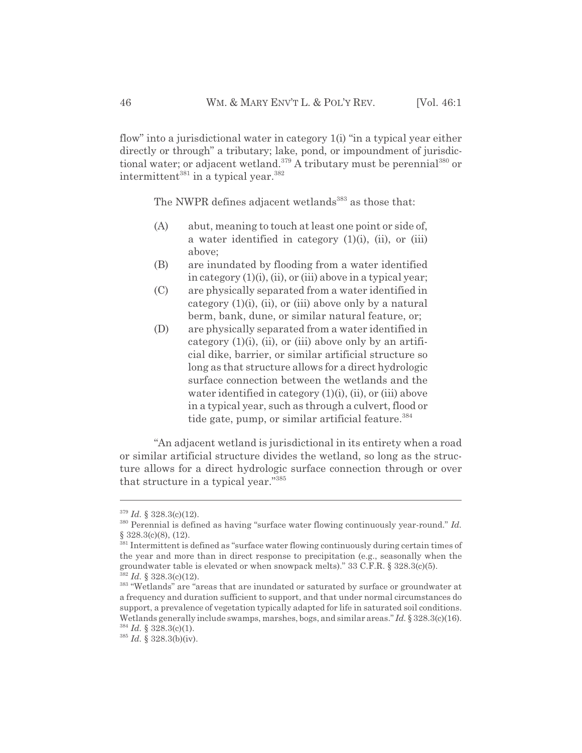flow" into a jurisdictional water in category 1(i) "in a typical year either directly or through" a tributary; lake, pond, or impoundment of jurisdictional water; or adjacent wetland.[379] A tributary must be perennial[380] or intermittent[381] in a typical year.[382]

The NWPR defines adjacent wetlands[383] as those that:

(A) abut, meaning to touch at least one point or side of, a water identified in category (1)(i), (ii), or (iii) above;

(B) are inundated by flooding from a water identified in category (1)(i), (ii), or (iii) above in a typical year;

(C) are physically separated from a water identified in category (1)(i), (ii), or (iii) above only by a natural berm, bank, dune, or similar natural feature, or;

(D) are physically separated from a water identified in category (1)(i), (ii), or (iii) above only by an artificial dike, barrier, or similar artificial structure so long as that structure allows for a direct hydrologic surface connection between the wetlands and the water identified in category (1)(i), (ii), or (iii) above in a typical year, such as through a culvert, flood or tide gate, pump, or similar artificial feature.[384]

"An adjacent wetland is jurisdictional in its entirety when a road or similar artificial structure divides the wetland, so long as the structure allows for a direct hydrologic surface connection through or over that structure in a typical year."[385]

---

[379] *Id.* § 328.3(c)(12).

[380] Perennial is defined as having "surface water flowing continuously year-round." *Id.* § 328.3(c)(8), (12).

[381] Intermittent is defined as "surface water flowing continuously during certain times of the year and more than in direct response to precipitation (e.g., seasonally when the groundwater table is elevated or when snowpack melts)." 33 C.F.R. § 328.3(c)(5).

[382] *Id.* § 328.3(c)(12).

[383] "Wetlands" are "areas that are inundated or saturated by surface or groundwater at a frequency and duration sufficient to support, and that under normal circumstances do support, a prevalence of vegetation typically adapted for life in saturated soil conditions. Wetlands generally include swamps, marshes, bogs, and similar areas." *Id.* § 328.3(c)(16).

[384] *Id.* § 328.3(c)(1).

[385] *Id.* § 328.3(b)(iv).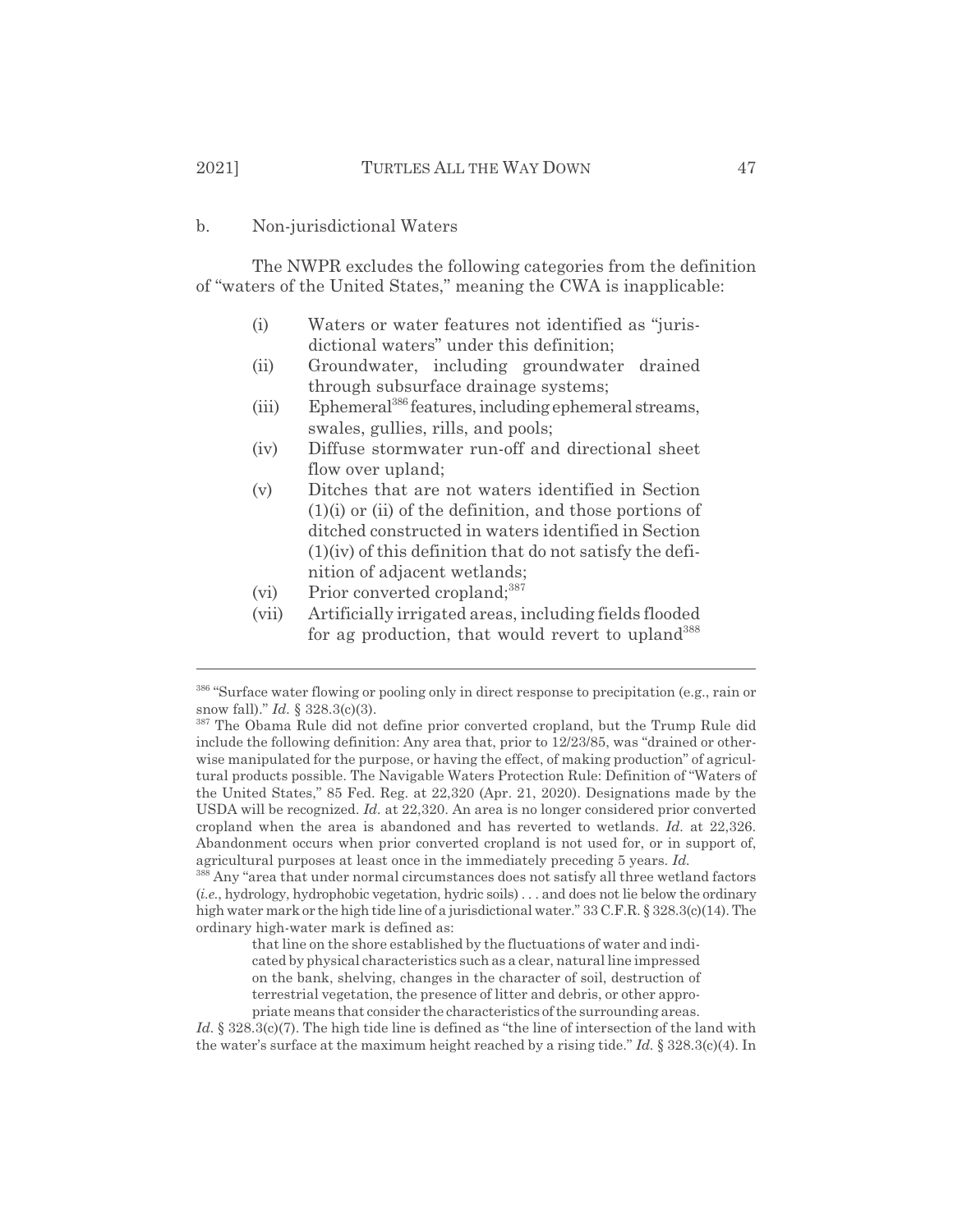b. Non-jurisdictional Waters

The NWPR excludes the following categories from the definition of "waters of the United States," meaning the CWA is inapplicable:

- (i) Waters or water features not identified as "jurisdictional waters" under this definition;
- (ii) Groundwater, including groundwater drained through subsurface drainage systems;
- (iii) Ephemeral[386] features, including ephemeral streams, swales, gullies, rills, and pools;
- (iv) Diffuse stormwater run-off and directional sheet flow over upland;
- (v) Ditches that are not waters identified in Section (1)(i) or (ii) of the definition, and those portions of ditched constructed in waters identified in Section (1)(iv) of this definition that do not satisfy the definition of adjacent wetlands;
- (vi) Prior converted cropland;[387]
- (vii) Artificially irrigated areas, including fields flooded for ag production, that would revert to upland[388]

---

[386] "Surface water flowing or pooling only in direct response to precipitation (e.g., rain or snow fall)." *Id.* § 328.3(c)(3).

[387] The Obama Rule did not define prior converted cropland, but the Trump Rule did include the following definition: Any area that, prior to 12/23/85, was "drained or otherwise manipulated for the purpose, or having the effect, of making production" of agricultural products possible. The Navigable Waters Protection Rule: Definition of "Waters of the United States," 85 Fed. Reg. at 22,320 (Apr. 21, 2020). Designations made by the USDA will be recognized. *Id.* at 22,320. An area is no longer considered prior converted cropland when the area is abandoned and has reverted to wetlands. *Id.* at 22,326. Abandonment occurs when prior converted cropland is not used for, or in support of, agricultural purposes at least once in the immediately preceding 5 years. *Id.*

[388] Any "area that under normal circumstances does not satisfy all three wetland factors (*i.e.*, hydrology, hydrophobic vegetation, hydric soils) . . . and does not lie below the ordinary high water mark or the high tide line of a jurisdictional water." 33 C.F.R. § 328.3(c)(14). The ordinary high-water mark is defined as:

> that line on the shore established by the fluctuations of water and indicated by physical characteristics such as a clear, natural line impressed on the bank, shelving, changes in the character of soil, destruction of terrestrial vegetation, the presence of litter and debris, or other appropriate means that consider the characteristics of the surrounding areas.

*Id.* § 328.3(c)(7). The high tide line is defined as "the line of intersection of the land with the water's surface at the maximum height reached by a rising tide." *Id.* § 328.3(c)(4). In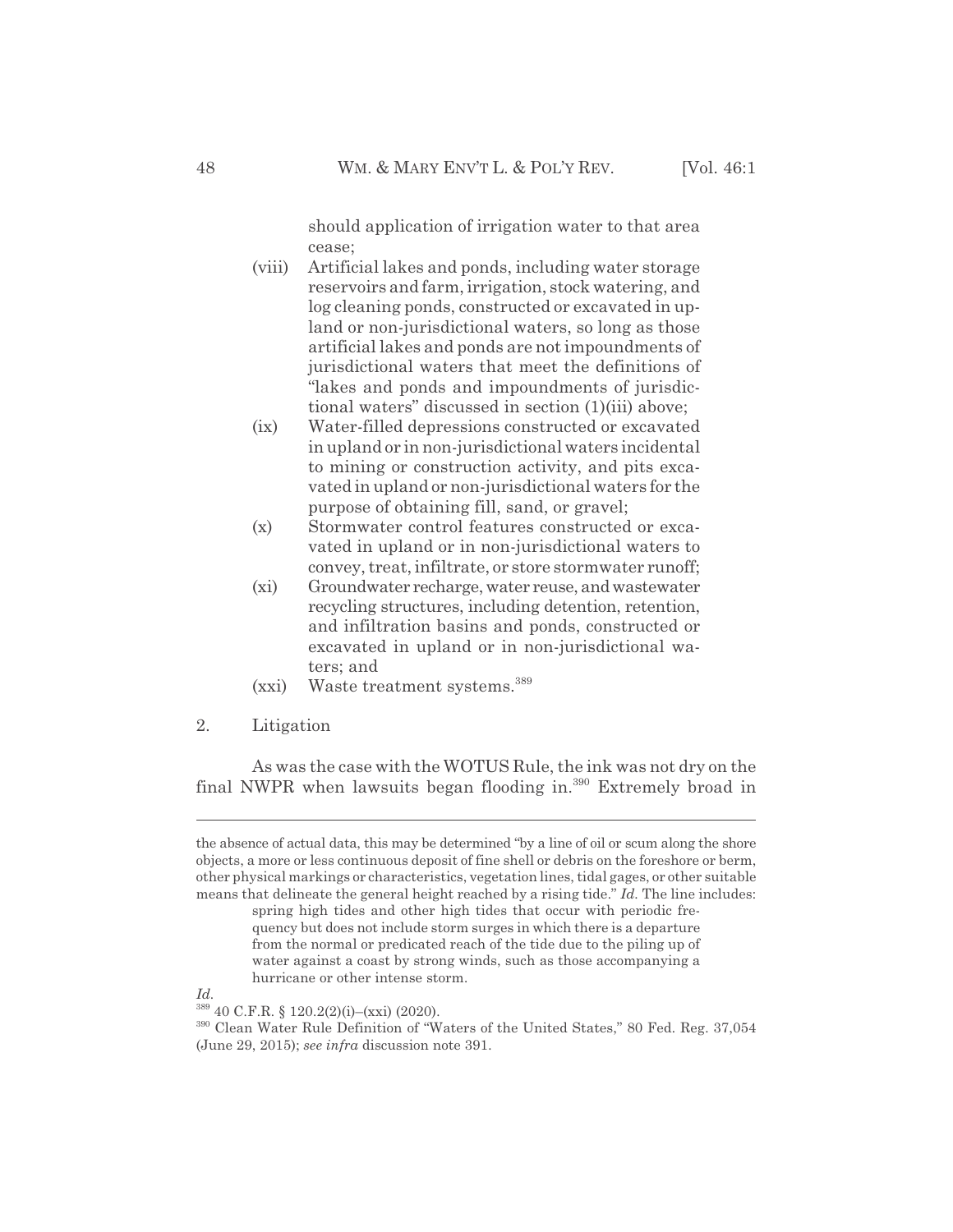should application of irrigation water to that area cease;

(viii) Artificial lakes and ponds, including water storage reservoirs and farm, irrigation, stock watering, and log cleaning ponds, constructed or excavated in upland or non-jurisdictional waters, so long as those artificial lakes and ponds are not impoundments of jurisdictional waters that meet the definitions of "lakes and ponds and impoundments of jurisdictional waters" discussed in section (1)(iii) above;

(ix) Water-filled depressions constructed or excavated in upland or in non-jurisdictional waters incidental to mining or construction activity, and pits excavated in upland or non-jurisdictional waters for the purpose of obtaining fill, sand, or gravel;

(x) Stormwater control features constructed or excavated in upland or in non-jurisdictional waters to convey, treat, infiltrate, or store stormwater runoff;

(xi) Groundwater recharge, water reuse, and wastewater recycling structures, including detention, retention, and infiltration basins and ponds, constructed or excavated in upland or in non-jurisdictional waters; and

(xxi) Waste treatment systems.[389]

2. Litigation

As was the case with the WOTUS Rule, the ink was not dry on the final NWPR when lawsuits began flooding in.[390] Extremely broad in

---

the absence of actual data, this may be determined "by a line of oil or scum along the shore objects, a more or less continuous deposit of fine shell or debris on the foreshore or berm, other physical markings or characteristics, vegetation lines, tidal gages, or other suitable means that delineate the general height reached by a rising tide." *Id.* The line includes:

> spring high tides and other high tides that occur with periodic frequency but does not include storm surges in which there is a departure from the normal or predicated reach of the tide due to the piling up of water against a coast by strong winds, such as those accompanying a hurricane or other intense storm.

*Id.*

[389] 40 C.F.R. § 120.2(2)(i)–(xxi) (2020).

[390] Clean Water Rule Definition of "Waters of the United States," 80 Fed. Reg. 37,054 (June 29, 2015); *see infra* discussion note 391.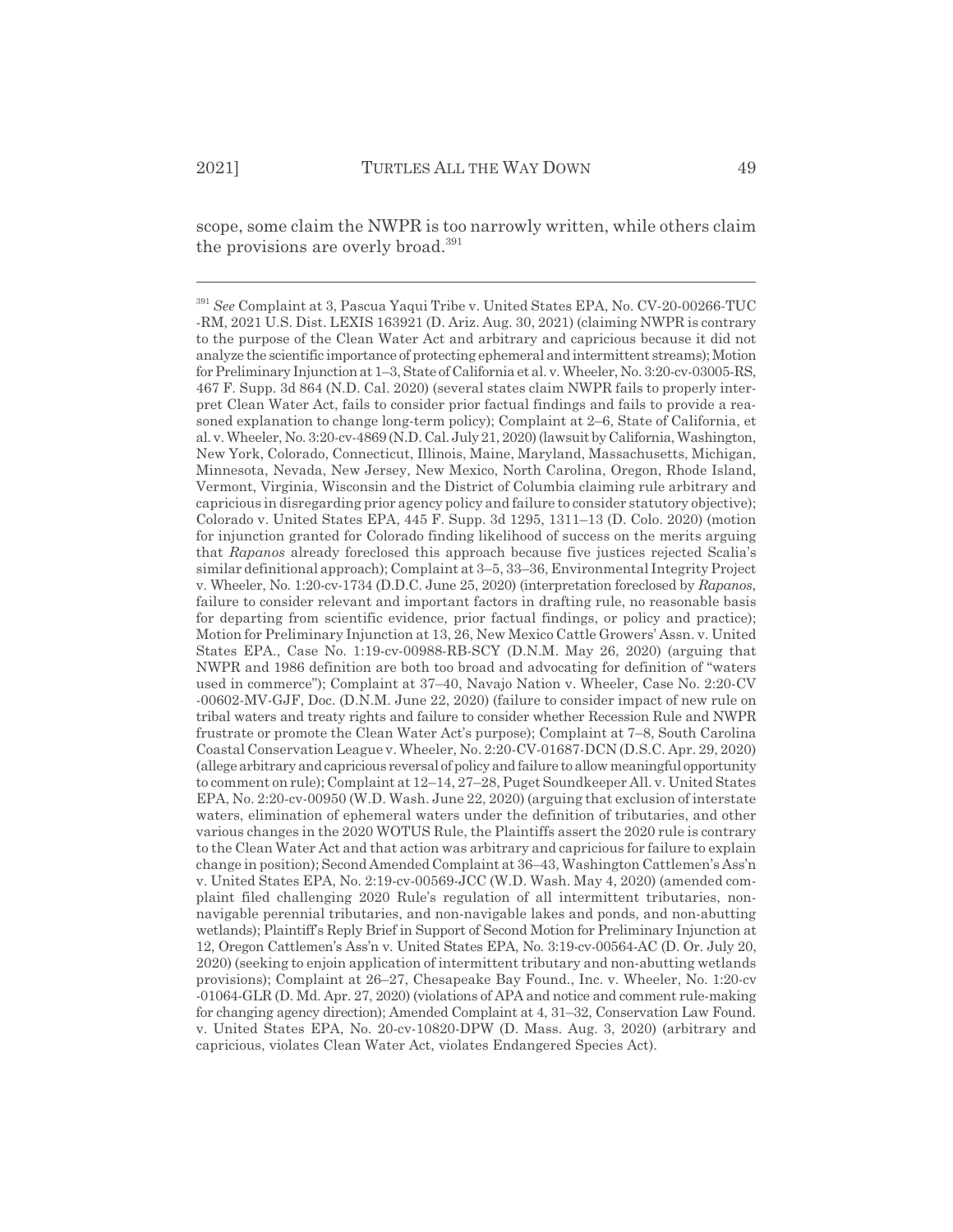scope, some claim the NWPR is too narrowly written, while others claim the provisions are overly broad.[391]

---

[391] *See* Complaint at 3, Pascua Yaqui Tribe v. United States EPA, No. CV-20-00266-TUC-RM, 2021 U.S. Dist. LEXIS 163921 (D. Ariz. Aug. 30, 2021) (claiming NWPR is contrary to the purpose of the Clean Water Act and arbitrary and capricious because it did not analyze the scientific importance of protecting ephemeral and intermittent streams); Motion for Preliminary Injunction at 1–3, State of California et al. v. Wheeler, No. 3:20-cv-03005-RS, 467 F. Supp. 3d 864 (N.D. Cal. 2020) (several states claim NWPR fails to properly interpret Clean Water Act, fails to consider prior factual findings and fails to provide a reasoned explanation to change long-term policy); Complaint at 2–6, State of California, et al. v. Wheeler, No. 3:20-cv-4869 (N.D. Cal. July 21, 2020) (lawsuit by California, Washington, New York, Colorado, Connecticut, Illinois, Maine, Maryland, Massachusetts, Michigan, Minnesota, Nevada, New Jersey, New Mexico, North Carolina, Oregon, Rhode Island, Vermont, Virginia, Wisconsin and the District of Columbia claiming rule arbitrary and capricious in disregarding prior agency policy and failure to consider statutory objective); Colorado v. United States EPA, 445 F. Supp. 3d 1295, 1311–13 (D. Colo. 2020) (motion for injunction granted for Colorado finding likelihood of success on the merits arguing that *Rapanos* already foreclosed this approach because five justices rejected Scalia's similar definitional approach); Complaint at 3–5, 33–36, Environmental Integrity Project v. Wheeler, No. 1:20-cv-1734 (D.D.C. June 25, 2020) (interpretation foreclosed by *Rapanos*, failure to consider relevant and important factors in drafting rule, no reasonable basis for departing from scientific evidence, prior factual findings, or policy and practice); Motion for Preliminary Injunction at 13, 26, New Mexico Cattle Growers' Assn. v. United States EPA., Case No. 1:19-cv-00988-RB-SCY (D.N.M. May 26, 2020) (arguing that NWPR and 1986 definition are both too broad and advocating for definition of "waters used in commerce"); Complaint at 37–40, Navajo Nation v. Wheeler, Case No. 2:20-CV-00602-MV-GJF, Doc. (D.N.M. June 22, 2020) (failure to consider impact of new rule on tribal waters and treaty rights and failure to consider whether Recession Rule and NWPR frustrate or promote the Clean Water Act's purpose); Complaint at 7–8, South Carolina Coastal Conservation League v. Wheeler, No. 2:20-CV-01687-DCN (D.S.C. Apr. 29, 2020) (allege arbitrary and capricious reversal of policy and failure to allow meaningful opportunity to comment on rule); Complaint at 12–14, 27–28, Puget Soundkeeper All. v. United States EPA, No. 2:20-cv-00950 (W.D. Wash. June 22, 2020) (arguing that exclusion of interstate waters, elimination of ephemeral waters under the definition of tributaries, and other various changes in the 2020 WOTUS Rule, the Plaintiffs assert the 2020 rule is contrary to the Clean Water Act and that action was arbitrary and capricious for failure to explain change in position); Second Amended Complaint at 36–43, Washington Cattlemen's Ass'n v. United States EPA, No. 2:19-cv-00569-JCC (W.D. Wash. May 4, 2020) (amended complaint filed challenging 2020 Rule's regulation of all intermittent tributaries, non-navigable perennial tributaries, and non-navigable lakes and ponds, and non-abutting wetlands); Plaintiff's Reply Brief in Support of Second Motion for Preliminary Injunction at 12, Oregon Cattlemen's Ass'n v. United States EPA, No. 3:19-cv-00564-AC (D. Or. July 20, 2020) (seeking to enjoin application of intermittent tributary and non-abutting wetlands provisions); Complaint at 26–27, Chesapeake Bay Found., Inc. v. Wheeler, No. 1:20-cv-01064-GLR (D. Md. Apr. 27, 2020) (violations of APA and notice and comment rule-making for changing agency direction); Amended Complaint at 4, 31–32, Conservation Law Found. v. United States EPA, No. 20-cv-10820-DPW (D. Mass. Aug. 3, 2020) (arbitrary and capricious, violates Clean Water Act, violates Endangered Species Act).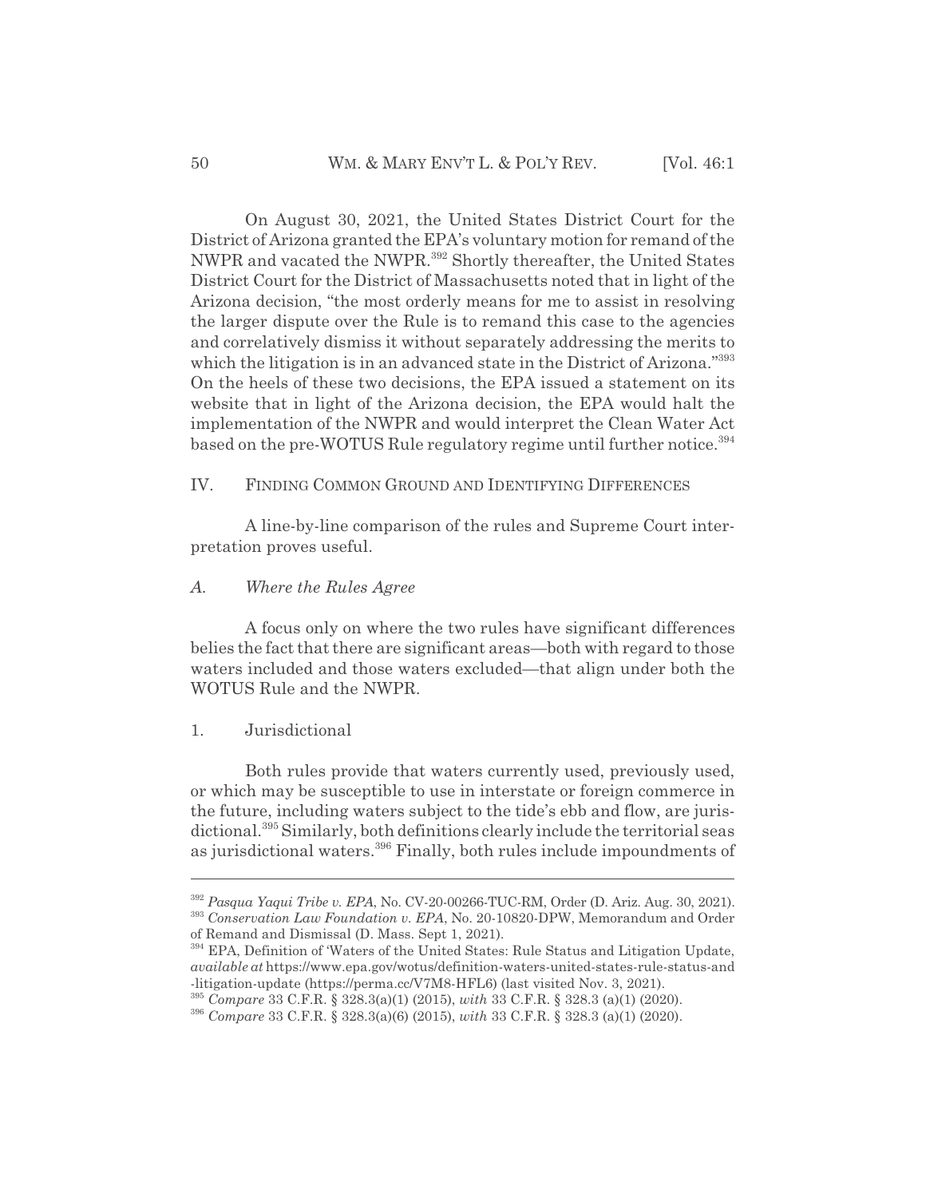On August 30, 2021, the United States District Court for the District of Arizona granted the EPA's voluntary motion for remand of the NWPR and vacated the NWPR.[392] Shortly thereafter, the United States District Court for the District of Massachusetts noted that in light of the Arizona decision, "the most orderly means for me to assist in resolving the larger dispute over the Rule is to remand this case to the agencies and correlatively dismiss it without separately addressing the merits to which the litigation is in an advanced state in the District of Arizona."[393] On the heels of these two decisions, the EPA issued a statement on its website that in light of the Arizona decision, the EPA would halt the implementation of the NWPR and would interpret the Clean Water Act based on the pre-WOTUS Rule regulatory regime until further notice.[394]

## IV. Finding Common Ground and Identifying Differences

A line-by-line comparison of the rules and Supreme Court interpretation proves useful.

### A. *Where the Rules Agree*

A focus only on where the two rules have significant differences belies the fact that there are significant areas—both with regard to those waters included and those waters excluded—that align under both the WOTUS Rule and the NWPR.

#### 1. Jurisdictional

Both rules provide that waters currently used, previously used, or which may be susceptible to use in interstate or foreign commerce in the future, including waters subject to the tide's ebb and flow, are jurisdictional.[395] Similarly, both definitions clearly include the territorial seas as jurisdictional waters.[396] Finally, both rules include impoundments of

---

[392] *Pasqua Yaqui Tribe v. EPA*, No. CV-20-00266-TUC-RM, Order (D. Ariz. Aug. 30, 2021).

[393] *Conservation Law Foundation v. EPA*, No. 20-10820-DPW, Memorandum and Order of Remand and Dismissal (D. Mass. Sept 1, 2021).

[394] EPA, Definition of 'Waters of the United States: Rule Status and Litigation Update, *available at* https://www.epa.gov/wotus/definition-waters-united-states-rule-status-and-litigation-update (https://perma.cc/V7M8-HFL6) (last visited Nov. 3, 2021).

[395] *Compare* 33 C.F.R. § 328.3(a)(1) (2015), *with* 33 C.F.R. § 328.3 (a)(1) (2020).

[396] *Compare* 33 C.F.R. § 328.3(a)(6) (2015), *with* 33 C.F.R. § 328.3 (a)(1) (2020).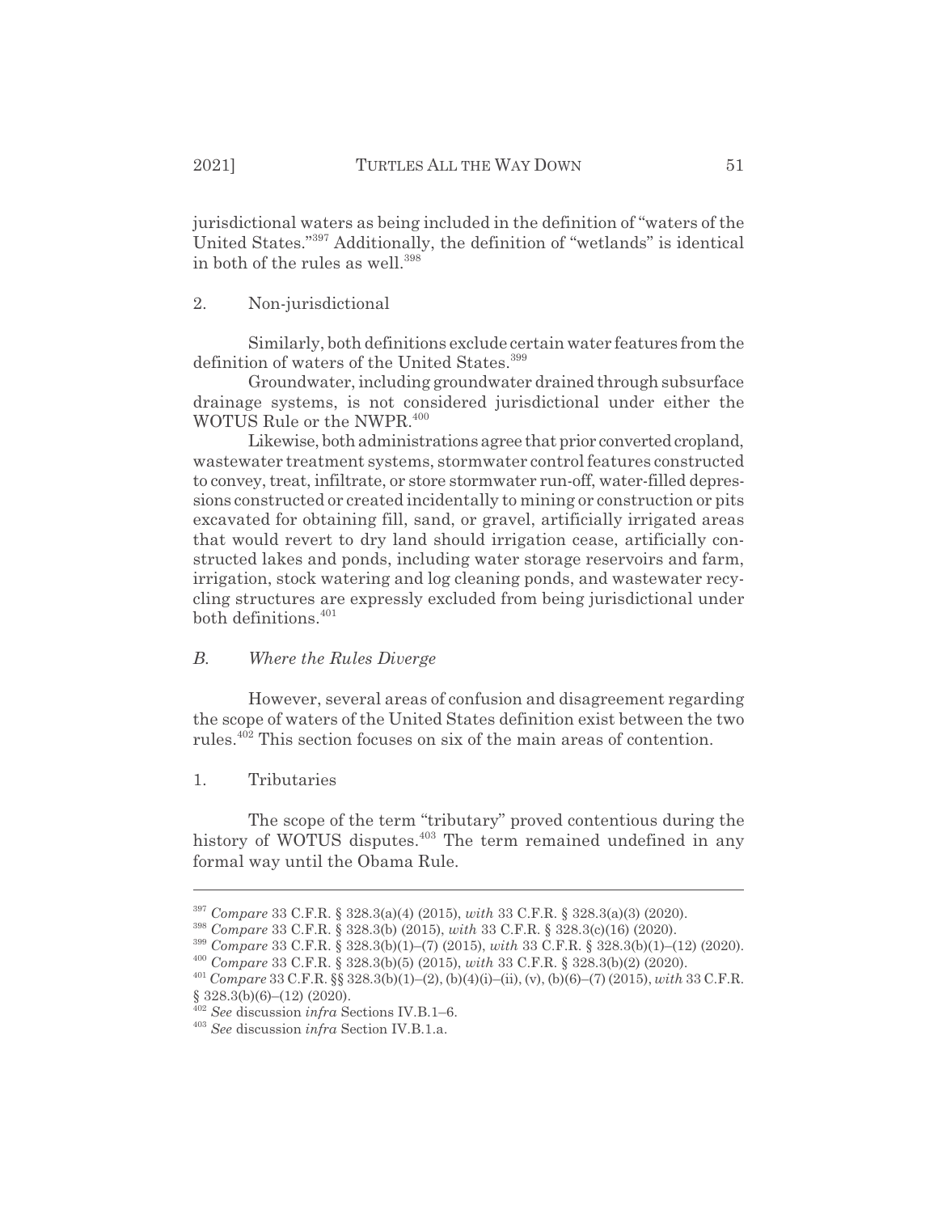jurisdictional waters as being included in the definition of "waters of the United States."[397] Additionally, the definition of "wetlands" is identical in both of the rules as well.[398]

### 2. Non-jurisdictional

Similarly, both definitions exclude certain water features from the definition of waters of the United States.[399]

Groundwater, including groundwater drained through subsurface drainage systems, is not considered jurisdictional under either the WOTUS Rule or the NWPR.[400]

Likewise, both administrations agree that prior converted cropland, wastewater treatment systems, stormwater control features constructed to convey, treat, infiltrate, or store stormwater run-off, water-filled depressions constructed or created incidentally to mining or construction or pits excavated for obtaining fill, sand, or gravel, artificially irrigated areas that would revert to dry land should irrigation cease, artificially constructed lakes and ponds, including water storage reservoirs and farm, irrigation, stock watering and log cleaning ponds, and wastewater recycling structures are expressly excluded from being jurisdictional under both definitions.[401]

## *B. Where the Rules Diverge*

However, several areas of confusion and disagreement regarding the scope of waters of the United States definition exist between the two rules.[402] This section focuses on six of the main areas of contention.

### 1. Tributaries

The scope of the term "tributary" proved contentious during the history of WOTUS disputes.[403] The term remained undefined in any formal way until the Obama Rule.

---

[397] *Compare* 33 C.F.R. § 328.3(a)(4) (2015), *with* 33 C.F.R. § 328.3(a)(3) (2020).

[398] *Compare* 33 C.F.R. § 328.3(b) (2015), *with* 33 C.F.R. § 328.3(c)(16) (2020).

[399] *Compare* 33 C.F.R. § 328.3(b)(1)–(7) (2015), *with* 33 C.F.R. § 328.3(b)(1)–(12) (2020).

[400] *Compare* 33 C.F.R. § 328.3(b)(5) (2015), *with* 33 C.F.R. § 328.3(b)(2) (2020).

[401] *Compare* 33 C.F.R. §§ 328.3(b)(1)–(2), (b)(4)(i)–(ii), (v), (b)(6)–(7) (2015), *with* 33 C.F.R. § 328.3(b)(6)–(12) (2020).

[402] *See* discussion *infra* Sections IV.B.1–6.

[403] *See* discussion *infra* Section IV.B.1.a.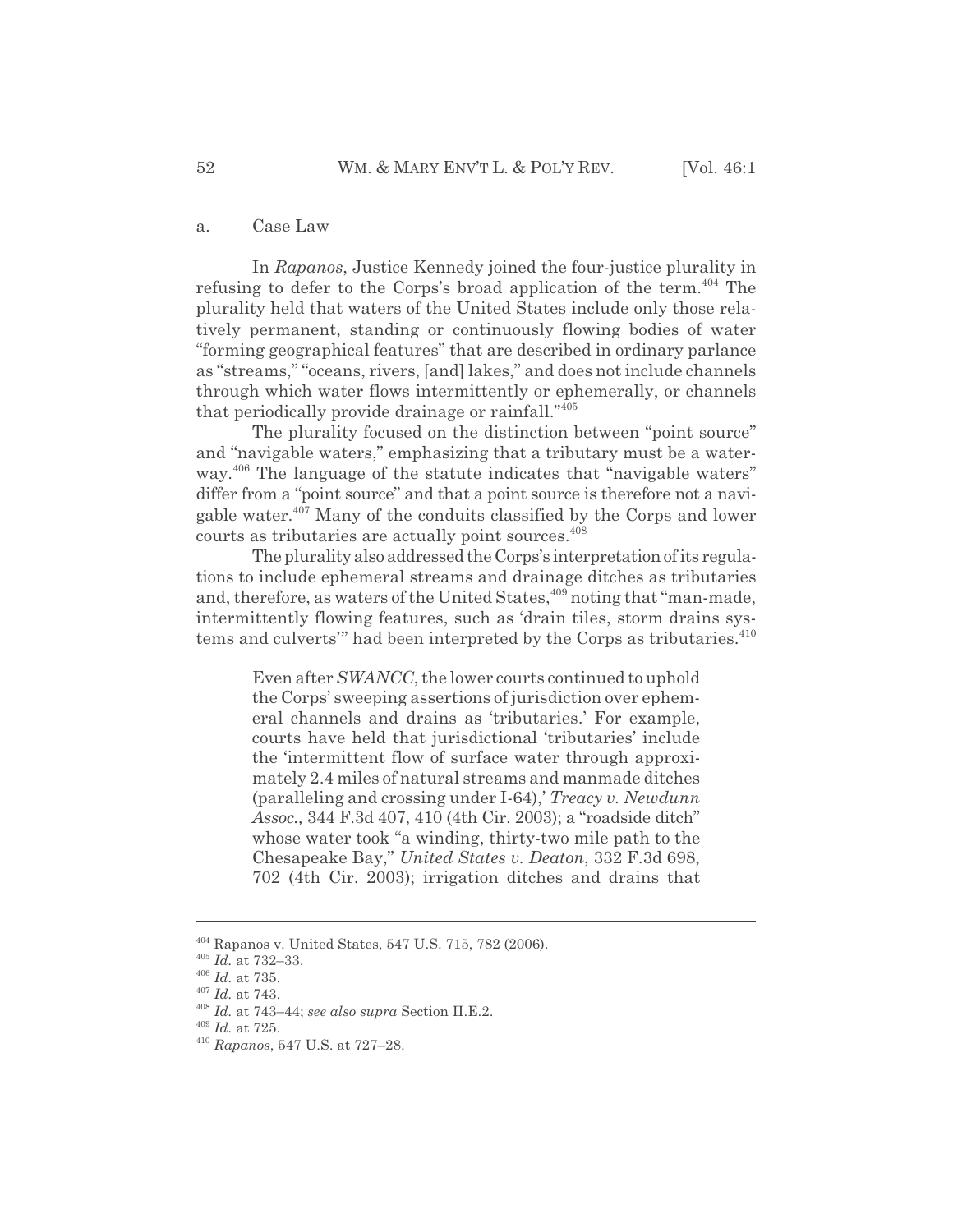a. Case Law

In *Rapanos*, Justice Kennedy joined the four-justice plurality in refusing to defer to the Corps's broad application of the term.[404] The plurality held that waters of the United States include only those relatively permanent, standing or continuously flowing bodies of water "forming geographical features" that are described in ordinary parlance as "streams," "oceans, rivers, [and] lakes," and does not include channels through which water flows intermittently or ephemerally, or channels that periodically provide drainage or rainfall."[405]

The plurality focused on the distinction between "point source" and "navigable waters," emphasizing that a tributary must be a waterway.[406] The language of the statute indicates that "navigable waters" differ from a "point source" and that a point source is therefore not a navigable water.[407] Many of the conduits classified by the Corps and lower courts as tributaries are actually point sources.[408]

The plurality also addressed the Corps's interpretation of its regulations to include ephemeral streams and drainage ditches as tributaries and, therefore, as waters of the United States,[409] noting that "man-made, intermittently flowing features, such as 'drain tiles, storm drains systems and culverts'" had been interpreted by the Corps as tributaries.[410]

> Even after *SWANCC*, the lower courts continued to uphold the Corps' sweeping assertions of jurisdiction over ephemeral channels and drains as 'tributaries.' For example, courts have held that jurisdictional 'tributaries' include the 'intermittent flow of surface water through approximately 2.4 miles of natural streams and manmade ditches (paralleling and crossing under I-64),' *Treacy v. Newdunn Assoc.,* 344 F.3d 407, 410 (4th Cir. 2003); a "roadside ditch" whose water took "a winding, thirty-two mile path to the Chesapeake Bay," *United States v. Deaton*, 332 F.3d 698, 702 (4th Cir. 2003); irrigation ditches and drains that

---

[404] Rapanos v. United States, 547 U.S. 715, 782 (2006).

[405] *Id.* at 732–33.

[406] *Id.* at 735.

[407] *Id.* at 743.

[408] *Id.* at 743–44; *see also supra* Section II.E.2.

[409] *Id.* at 725.

[410] *Rapanos*, 547 U.S. at 727–28.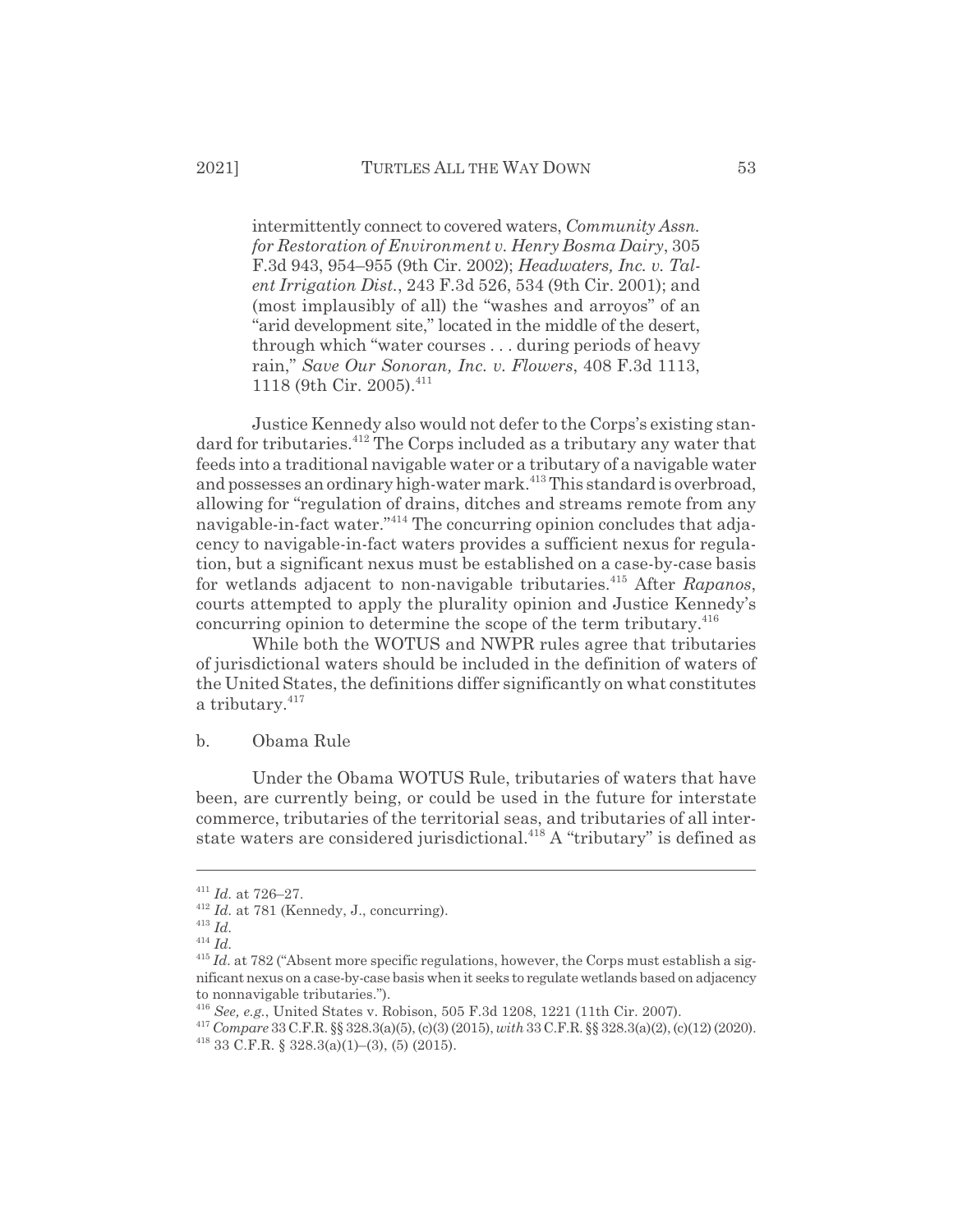intermittently connect to covered waters, *Community Assn. for Restoration of Environment v. Henry Bosma Dairy*, 305 F.3d 943, 954–955 (9th Cir. 2002); *Headwaters, Inc. v. Talent Irrigation Dist.*, 243 F.3d 526, 534 (9th Cir. 2001); and (most implausibly of all) the "washes and arroyos" of an "arid development site," located in the middle of the desert, through which "water courses . . . during periods of heavy rain," *Save Our Sonoran, Inc. v. Flowers*, 408 F.3d 1113, 1118 (9th Cir. 2005).[411]

Justice Kennedy also would not defer to the Corps's existing standard for tributaries.[412] The Corps included as a tributary any water that feeds into a traditional navigable water or a tributary of a navigable water and possesses an ordinary high-water mark.[413] This standard is overbroad, allowing for "regulation of drains, ditches and streams remote from any navigable-in-fact water."[414] The concurring opinion concludes that adjacency to navigable-in-fact waters provides a sufficient nexus for regulation, but a significant nexus must be established on a case-by-case basis for wetlands adjacent to non-navigable tributaries.[415] After *Rapanos*, courts attempted to apply the plurality opinion and Justice Kennedy's concurring opinion to determine the scope of the term tributary.[416]

While both the WOTUS and NWPR rules agree that tributaries of jurisdictional waters should be included in the definition of waters of the United States, the definitions differ significantly on what constitutes a tributary.[417]

b. Obama Rule

Under the Obama WOTUS Rule, tributaries of waters that have been, are currently being, or could be used in the future for interstate commerce, tributaries of the territorial seas, and tributaries of all interstate waters are considered jurisdictional.[418] A "tributary" is defined as

---

[411] *Id.* at 726–27.

[412] *Id.* at 781 (Kennedy, J., concurring).

[413] *Id.*

[414] *Id.*

[415] *Id.* at 782 ("Absent more specific regulations, however, the Corps must establish a significant nexus on a case-by-case basis when it seeks to regulate wetlands based on adjacency to nonnavigable tributaries.").

[416] *See, e.g.*, United States v. Robison, 505 F.3d 1208, 1221 (11th Cir. 2007).

[417] *Compare* 33 C.F.R. §§ 328.3(a)(5), (c)(3) (2015), *with* 33 C.F.R. §§ 328.3(a)(2), (c)(12) (2020).

[418] 33 C.F.R. § 328.3(a)(1)–(3), (5) (2015).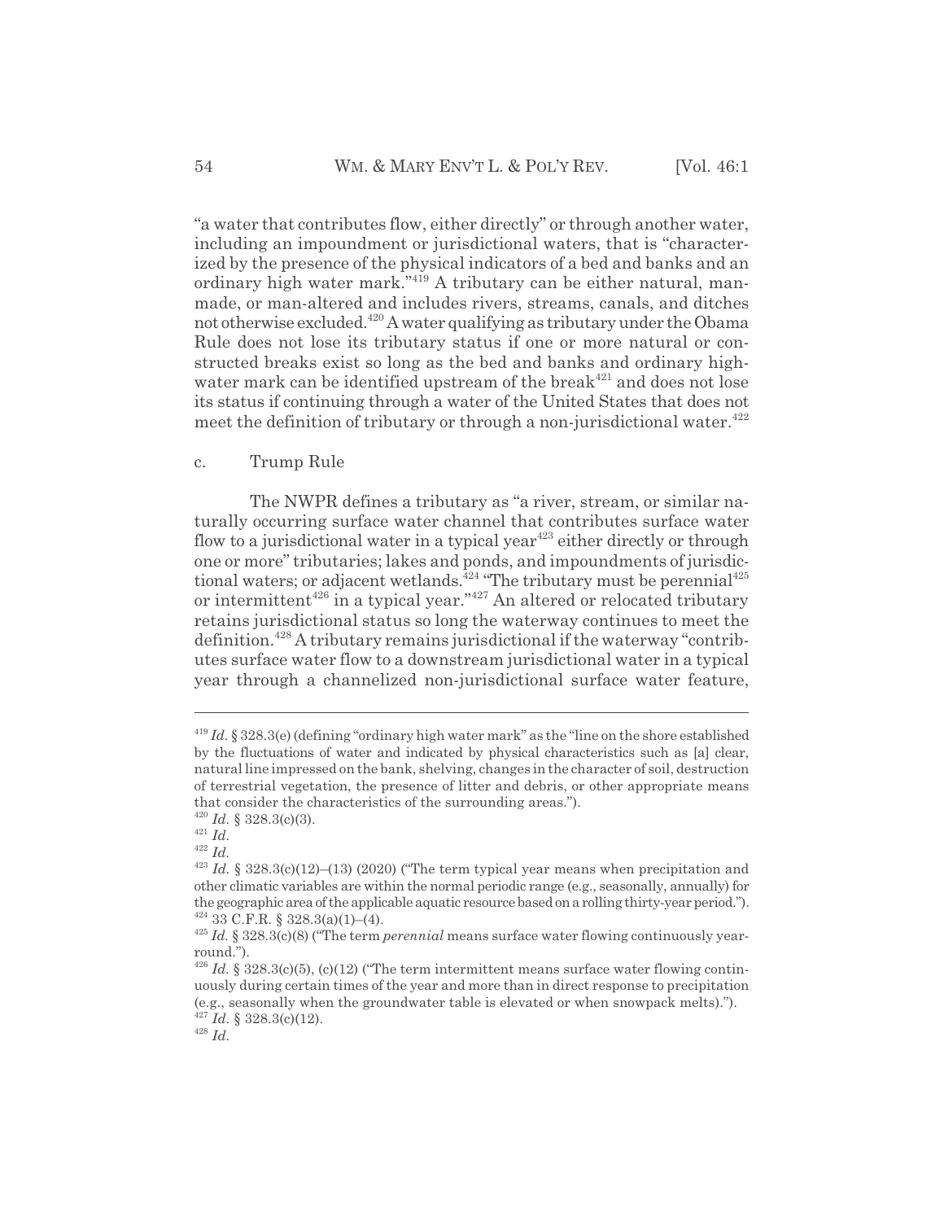"a water that contributes flow, either directly" or through another water, including an impoundment or jurisdictional waters, that is "characterized by the presence of the physical indicators of a bed and banks and an ordinary high water mark."[419] A tributary can be either natural, man-made, or man-altered and includes rivers, streams, canals, and ditches not otherwise excluded.[420] A water qualifying as tributary under the Obama Rule does not lose its tributary status if one or more natural or constructed breaks exist so long as the bed and banks and ordinary high-water mark can be identified upstream of the break[421] and does not lose its status if continuing through a water of the United States that does not meet the definition of tributary or through a non-jurisdictional water.[422]

c. Trump Rule

The NWPR defines a tributary as "a river, stream, or similar naturally occurring surface water channel that contributes surface water flow to a jurisdictional water in a typical year[423] either directly or through one or more" tributaries; lakes and ponds, and impoundments of jurisdictional waters; or adjacent wetlands.[424] "The tributary must be perennial[425] or intermittent[426] in a typical year."[427] An altered or relocated tributary retains jurisdictional status so long the waterway continues to meet the definition.[428] A tributary remains jurisdictional if the waterway "contributes surface water flow to a downstream jurisdictional water in a typical year through a channelized non-jurisdictional surface water feature,

---

[419] *Id.* § 328.3(e) (defining "ordinary high water mark" as the "line on the shore established by the fluctuations of water and indicated by physical characteristics such as [a] clear, natural line impressed on the bank, shelving, changes in the character of soil, destruction of terrestrial vegetation, the presence of litter and debris, or other appropriate means that consider the characteristics of the surrounding areas.").

[420] *Id.* § 328.3(c)(3).

[421] *Id.*

[422] *Id.*

[423] *Id.* § 328.3(c)(12)–(13) (2020) ("The term typical year means when precipitation and other climatic variables are within the normal periodic range (e.g., seasonally, annually) for the geographic area of the applicable aquatic resource based on a rolling thirty-year period.").

[424] 33 C.F.R. § 328.3(a)(1)–(4).

[425] *Id.* § 328.3(c)(8) ("The term *perennial* means surface water flowing continuously year-round.").

[426] *Id.* § 328.3(c)(5), (c)(12) ("The term intermittent means surface water flowing continuously during certain times of the year and more than in direct response to precipitation (e.g., seasonally when the groundwater table is elevated or when snowpack melts).").

[427] *Id.* § 328.3(c)(12).

[428] *Id.*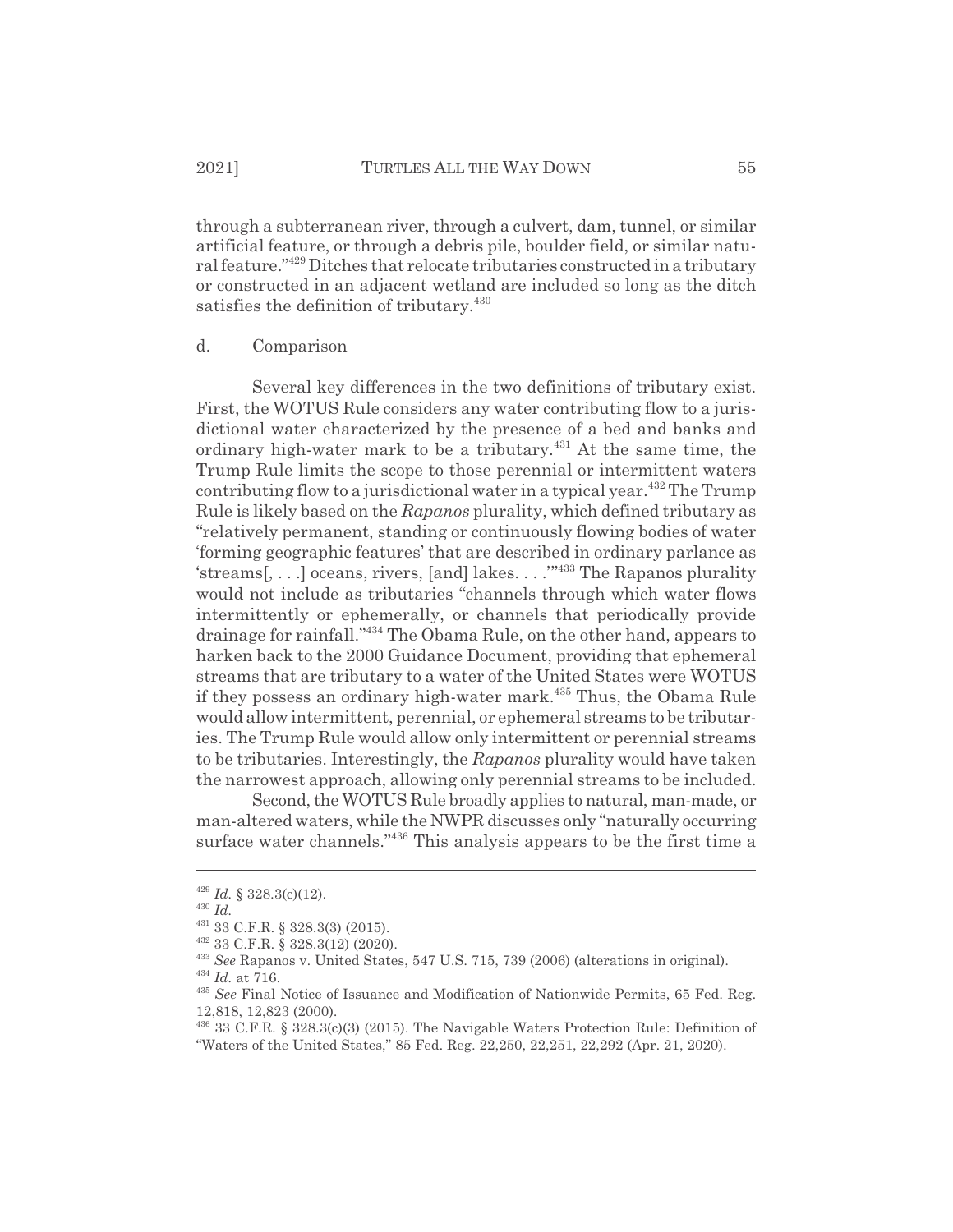through a subterranean river, through a culvert, dam, tunnel, or similar artificial feature, or through a debris pile, boulder field, or similar natural feature."[429] Ditches that relocate tributaries constructed in a tributary or constructed in an adjacent wetland are included so long as the ditch satisfies the definition of tributary.[430]

d. Comparison

Several key differences in the two definitions of tributary exist. First, the WOTUS Rule considers any water contributing flow to a jurisdictional water characterized by the presence of a bed and banks and ordinary high-water mark to be a tributary.[431] At the same time, the Trump Rule limits the scope to those perennial or intermittent waters contributing flow to a jurisdictional water in a typical year.[432] The Trump Rule is likely based on the *Rapanos* plurality, which defined tributary as "relatively permanent, standing or continuously flowing bodies of water 'forming geographic features' that are described in ordinary parlance as 'streams[, . . .] oceans, rivers, [and] lakes. . . .'"[433] The Rapanos plurality would not include as tributaries "channels through which water flows intermittently or ephemerally, or channels that periodically provide drainage for rainfall."[434] The Obama Rule, on the other hand, appears to harken back to the 2000 Guidance Document, providing that ephemeral streams that are tributary to a water of the United States were WOTUS if they possess an ordinary high-water mark.[435] Thus, the Obama Rule would allow intermittent, perennial, or ephemeral streams to be tributaries. The Trump Rule would allow only intermittent or perennial streams to be tributaries. Interestingly, the *Rapanos* plurality would have taken the narrowest approach, allowing only perennial streams to be included.

Second, the WOTUS Rule broadly applies to natural, man-made, or man-altered waters, while the NWPR discusses only "naturally occurring surface water channels."[436] This analysis appears to be the first time a

---

[429] *Id.* § 328.3(c)(12).

[430] *Id.*

[431] 33 C.F.R. § 328.3(3) (2015).

[432] 33 C.F.R. § 328.3(12) (2020).

[433] *See* Rapanos v. United States, 547 U.S. 715, 739 (2006) (alterations in original).

[434] *Id.* at 716.

[435] *See* Final Notice of Issuance and Modification of Nationwide Permits, 65 Fed. Reg. 12,818, 12,823 (2000).

[436] 33 C.F.R. § 328.3(c)(3) (2015). The Navigable Waters Protection Rule: Definition of "Waters of the United States," 85 Fed. Reg. 22,250, 22,251, 22,292 (Apr. 21, 2020).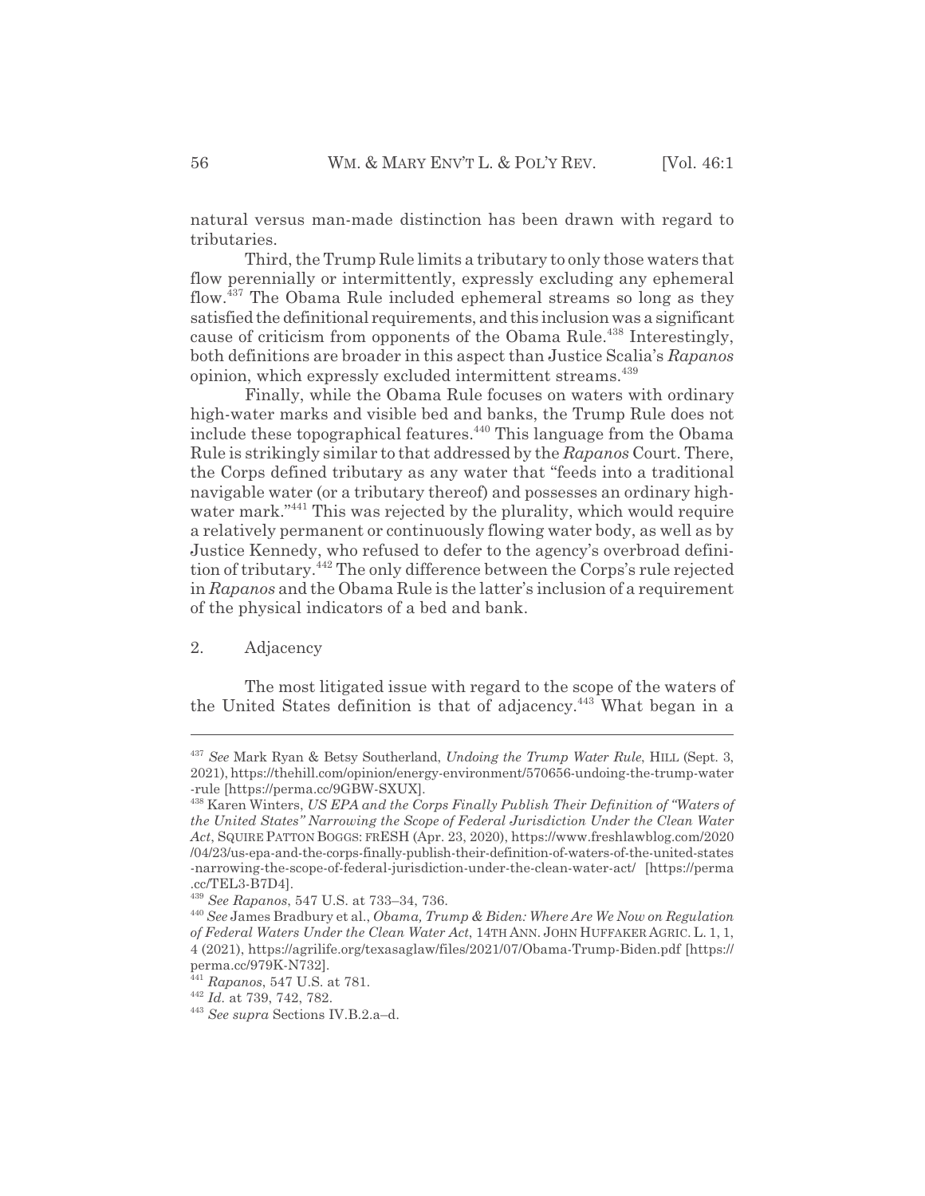natural versus man-made distinction has been drawn with regard to tributaries.

Third, the Trump Rule limits a tributary to only those waters that flow perennially or intermittently, expressly excluding any ephemeral flow.[437] The Obama Rule included ephemeral streams so long as they satisfied the definitional requirements, and this inclusion was a significant cause of criticism from opponents of the Obama Rule.[438] Interestingly, both definitions are broader in this aspect than Justice Scalia's *Rapanos* opinion, which expressly excluded intermittent streams.[439]

Finally, while the Obama Rule focuses on waters with ordinary high-water marks and visible bed and banks, the Trump Rule does not include these topographical features.[440] This language from the Obama Rule is strikingly similar to that addressed by the *Rapanos* Court. There, the Corps defined tributary as any water that "feeds into a traditional navigable water (or a tributary thereof) and possesses an ordinary high-water mark."[441] This was rejected by the plurality, which would require a relatively permanent or continuously flowing water body, as well as by Justice Kennedy, who refused to defer to the agency's overbroad definition of tributary.[442] The only difference between the Corps's rule rejected in *Rapanos* and the Obama Rule is the latter's inclusion of a requirement of the physical indicators of a bed and bank.

### 2. Adjacency

The most litigated issue with regard to the scope of the waters of the United States definition is that of adjacency.[443] What began in a

---

[437] *See* Mark Ryan & Betsy Southerland, *Undoing the Trump Water Rule*, HILL (Sept. 3, 2021), https://thehill.com/opinion/energy-environment/570656-undoing-the-trump-water-rule [https://perma.cc/9GBW-SXUX].

[438] Karen Winters, *US EPA and the Corps Finally Publish Their Definition of "Waters of the United States" Narrowing the Scope of Federal Jurisdiction Under the Clean Water Act*, SQUIRE PATTON BOGGS: FRESH (Apr. 23, 2020), https://www.freshlawblog.com/2020/04/23/us-epa-and-the-corps-finally-publish-their-definition-of-waters-of-the-united-states-narrowing-the-scope-of-federal-jurisdiction-under-the-clean-water-act/ [https://perma.cc/TEL3-B7D4].

[439] *See Rapanos*, 547 U.S. at 733–34, 736.

[440] *See* James Bradbury et al., *Obama, Trump & Biden: Where Are We Now on Regulation of Federal Waters Under the Clean Water Act*, 14TH ANN. JOHN HUFFAKER AGRIC. L. 1, 1, 4 (2021), https://agrilife.org/texasaglaw/files/2021/07/Obama-Trump-Biden.pdf [https://perma.cc/979K-N732].

[441] *Rapanos*, 547 U.S. at 781.

[442] *Id.* at 739, 742, 782.

[443] *See supra* Sections IV.B.2.a–d.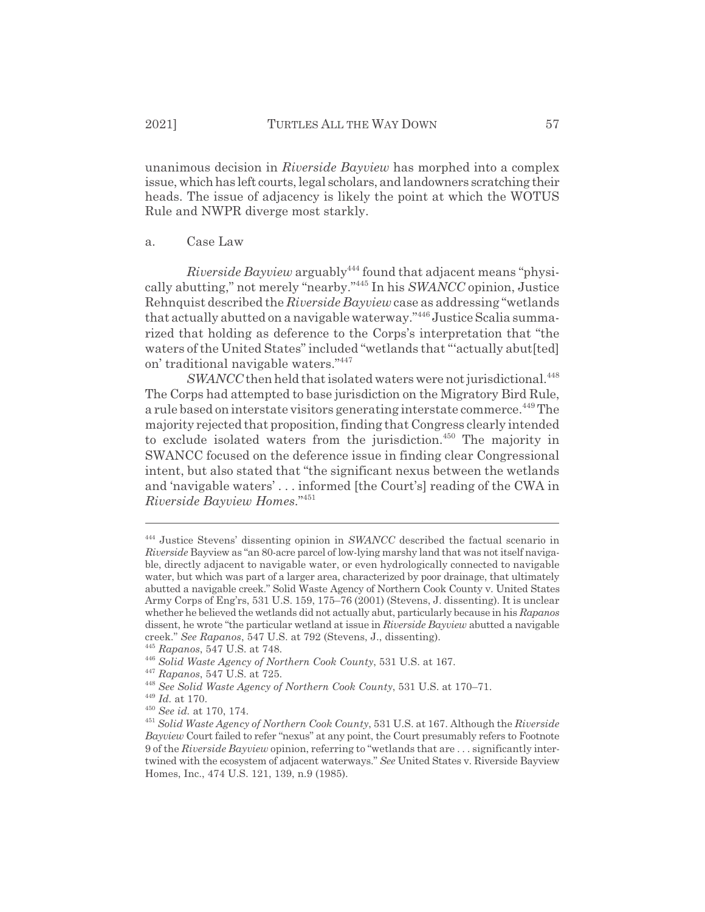unanimous decision in *Riverside Bayview* has morphed into a complex issue, which has left courts, legal scholars, and landowners scratching their heads. The issue of adjacency is likely the point at which the WOTUS Rule and NWPR diverge most starkly.

a. Case Law

*Riverside Bayview* arguably[444] found that adjacent means "physically abutting," not merely "nearby."[445] In his *SWANCC* opinion, Justice Rehnquist described the *Riverside Bayview* case as addressing "wetlands that actually abutted on a navigable waterway."[446] Justice Scalia summarized that holding as deference to the Corps's interpretation that "the waters of the United States" included "wetlands that "'actually abut[ted] on' traditional navigable waters."[447]

*SWANCC* then held that isolated waters were not jurisdictional.[448] The Corps had attempted to base jurisdiction on the Migratory Bird Rule, a rule based on interstate visitors generating interstate commerce.[449] The majority rejected that proposition, finding that Congress clearly intended to exclude isolated waters from the jurisdiction.[450] The majority in SWANCC focused on the deference issue in finding clear Congressional intent, but also stated that "the significant nexus between the wetlands and 'navigable waters' . . . informed [the Court's] reading of the CWA in *Riverside Bayview Homes*."[451]

---

[444] Justice Stevens' dissenting opinion in *SWANCC* described the factual scenario in *Riverside* Bayview as "an 80-acre parcel of low-lying marshy land that was not itself navigable, directly adjacent to navigable water, or even hydrologically connected to navigable water, but which was part of a larger area, characterized by poor drainage, that ultimately abutted a navigable creek." Solid Waste Agency of Northern Cook County v. United States Army Corps of Eng'rs, 531 U.S. 159, 175–76 (2001) (Stevens, J. dissenting). It is unclear whether he believed the wetlands did not actually abut, particularly because in his *Rapanos* dissent, he wrote "the particular wetland at issue in *Riverside Bayview* abutted a navigable creek." *See Rapanos*, 547 U.S. at 792 (Stevens, J., dissenting).

[445] *Rapanos*, 547 U.S. at 748.

[446] *Solid Waste Agency of Northern Cook County*, 531 U.S. at 167.

[447] *Rapanos*, 547 U.S. at 725.

[448] *See Solid Waste Agency of Northern Cook County*, 531 U.S. at 170–71.

[449] *Id.* at 170.

[450] *See id.* at 170, 174.

[451] *Solid Waste Agency of Northern Cook County*, 531 U.S. at 167. Although the *Riverside Bayview* Court failed to refer "nexus" at any point, the Court presumably refers to Footnote 9 of the *Riverside Bayview* opinion, referring to "wetlands that are . . . significantly intertwined with the ecosystem of adjacent waterways." *See* United States v. Riverside Bayview Homes, Inc., 474 U.S. 121, 139, n.9 (1985).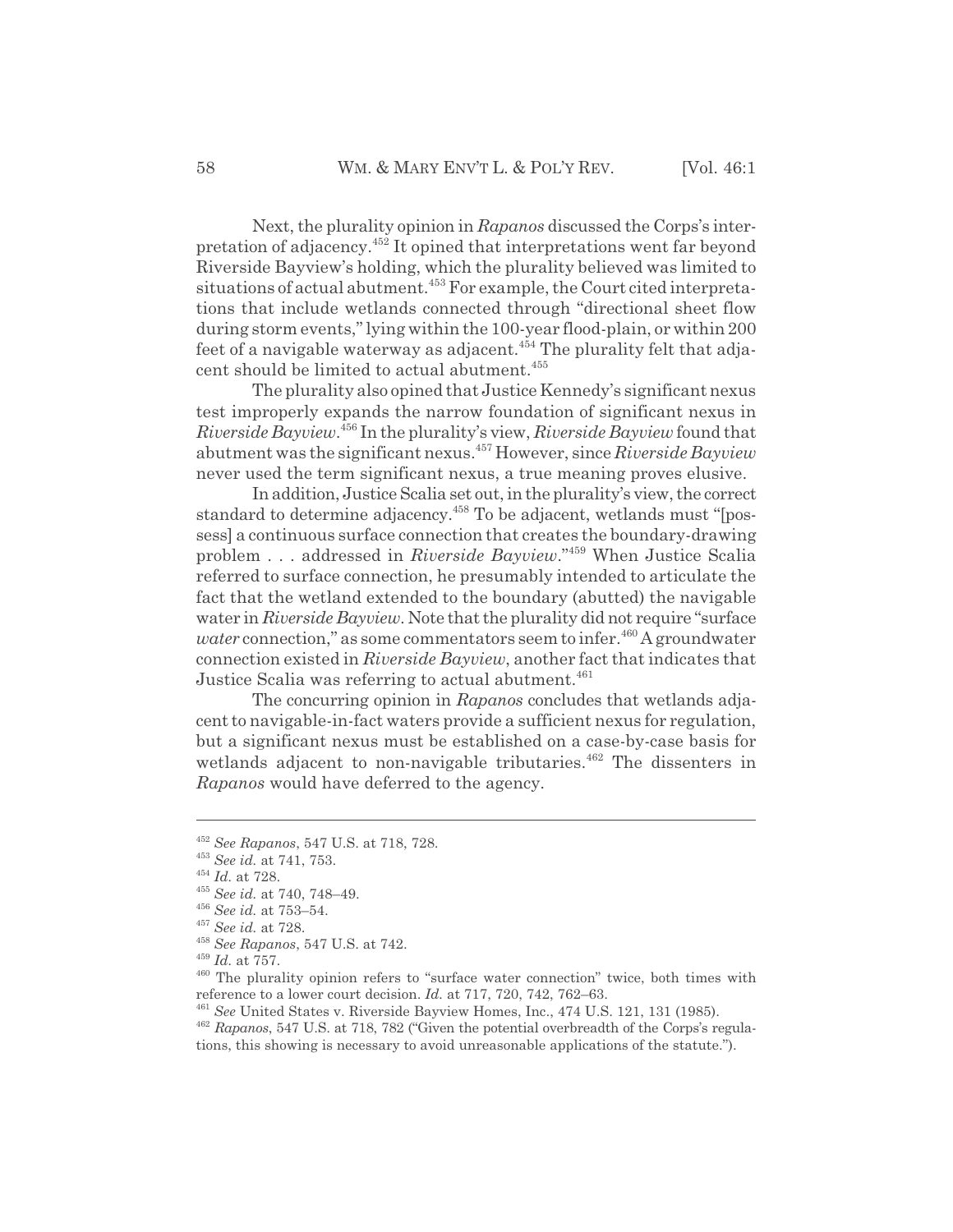Next, the plurality opinion in *Rapanos* discussed the Corps's interpretation of adjacency.[452] It opined that interpretations went far beyond Riverside Bayview's holding, which the plurality believed was limited to situations of actual abutment.[453] For example, the Court cited interpretations that include wetlands connected through "directional sheet flow during storm events," lying within the 100-year flood-plain, or within 200 feet of a navigable waterway as adjacent.[454] The plurality felt that adjacent should be limited to actual abutment.[455]

The plurality also opined that Justice Kennedy's significant nexus test improperly expands the narrow foundation of significant nexus in *Riverside Bayview*.[456] In the plurality's view, *Riverside Bayview* found that abutment was the significant nexus.[457] However, since *Riverside Bayview* never used the term significant nexus, a true meaning proves elusive.

In addition, Justice Scalia set out, in the plurality's view, the correct standard to determine adjacency.[458] To be adjacent, wetlands must "[possess] a continuous surface connection that creates the boundary-drawing problem . . . addressed in *Riverside Bayview*."[459] When Justice Scalia referred to surface connection, he presumably intended to articulate the fact that the wetland extended to the boundary (abutted) the navigable water in *Riverside Bayview*. Note that the plurality did not require "surface *water* connection," as some commentators seem to infer.[460] A groundwater connection existed in *Riverside Bayview*, another fact that indicates that Justice Scalia was referring to actual abutment.[461]

The concurring opinion in *Rapanos* concludes that wetlands adjacent to navigable-in-fact waters provide a sufficient nexus for regulation, but a significant nexus must be established on a case-by-case basis for wetlands adjacent to non-navigable tributaries.[462] The dissenters in *Rapanos* would have deferred to the agency.

---

[452] *See Rapanos*, 547 U.S. at 718, 728.

[453] *See id.* at 741, 753.

[454] *Id.* at 728.

[455] *See id.* at 740, 748–49.

[456] *See id.* at 753–54.

[457] *See id.* at 728.

[458] *See Rapanos*, 547 U.S. at 742.

[459] *Id.* at 757.

[460] The plurality opinion refers to "surface water connection" twice, both times with reference to a lower court decision. *Id.* at 717, 720, 742, 762–63.

[461] *See* United States v. Riverside Bayview Homes, Inc., 474 U.S. 121, 131 (1985).

[462] *Rapanos*, 547 U.S. at 718, 782 ("Given the potential overbreadth of the Corps's regulations, this showing is necessary to avoid unreasonable applications of the statute.").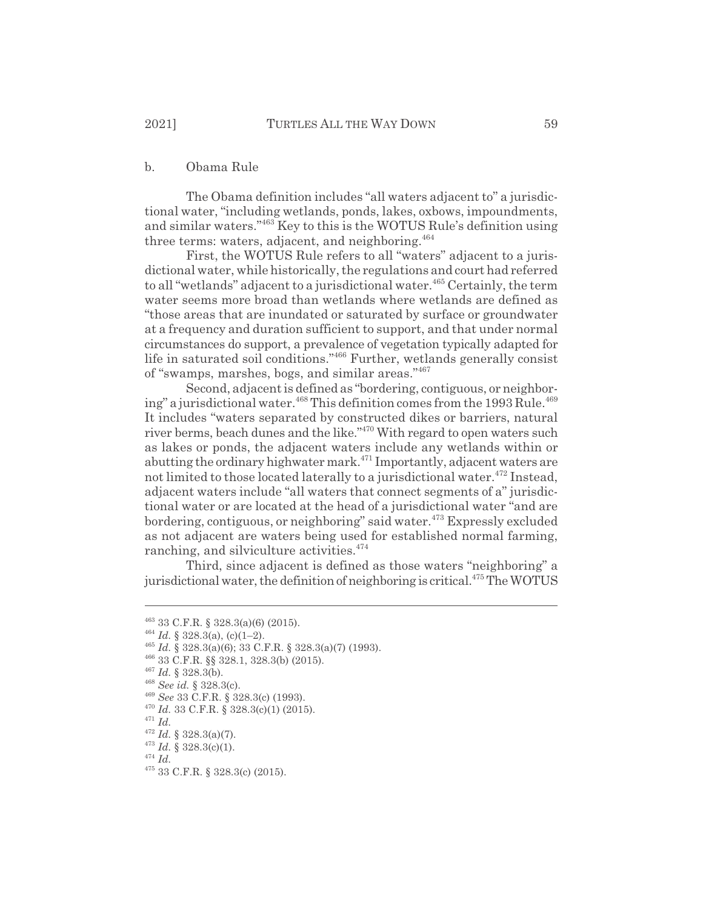b. Obama Rule

The Obama definition includes "all waters adjacent to" a jurisdictional water, "including wetlands, ponds, lakes, oxbows, impoundments, and similar waters."[463] Key to this is the WOTUS Rule's definition using three terms: waters, adjacent, and neighboring.[464]

First, the WOTUS Rule refers to all "waters" adjacent to a jurisdictional water, while historically, the regulations and court had referred to all "wetlands" adjacent to a jurisdictional water.[465] Certainly, the term water seems more broad than wetlands where wetlands are defined as "those areas that are inundated or saturated by surface or groundwater at a frequency and duration sufficient to support, and that under normal circumstances do support, a prevalence of vegetation typically adapted for life in saturated soil conditions."[466] Further, wetlands generally consist of "swamps, marshes, bogs, and similar areas."[467]

Second, adjacent is defined as "bordering, contiguous, or neighboring" a jurisdictional water.[468] This definition comes from the 1993 Rule.[469] It includes "waters separated by constructed dikes or barriers, natural river berms, beach dunes and the like."[470] With regard to open waters such as lakes or ponds, the adjacent waters include any wetlands within or abutting the ordinary highwater mark.[471] Importantly, adjacent waters are not limited to those located laterally to a jurisdictional water.[472] Instead, adjacent waters include "all waters that connect segments of a" jurisdictional water or are located at the head of a jurisdictional water "and are bordering, contiguous, or neighboring" said water.[473] Expressly excluded as not adjacent are waters being used for established normal farming, ranching, and silviculture activities.[474]

Third, since adjacent is defined as those waters "neighboring" a jurisdictional water, the definition of neighboring is critical.[475] The WOTUS

---

[463] 33 C.F.R. § 328.3(a)(6) (2015).

[464] *Id.* § 328.3(a), (c)(1–2).

[465] *Id.* § 328.3(a)(6); 33 C.F.R. § 328.3(a)(7) (1993).

[466] 33 C.F.R. §§ 328.1, 328.3(b) (2015).

[467] *Id.* § 328.3(b).

[468] *See id.* § 328.3(c).

[469] *See* 33 C.F.R. § 328.3(c) (1993).

[470] *Id.* 33 C.F.R. § 328.3(c)(1) (2015).

[471] *Id.*

[472] *Id.* § 328.3(a)(7).

[473] *Id.* § 328.3(c)(1).

[474] *Id.*

[475] 33 C.F.R. § 328.3(c) (2015).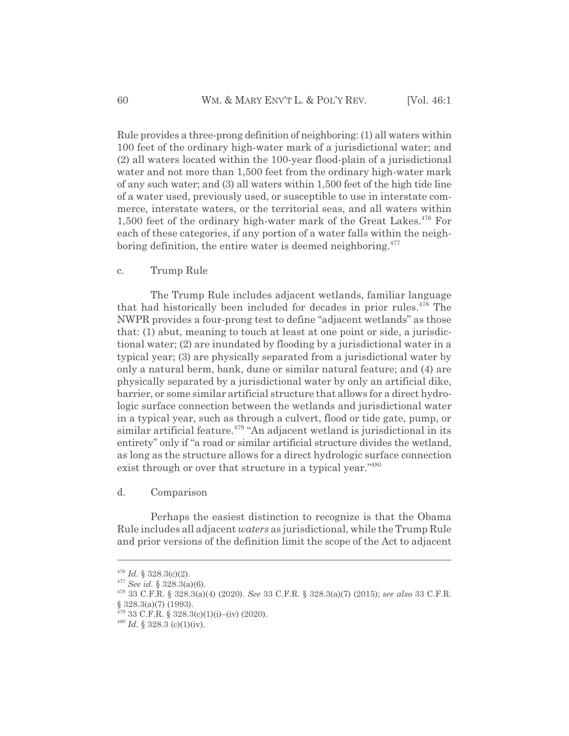Rule provides a three-prong definition of neighboring: (1) all waters within 100 feet of the ordinary high-water mark of a jurisdictional water; and (2) all waters located within the 100-year flood-plain of a jurisdictional water and not more than 1,500 feet from the ordinary high-water mark of any such water; and (3) all waters within 1,500 feet of the high tide line of a water used, previously used, or susceptible to use in interstate commerce, interstate waters, or the territorial seas, and all waters within 1,500 feet of the ordinary high-water mark of the Great Lakes.[476] For each of these categories, if any portion of a water falls within the neighboring definition, the entire water is deemed neighboring.[477]

c. Trump Rule

The Trump Rule includes adjacent wetlands, familiar language that had historically been included for decades in prior rules.[478] The NWPR provides a four-prong test to define "adjacent wetlands" as those that: (1) abut, meaning to touch at least at one point or side, a jurisdictional water; (2) are inundated by flooding by a jurisdictional water in a typical year; (3) are physically separated from a jurisdictional water by only a natural berm, bank, dune or similar natural feature; and (4) are physically separated by a jurisdictional water by only an artificial dike, barrier, or some similar artificial structure that allows for a direct hydrologic surface connection between the wetlands and jurisdictional water in a typical year, such as through a culvert, flood or tide gate, pump, or similar artificial feature.[479] "An adjacent wetland is jurisdictional in its entirety" only if "a road or similar artificial structure divides the wetland, as long as the structure allows for a direct hydrologic surface connection exist through or over that structure in a typical year."[480]

d. Comparison

Perhaps the easiest distinction to recognize is that the Obama Rule includes all adjacent *waters* as jurisdictional, while the Trump Rule and prior versions of the definition limit the scope of the Act to adjacent

---

[476] *Id.* § 328.3(c)(2).

[477] *See id.* § 328.3(a)(6).

[478] 33 C.F.R. § 328.3(a)(4) (2020). *See* 33 C.F.R. § 328.3(a)(7) (2015); *see also* 33 C.F.R. § 328.3(a)(7) (1993).

[479] 33 C.F.R. § 328.3(c)(1)(i)–(iv) (2020).

[480] *Id.* § 328.3 (c)(1)(iv).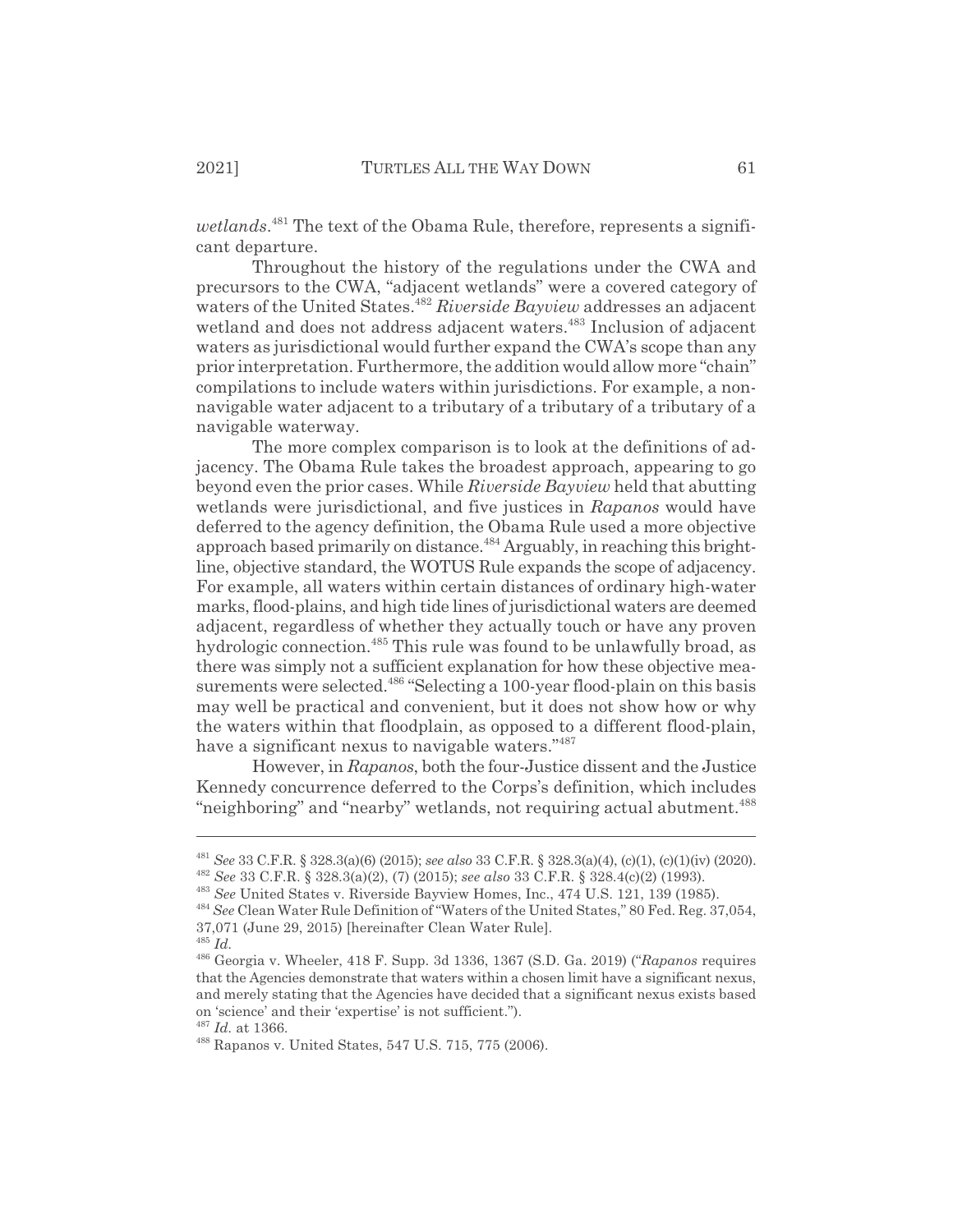*wetlands*.[481] The text of the Obama Rule, therefore, represents a significant departure.

Throughout the history of the regulations under the CWA and precursors to the CWA, "adjacent wetlands" were a covered category of waters of the United States.[482] *Riverside Bayview* addresses an adjacent wetland and does not address adjacent waters.[483] Inclusion of adjacent waters as jurisdictional would further expand the CWA's scope than any prior interpretation. Furthermore, the addition would allow more "chain" compilations to include waters within jurisdictions. For example, a non-navigable water adjacent to a tributary of a tributary of a tributary of a navigable waterway.

The more complex comparison is to look at the definitions of adjacency. The Obama Rule takes the broadest approach, appearing to go beyond even the prior cases. While *Riverside Bayview* held that abutting wetlands were jurisdictional, and five justices in *Rapanos* would have deferred to the agency definition, the Obama Rule used a more objective approach based primarily on distance.[484] Arguably, in reaching this bright-line, objective standard, the WOTUS Rule expands the scope of adjacency. For example, all waters within certain distances of ordinary high-water marks, flood-plains, and high tide lines of jurisdictional waters are deemed adjacent, regardless of whether they actually touch or have any proven hydrologic connection.[485] This rule was found to be unlawfully broad, as there was simply not a sufficient explanation for how these objective measurements were selected.[486] "Selecting a 100-year flood-plain on this basis may well be practical and convenient, but it does not show how or why the waters within that floodplain, as opposed to a different flood-plain, have a significant nexus to navigable waters."[487]

However, in *Rapanos*, both the four-Justice dissent and the Justice Kennedy concurrence deferred to the Corps's definition, which includes "neighboring" and "nearby" wetlands, not requiring actual abutment.[488]

---

[481] *See* 33 C.F.R. § 328.3(a)(6) (2015); *see also* 33 C.F.R. § 328.3(a)(4), (c)(1), (c)(1)(iv) (2020).

[482] *See* 33 C.F.R. § 328.3(a)(2), (7) (2015); *see also* 33 C.F.R. § 328.4(c)(2) (1993).

[483] *See* United States v. Riverside Bayview Homes, Inc., 474 U.S. 121, 139 (1985).

[484] *See* Clean Water Rule Definition of "Waters of the United States," 80 Fed. Reg. 37,054, 37,071 (June 29, 2015) [hereinafter Clean Water Rule].

[485] *Id.*

[486] Georgia v. Wheeler, 418 F. Supp. 3d 1336, 1367 (S.D. Ga. 2019) ("*Rapanos* requires that the Agencies demonstrate that waters within a chosen limit have a significant nexus, and merely stating that the Agencies have decided that a significant nexus exists based on 'science' and their 'expertise' is not sufficient.").

[487] *Id.* at 1366.

[488] Rapanos v. United States, 547 U.S. 715, 775 (2006).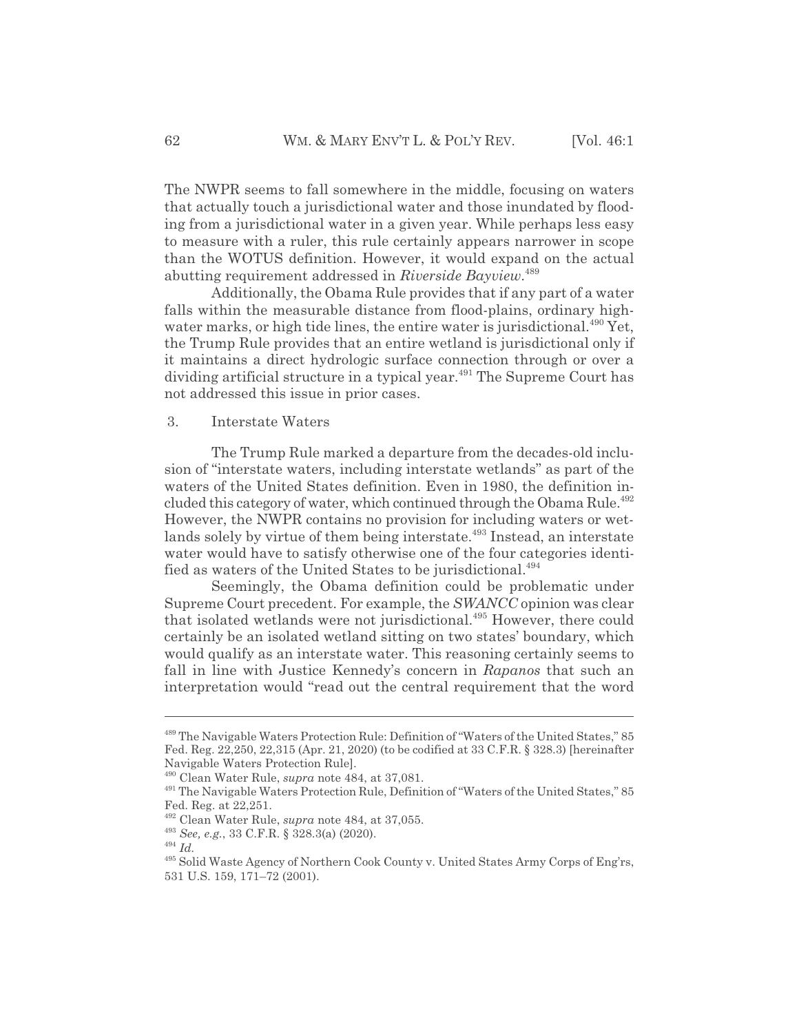The NWPR seems to fall somewhere in the middle, focusing on waters that actually touch a jurisdictional water and those inundated by flooding from a jurisdictional water in a given year. While perhaps less easy to measure with a ruler, this rule certainly appears narrower in scope than the WOTUS definition. However, it would expand on the actual abutting requirement addressed in *Riverside Bayview*.[489]

Additionally, the Obama Rule provides that if any part of a water falls within the measurable distance from flood-plains, ordinary high-water marks, or high tide lines, the entire water is jurisdictional.[490] Yet, the Trump Rule provides that an entire wetland is jurisdictional only if it maintains a direct hydrologic surface connection through or over a dividing artificial structure in a typical year.[491] The Supreme Court has not addressed this issue in prior cases.

### 3. Interstate Waters

The Trump Rule marked a departure from the decades-old inclusion of "interstate waters, including interstate wetlands" as part of the waters of the United States definition. Even in 1980, the definition included this category of water, which continued through the Obama Rule.[492] However, the NWPR contains no provision for including waters or wetlands solely by virtue of them being interstate.[493] Instead, an interstate water would have to satisfy otherwise one of the four categories identified as waters of the United States to be jurisdictional.[494]

Seemingly, the Obama definition could be problematic under Supreme Court precedent. For example, the *SWANCC* opinion was clear that isolated wetlands were not jurisdictional.[495] However, there could certainly be an isolated wetland sitting on two states' boundary, which would qualify as an interstate water. This reasoning certainly seems to fall in line with Justice Kennedy's concern in *Rapanos* that such an interpretation would "read out the central requirement that the word

---

[489] The Navigable Waters Protection Rule: Definition of "Waters of the United States," 85 Fed. Reg. 22,250, 22,315 (Apr. 21, 2020) (to be codified at 33 C.F.R. § 328.3) [hereinafter Navigable Waters Protection Rule].

[490] Clean Water Rule, *supra* note 484, at 37,081.

[491] The Navigable Waters Protection Rule, Definition of "Waters of the United States," 85 Fed. Reg. at 22,251.

[492] Clean Water Rule, *supra* note 484, at 37,055.

[493] *See, e.g.*, 33 C.F.R. § 328.3(a) (2020).

[494] *Id.*

[495] Solid Waste Agency of Northern Cook County v. United States Army Corps of Eng'rs, 531 U.S. 159, 171–72 (2001).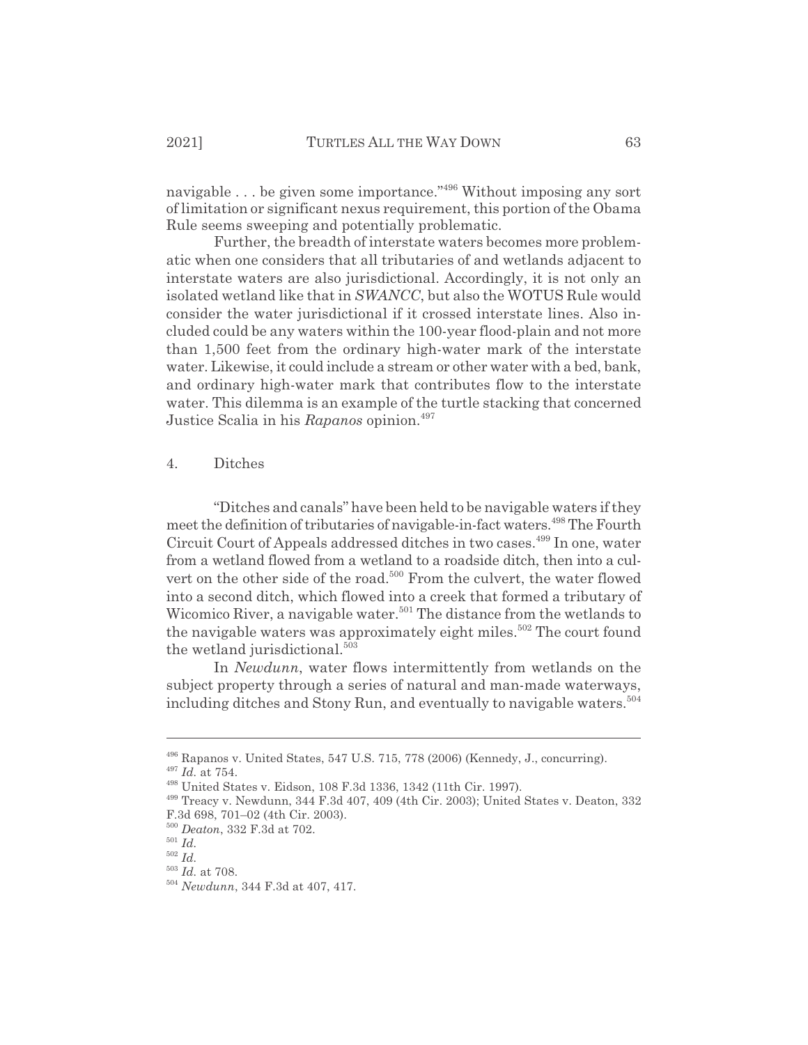navigable . . . be given some importance."[496] Without imposing any sort of limitation or significant nexus requirement, this portion of the Obama Rule seems sweeping and potentially problematic.

Further, the breadth of interstate waters becomes more problematic when one considers that all tributaries of and wetlands adjacent to interstate waters are also jurisdictional. Accordingly, it is not only an isolated wetland like that in *SWANCC*, but also the WOTUS Rule would consider the water jurisdictional if it crossed interstate lines. Also included could be any waters within the 100-year flood-plain and not more than 1,500 feet from the ordinary high-water mark of the interstate water. Likewise, it could include a stream or other water with a bed, bank, and ordinary high-water mark that contributes flow to the interstate water. This dilemma is an example of the turtle stacking that concerned Justice Scalia in his *Rapanos* opinion.[497]

#### 4. Ditches

"Ditches and canals" have been held to be navigable waters if they meet the definition of tributaries of navigable-in-fact waters.[498] The Fourth Circuit Court of Appeals addressed ditches in two cases.[499] In one, water from a wetland flowed from a wetland to a roadside ditch, then into a culvert on the other side of the road.[500] From the culvert, the water flowed into a second ditch, which flowed into a creek that formed a tributary of Wicomico River, a navigable water.[501] The distance from the wetlands to the navigable waters was approximately eight miles.[502] The court found the wetland jurisdictional.[503]

In *Newdunn*, water flows intermittently from wetlands on the subject property through a series of natural and man-made waterways, including ditches and Stony Run, and eventually to navigable waters.[504]

---

[496] Rapanos v. United States, 547 U.S. 715, 778 (2006) (Kennedy, J., concurring).

[497] *Id.* at 754.

[498] United States v. Eidson, 108 F.3d 1336, 1342 (11th Cir. 1997).

[499] Treacy v. Newdunn, 344 F.3d 407, 409 (4th Cir. 2003); United States v. Deaton, 332 F.3d 698, 701–02 (4th Cir. 2003).

[500] *Deaton*, 332 F.3d at 702.

[501] *Id.*

[502] *Id.*

[503] *Id.* at 708.

[504] *Newdunn*, 344 F.3d at 407, 417.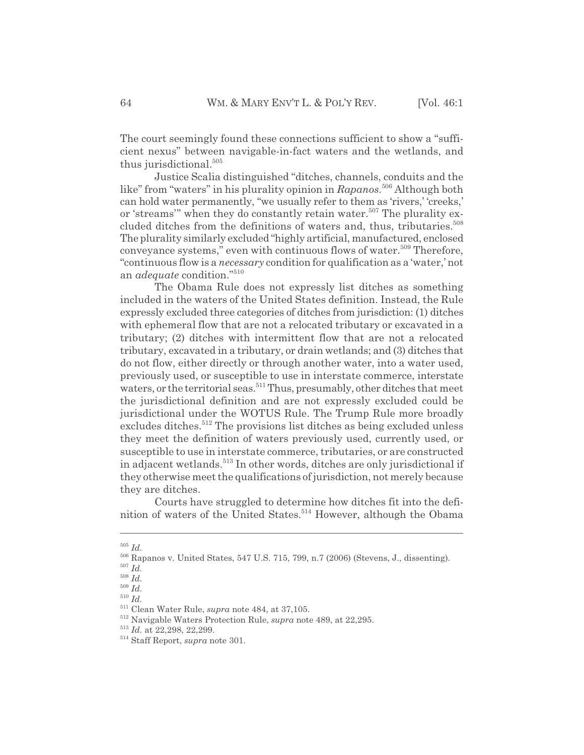The court seemingly found these connections sufficient to show a "sufficient nexus" between navigable-in-fact waters and the wetlands, and thus jurisdictional.[505]

Justice Scalia distinguished "ditches, channels, conduits and the like" from "waters" in his plurality opinion in *Rapanos*.[506] Although both can hold water permanently, "we usually refer to them as 'rivers,' 'creeks,' or 'streams'" when they do constantly retain water.[507] The plurality excluded ditches from the definitions of waters and, thus, tributaries.[508] The plurality similarly excluded "highly artificial, manufactured, enclosed conveyance systems," even with continuous flows of water.[509] Therefore, "continuous flow is a *necessary* condition for qualification as a 'water,' not an *adequate* condition."[510]

The Obama Rule does not expressly list ditches as something included in the waters of the United States definition. Instead, the Rule expressly excluded three categories of ditches from jurisdiction: (1) ditches with ephemeral flow that are not a relocated tributary or excavated in a tributary; (2) ditches with intermittent flow that are not a relocated tributary, excavated in a tributary, or drain wetlands; and (3) ditches that do not flow, either directly or through another water, into a water used, previously used, or susceptible to use in interstate commerce, interstate waters, or the territorial seas.[511] Thus, presumably, other ditches that meet the jurisdictional definition and are not expressly excluded could be jurisdictional under the WOTUS Rule. The Trump Rule more broadly excludes ditches.[512] The provisions list ditches as being excluded unless they meet the definition of waters previously used, currently used, or susceptible to use in interstate commerce, tributaries, or are constructed in adjacent wetlands.[513] In other words, ditches are only jurisdictional if they otherwise meet the qualifications of jurisdiction, not merely because they are ditches.

Courts have struggled to determine how ditches fit into the definition of waters of the United States.[514] However, although the Obama

---

[505] *Id.*

[506] Rapanos v. United States, 547 U.S. 715, 799, n.7 (2006) (Stevens, J., dissenting).

[507] *Id.*

[508] *Id.*

[509] *Id.*

[510] *Id.*

[511] Clean Water Rule, *supra* note 484, at 37,105.

[512] Navigable Waters Protection Rule, *supra* note 489, at 22,295.

[513] *Id.* at 22,298, 22,299.

[514] Staff Report, *supra* note 301.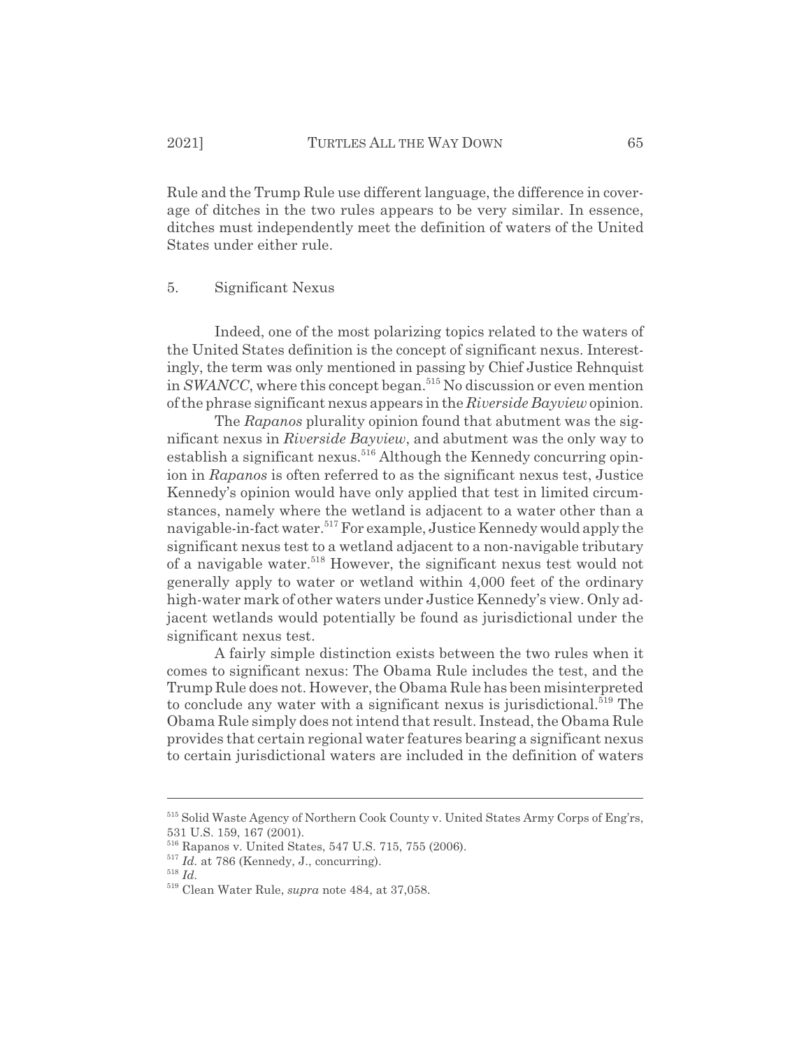Rule and the Trump Rule use different language, the difference in coverage of ditches in the two rules appears to be very similar. In essence, ditches must independently meet the definition of waters of the United States under either rule.

### 5. Significant Nexus

Indeed, one of the most polarizing topics related to the waters of the United States definition is the concept of significant nexus. Interestingly, the term was only mentioned in passing by Chief Justice Rehnquist in *SWANCC*, where this concept began.[515] No discussion or even mention of the phrase significant nexus appears in the *Riverside Bayview* opinion.

The *Rapanos* plurality opinion found that abutment was the significant nexus in *Riverside Bayview*, and abutment was the only way to establish a significant nexus.[516] Although the Kennedy concurring opinion in *Rapanos* is often referred to as the significant nexus test, Justice Kennedy's opinion would have only applied that test in limited circumstances, namely where the wetland is adjacent to a water other than a navigable-in-fact water.[517] For example, Justice Kennedy would apply the significant nexus test to a wetland adjacent to a non-navigable tributary of a navigable water.[518] However, the significant nexus test would not generally apply to water or wetland within 4,000 feet of the ordinary high-water mark of other waters under Justice Kennedy's view. Only adjacent wetlands would potentially be found as jurisdictional under the significant nexus test.

A fairly simple distinction exists between the two rules when it comes to significant nexus: The Obama Rule includes the test, and the Trump Rule does not. However, the Obama Rule has been misinterpreted to conclude any water with a significant nexus is jurisdictional.[519] The Obama Rule simply does not intend that result. Instead, the Obama Rule provides that certain regional water features bearing a significant nexus to certain jurisdictional waters are included in the definition of waters

---

[515] Solid Waste Agency of Northern Cook County v. United States Army Corps of Eng'rs, 531 U.S. 159, 167 (2001).

[516] Rapanos v. United States, 547 U.S. 715, 755 (2006).

[517] *Id.* at 786 (Kennedy, J., concurring).

[518] *Id.*

[519] Clean Water Rule, *supra* note 484, at 37,058.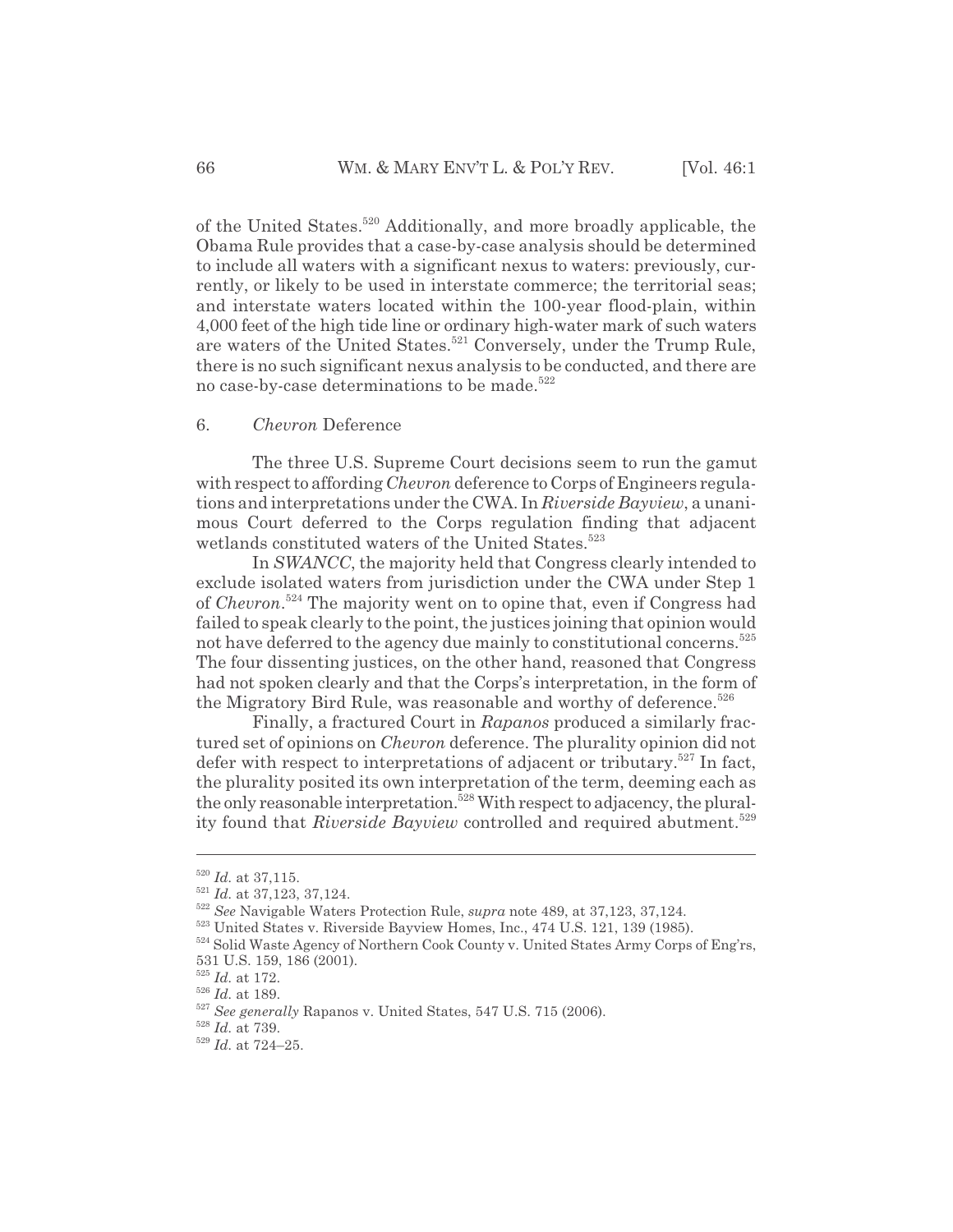of the United States.[520] Additionally, and more broadly applicable, the Obama Rule provides that a case-by-case analysis should be determined to include all waters with a significant nexus to waters: previously, currently, or likely to be used in interstate commerce; the territorial seas; and interstate waters located within the 100-year flood-plain, within 4,000 feet of the high tide line or ordinary high-water mark of such waters are waters of the United States.[521] Conversely, under the Trump Rule, there is no such significant nexus analysis to be conducted, and there are no case-by-case determinations to be made.[522]

### 6. *Chevron* Deference

The three U.S. Supreme Court decisions seem to run the gamut with respect to affording *Chevron* deference to Corps of Engineers regulations and interpretations under the CWA. In *Riverside Bayview*, a unanimous Court deferred to the Corps regulation finding that adjacent wetlands constituted waters of the United States.[523]

In *SWANCC*, the majority held that Congress clearly intended to exclude isolated waters from jurisdiction under the CWA under Step 1 of *Chevron*.[524] The majority went on to opine that, even if Congress had failed to speak clearly to the point, the justices joining that opinion would not have deferred to the agency due mainly to constitutional concerns.[525] The four dissenting justices, on the other hand, reasoned that Congress had not spoken clearly and that the Corps's interpretation, in the form of the Migratory Bird Rule, was reasonable and worthy of deference.[526]

Finally, a fractured Court in *Rapanos* produced a similarly fractured set of opinions on *Chevron* deference. The plurality opinion did not defer with respect to interpretations of adjacent or tributary.[527] In fact, the plurality posited its own interpretation of the term, deeming each as the only reasonable interpretation.[528] With respect to adjacency, the plurality found that *Riverside Bayview* controlled and required abutment.[529]

---

[520] *Id.* at 37,115.

[521] *Id.* at 37,123, 37,124.

[522] *See* Navigable Waters Protection Rule, *supra* note 489, at 37,123, 37,124.

[523] United States v. Riverside Bayview Homes, Inc., 474 U.S. 121, 139 (1985).

[524] Solid Waste Agency of Northern Cook County v. United States Army Corps of Eng'rs, 531 U.S. 159, 186 (2001).

[525] *Id.* at 172.

[526] *Id.* at 189.

[527] *See generally* Rapanos v. United States, 547 U.S. 715 (2006).

[528] *Id.* at 739.

[529] *Id.* at 724–25.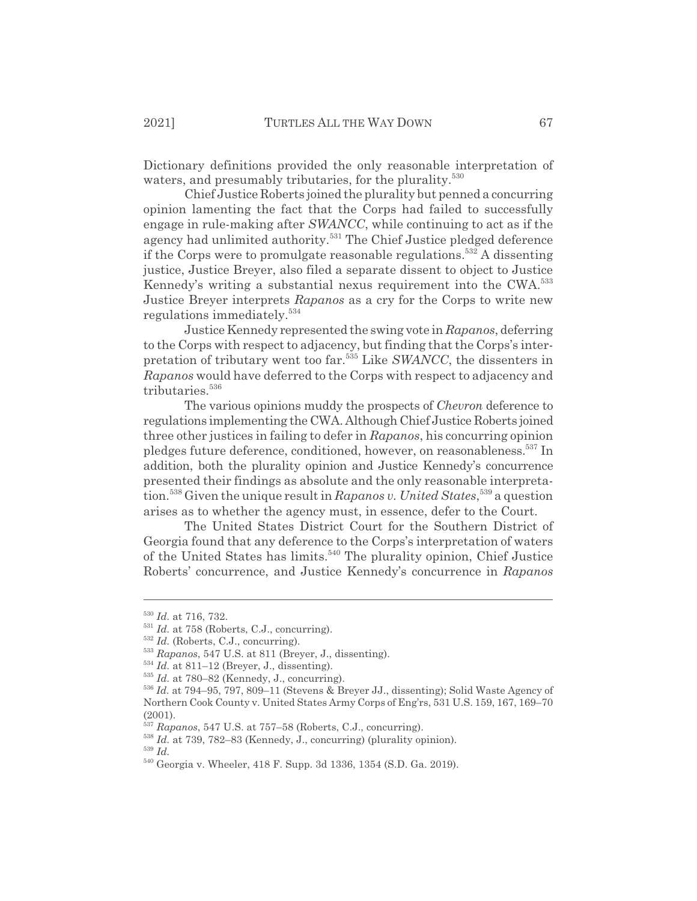Dictionary definitions provided the only reasonable interpretation of waters, and presumably tributaries, for the plurality.[530]

Chief Justice Roberts joined the plurality but penned a concurring opinion lamenting the fact that the Corps had failed to successfully engage in rule-making after *SWANCC*, while continuing to act as if the agency had unlimited authority.[531] The Chief Justice pledged deference if the Corps were to promulgate reasonable regulations.[532] A dissenting justice, Justice Breyer, also filed a separate dissent to object to Justice Kennedy's writing a substantial nexus requirement into the CWA.[533] Justice Breyer interprets *Rapanos* as a cry for the Corps to write new regulations immediately.[534]

Justice Kennedy represented the swing vote in *Rapanos*, deferring to the Corps with respect to adjacency, but finding that the Corps's interpretation of tributary went too far.[535] Like *SWANCC*, the dissenters in *Rapanos* would have deferred to the Corps with respect to adjacency and tributaries.[536]

The various opinions muddy the prospects of *Chevron* deference to regulations implementing the CWA. Although Chief Justice Roberts joined three other justices in failing to defer in *Rapanos*, his concurring opinion pledges future deference, conditioned, however, on reasonableness.[537] In addition, both the plurality opinion and Justice Kennedy's concurrence presented their findings as absolute and the only reasonable interpretation.[538] Given the unique result in *Rapanos v. United States*,[539] a question arises as to whether the agency must, in essence, defer to the Court.

The United States District Court for the Southern District of Georgia found that any deference to the Corps's interpretation of waters of the United States has limits.[540] The plurality opinion, Chief Justice Roberts' concurrence, and Justice Kennedy's concurrence in *Rapanos*

---

[530] *Id.* at 716, 732.

[531] *Id.* at 758 (Roberts, C.J., concurring).

[532] *Id.* (Roberts, C.J., concurring).

[533] *Rapanos*, 547 U.S. at 811 (Breyer, J., dissenting).

[534] *Id.* at 811–12 (Breyer, J., dissenting).

[535] *Id.* at 780–82 (Kennedy, J., concurring).

[536] *Id.* at 794–95, 797, 809–11 (Stevens & Breyer JJ., dissenting); Solid Waste Agency of Northern Cook County v. United States Army Corps of Eng'rs, 531 U.S. 159, 167, 169–70 (2001).

[537] *Rapanos*, 547 U.S. at 757–58 (Roberts, C.J., concurring).

[538] *Id.* at 739, 782–83 (Kennedy, J., concurring) (plurality opinion).

[539] *Id.*

[540] Georgia v. Wheeler, 418 F. Supp. 3d 1336, 1354 (S.D. Ga. 2019).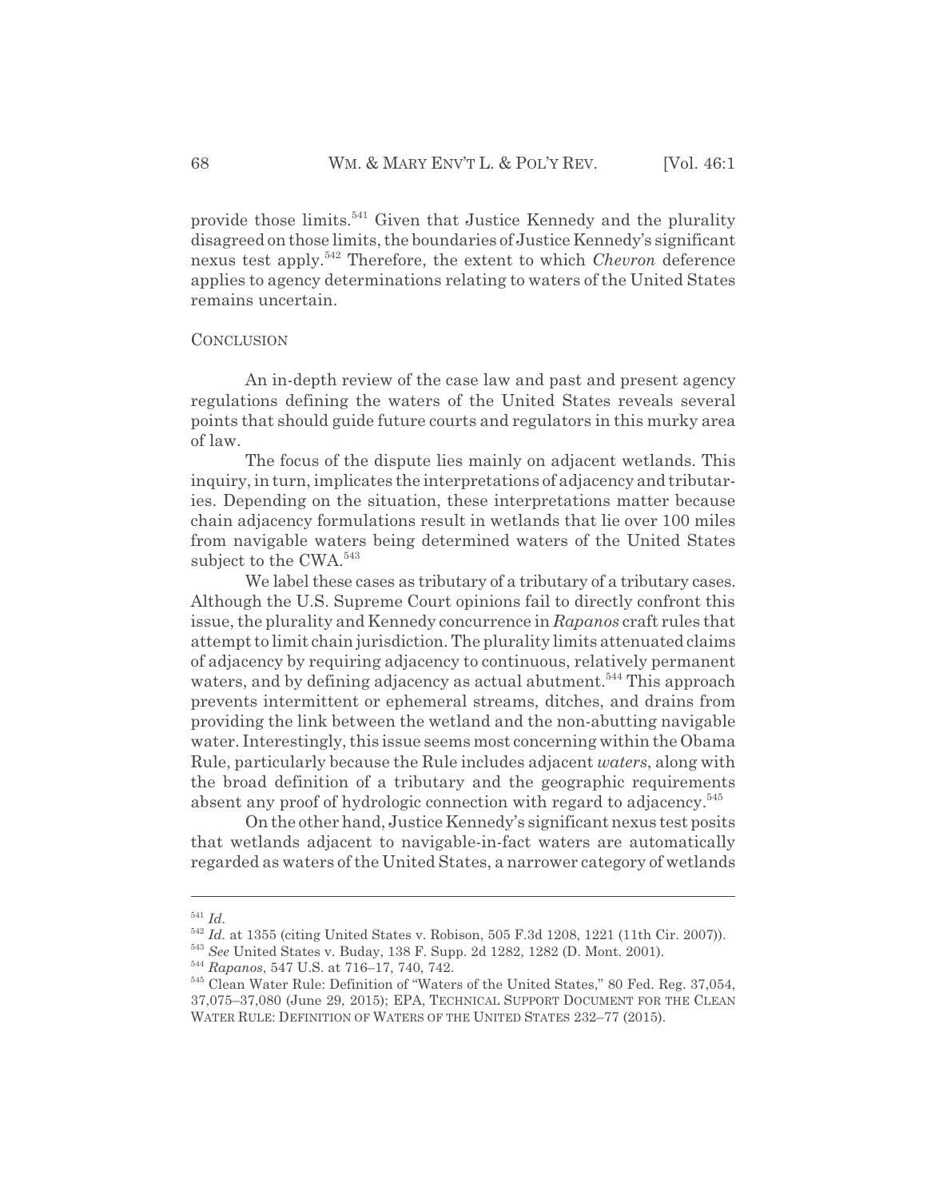provide those limits.[541] Given that Justice Kennedy and the plurality disagreed on those limits, the boundaries of Justice Kennedy's significant nexus test apply.[542] Therefore, the extent to which *Chevron* deference applies to agency determinations relating to waters of the United States remains uncertain.

## CONCLUSION

An in-depth review of the case law and past and present agency regulations defining the waters of the United States reveals several points that should guide future courts and regulators in this murky area of law.

The focus of the dispute lies mainly on adjacent wetlands. This inquiry, in turn, implicates the interpretations of adjacency and tributaries. Depending on the situation, these interpretations matter because chain adjacency formulations result in wetlands that lie over 100 miles from navigable waters being determined waters of the United States subject to the CWA.[543]

We label these cases as tributary of a tributary of a tributary cases. Although the U.S. Supreme Court opinions fail to directly confront this issue, the plurality and Kennedy concurrence in *Rapanos* craft rules that attempt to limit chain jurisdiction. The plurality limits attenuated claims of adjacency by requiring adjacency to continuous, relatively permanent waters, and by defining adjacency as actual abutment.[544] This approach prevents intermittent or ephemeral streams, ditches, and drains from providing the link between the wetland and the non-abutting navigable water. Interestingly, this issue seems most concerning within the Obama Rule, particularly because the Rule includes adjacent *waters*, along with the broad definition of a tributary and the geographic requirements absent any proof of hydrologic connection with regard to adjacency.[545]

On the other hand, Justice Kennedy's significant nexus test posits that wetlands adjacent to navigable-in-fact waters are automatically regarded as waters of the United States, a narrower category of wetlands

---

[541] *Id.*

[542] *Id.* at 1355 (citing United States v. Robison, 505 F.3d 1208, 1221 (11th Cir. 2007)).

[543] *See* United States v. Buday, 138 F. Supp. 2d 1282, 1282 (D. Mont. 2001).

[544] *Rapanos*, 547 U.S. at 716–17, 740, 742.

[545] Clean Water Rule: Definition of "Waters of the United States," 80 Fed. Reg. 37,054, 37,075–37,080 (June 29, 2015); EPA, TECHNICAL SUPPORT DOCUMENT FOR THE CLEAN WATER RULE: DEFINITION OF WATERS OF THE UNITED STATES 232–77 (2015).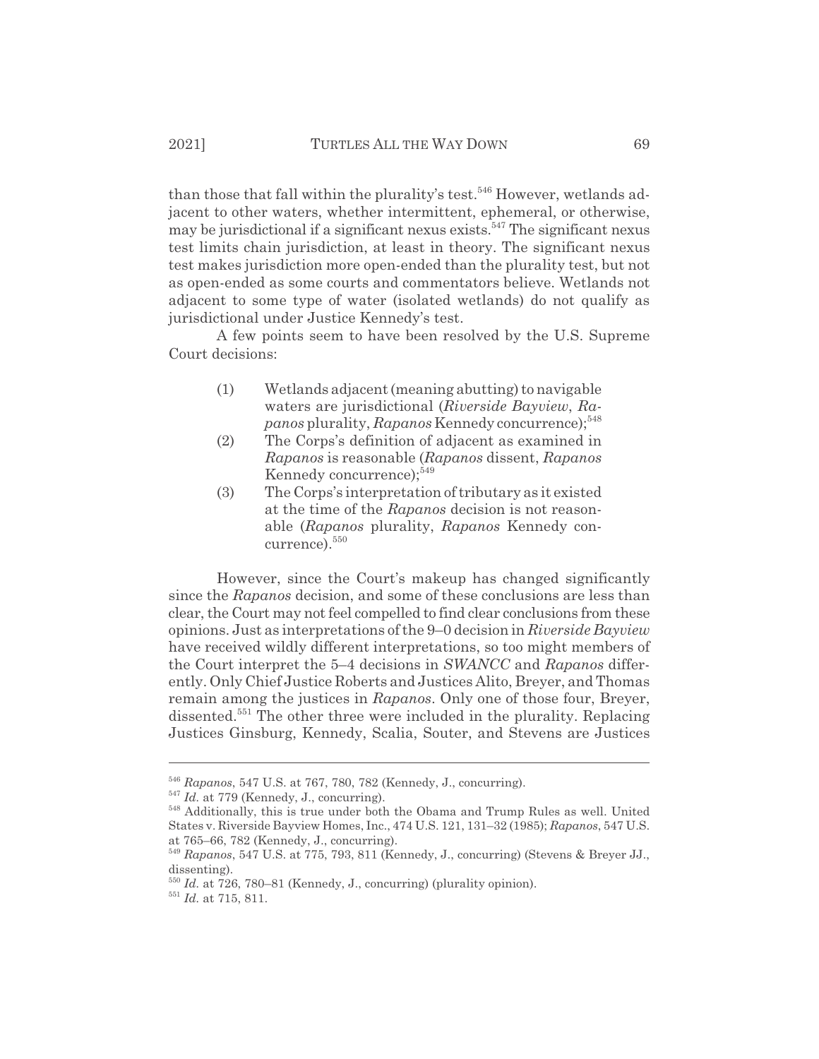than those that fall within the plurality's test.[546] However, wetlands adjacent to other waters, whether intermittent, ephemeral, or otherwise, may be jurisdictional if a significant nexus exists.[547] The significant nexus test limits chain jurisdiction, at least in theory. The significant nexus test makes jurisdiction more open-ended than the plurality test, but not as open-ended as some courts and commentators believe. Wetlands not adjacent to some type of water (isolated wetlands) do not qualify as jurisdictional under Justice Kennedy's test.

A few points seem to have been resolved by the U.S. Supreme Court decisions:

(1) Wetlands adjacent (meaning abutting) to navigable waters are jurisdictional (*Riverside Bayview*, *Rapanos* plurality, *Rapanos* Kennedy concurrence);[548]

(2) The Corps's definition of adjacent as examined in *Rapanos* is reasonable (*Rapanos* dissent, *Rapanos* Kennedy concurrence);[549]

(3) The Corps's interpretation of tributary as it existed at the time of the *Rapanos* decision is not reasonable (*Rapanos* plurality, *Rapanos* Kennedy concurrence).[550]

However, since the Court's makeup has changed significantly since the *Rapanos* decision, and some of these conclusions are less than clear, the Court may not feel compelled to find clear conclusions from these opinions. Just as interpretations of the 9–0 decision in *Riverside Bayview* have received wildly different interpretations, so too might members of the Court interpret the 5–4 decisions in *SWANCC* and *Rapanos* differently. Only Chief Justice Roberts and Justices Alito, Breyer, and Thomas remain among the justices in *Rapanos*. Only one of those four, Breyer, dissented.[551] The other three were included in the plurality. Replacing Justices Ginsburg, Kennedy, Scalia, Souter, and Stevens are Justices

---

[546] *Rapanos*, 547 U.S. at 767, 780, 782 (Kennedy, J., concurring).

[547] *Id.* at 779 (Kennedy, J., concurring).

[548] Additionally, this is true under both the Obama and Trump Rules as well. United States v. Riverside Bayview Homes, Inc., 474 U.S. 121, 131–32 (1985); *Rapanos*, 547 U.S. at 765–66, 782 (Kennedy, J., concurring).

[549] *Rapanos*, 547 U.S. at 775, 793, 811 (Kennedy, J., concurring) (Stevens & Breyer JJ., dissenting).

[550] *Id.* at 726, 780–81 (Kennedy, J., concurring) (plurality opinion).

[551] *Id.* at 715, 811.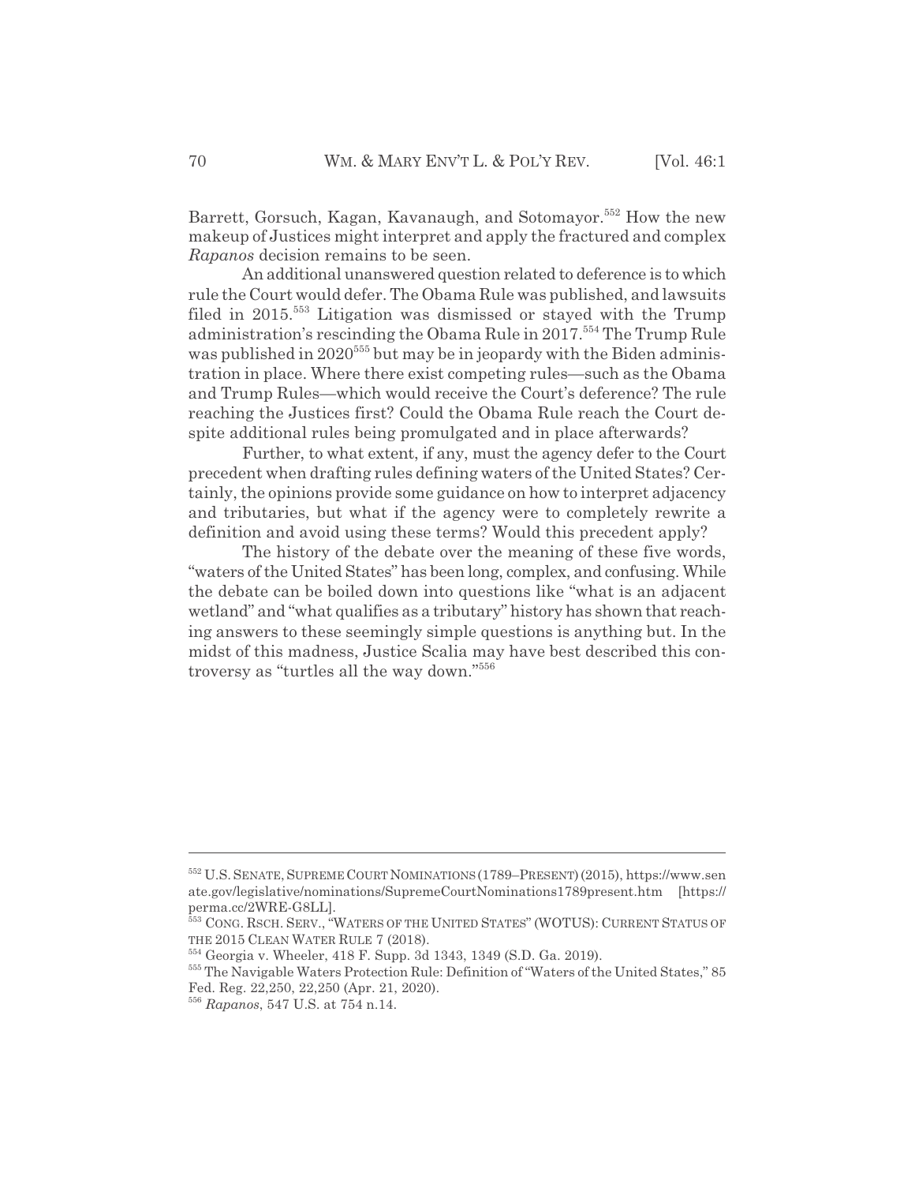Barrett, Gorsuch, Kagan, Kavanaugh, and Sotomayor.[552] How the new makeup of Justices might interpret and apply the fractured and complex *Rapanos* decision remains to be seen.

An additional unanswered question related to deference is to which rule the Court would defer. The Obama Rule was published, and lawsuits filed in 2015.[553] Litigation was dismissed or stayed with the Trump administration's rescinding the Obama Rule in 2017.[554] The Trump Rule was published in 2020[555] but may be in jeopardy with the Biden administration in place. Where there exist competing rules—such as the Obama and Trump Rules—which would receive the Court's deference? The rule reaching the Justices first? Could the Obama Rule reach the Court despite additional rules being promulgated and in place afterwards?

Further, to what extent, if any, must the agency defer to the Court precedent when drafting rules defining waters of the United States? Certainly, the opinions provide some guidance on how to interpret adjacency and tributaries, but what if the agency were to completely rewrite a definition and avoid using these terms? Would this precedent apply?

The history of the debate over the meaning of these five words, "waters of the United States" has been long, complex, and confusing. While the debate can be boiled down into questions like "what is an adjacent wetland" and "what qualifies as a tributary" history has shown that reaching answers to these seemingly simple questions is anything but. In the midst of this madness, Justice Scalia may have best described this controversy as "turtles all the way down."[556]

---

[552] U.S. SENATE, SUPREME COURT NOMINATIONS (1789–PRESENT) (2015), https://www.senate.gov/legislative/nominations/SupremeCourtNominations1789present.htm [https://perma.cc/2WRE-G8LL].

[553] CONG. RSCH. SERV., "WATERS OF THE UNITED STATES" (WOTUS): CURRENT STATUS OF THE 2015 CLEAN WATER RULE 7 (2018).

[554] Georgia v. Wheeler, 418 F. Supp. 3d 1343, 1349 (S.D. Ga. 2019).

[555] The Navigable Waters Protection Rule: Definition of "Waters of the United States," 85 Fed. Reg. 22,250, 22,250 (Apr. 21, 2020).

[556] *Rapanos*, 547 U.S. at 754 n.14.